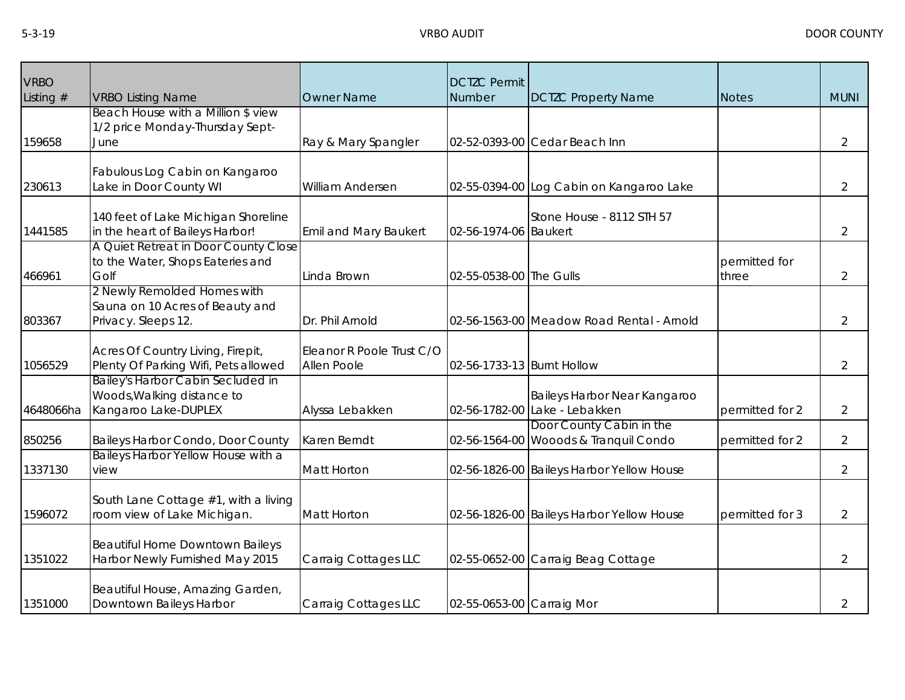| VRBO Listing # | VRBO Listing Name | Owner Name | DCTZC Permit Number | DCTZC Property Name | Notes | MUNI |
|---|---|---|---|---|---|---|
| 159658 | Beach House with a Million $ view 1/2 price Monday-Thursday Sept-June | Ray & Mary Spangler | 02-52-0393-00 | Cedar Beach Inn | | 2 |
| 230613 | Fabulous Log Cabin on Kangaroo Lake in Door County WI | William Andersen | 02-55-0394-00 | Log Cabin on Kangaroo Lake | | 2 |
| 1441585 | 140 feet of Lake Michigan Shoreline in the heart of Baileys Harbor! | Emil and Mary Baukert | 02-56-1974-06 | Stone House - 8112 STH 57 Baukert | | 2 |
| 466961 | A Quiet Retreat in Door County Close to the Water, Shops Eateries and Golf | Linda Brown | 02-55-0538-00 | The Gulls | permitted for three | 2 |
| 803367 | 2 Newly Remolded Homes with Sauna on 10 Acres of Beauty and Privacy. Sleeps 12. | Dr. Phil Arnold | 02-56-1563-00 | Meadow Road Rental - Arnold | | 2 |
| 1056529 | Acres Of Country Living, Firepit, Plenty Of Parking Wifi, Pets allowed | Eleanor R Poole Trust C/O Allen Poole | 02-56-1733-13 | Burnt Hollow | | 2 |
| 4648066ha | Bailey's Harbor Cabin Secluded in Woods,Walking distance to Kangaroo Lake-DUPLEX | Alyssa Lebakken | 02-56-1782-00 | Baileys Harbor Near Kangaroo Lake - Lebakken | permitted for 2 | 2 |
| 850256 | Baileys Harbor Condo, Door County | Karen Berndt | 02-56-1564-00 | Door County Cabin in the Wooods & Tranquil Condo | permitted for 2 | 2 |
| 1337130 | Baileys Harbor Yellow House with a view | Matt Horton | 02-56-1826-00 | Baileys Harbor Yellow House | | 2 |
| 1596072 | South Lane Cottage #1, with a living room view of Lake Michigan. | Matt Horton | 02-56-1826-00 | Baileys Harbor Yellow House | permitted for 3 | 2 |
| 1351022 | Beautiful Home Downtown Baileys Harbor Newly Furnished May 2015 | Carraig Cottages LLC | 02-55-0652-00 | Carraig Beag Cottage | | 2 |
| 1351000 | Beautiful House, Amazing Garden, Downtown Baileys Harbor | Carraig Cottages LLC | 02-55-0653-00 | Carraig Mor | | 2 |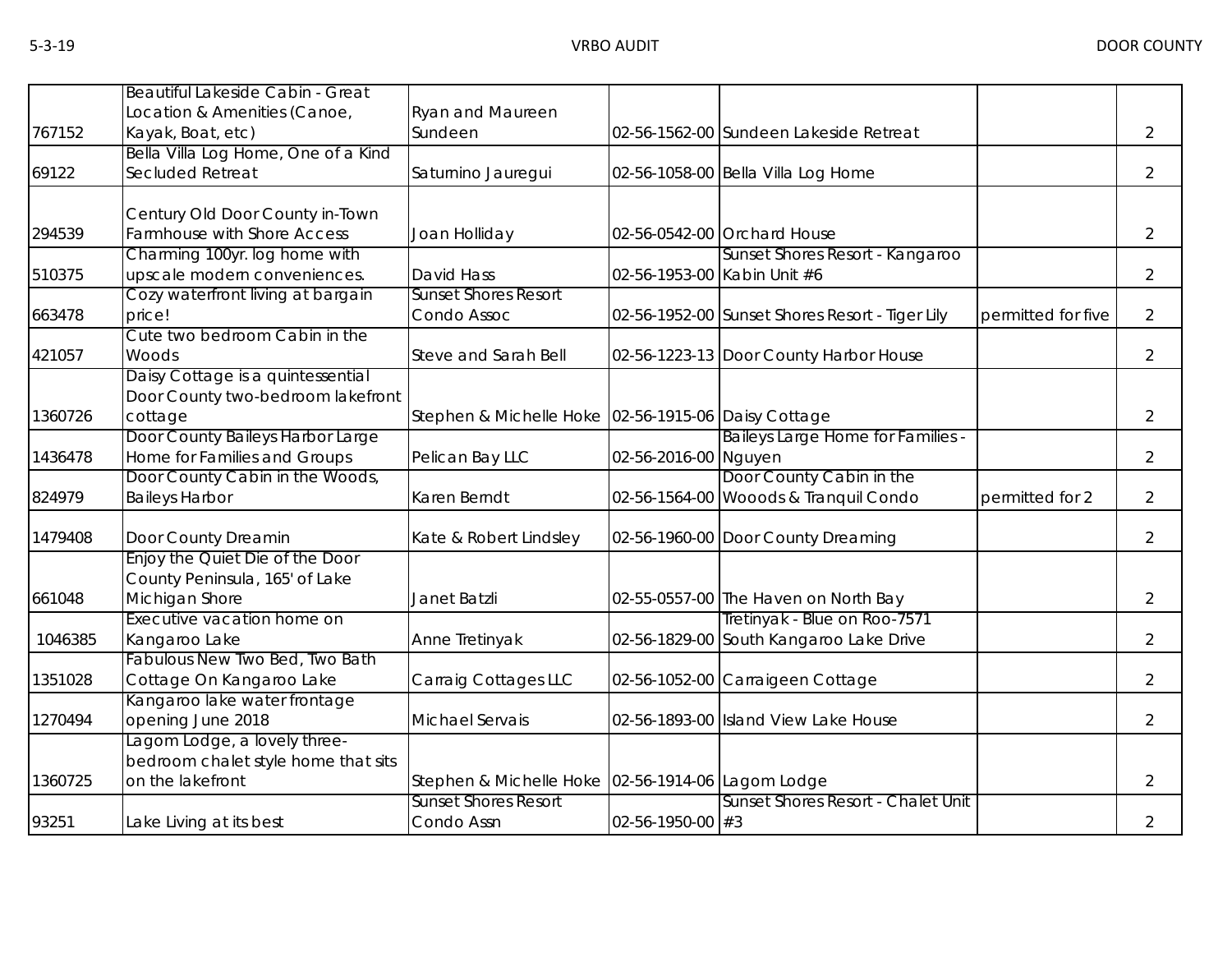| | | | | | | |
|---|---|---|---|---|---|---|
| 767152 | Beautiful Lakeside Cabin - Great Location & Amenities (Canoe, Kayak, Boat, etc) | Ryan and Maureen Sundeen | 02-56-1562-00 | Sundeen Lakeside Retreat | | 2 |
| 69122 | Bella Villa Log Home, One of a Kind Secluded Retreat | Saturnino Jauregui | 02-56-1058-00 | Bella Villa Log Home | | 2 |
| 294539 | Century Old Door County in-Town Farmhouse with Shore Access | Joan Holliday | 02-56-0542-00 | Orchard House | | 2 |
| 510375 | Charming 100yr. log home with upscale modern conveniences. | David Hass | 02-56-1953-00 | Sunset Shores Resort - Kangaroo Kabin Unit #6 | | 2 |
| 663478 | Cozy waterfront living at bargain price! | Sunset Shores Resort Condo Assoc | 02-56-1952-00 | Sunset Shores Resort - Tiger Lily | permitted for five | 2 |
| 421057 | Cute two bedroom Cabin in the Woods | Steve and Sarah Bell | 02-56-1223-13 | Door County Harbor House | | 2 |
| 1360726 | Daisy Cottage is a quintessential Door County two-bedroom lakefront cottage | Stephen & Michelle Hoke | 02-56-1915-06 | Daisy Cottage | | 2 |
| 1436478 | Door County Baileys Harbor Large Home for Families and Groups | Pelican Bay LLC | 02-56-2016-00 | Baileys Large Home for Families - Nguyen | | 2 |
| 824979 | Door County Cabin in the Woods, Baileys Harbor | Karen Berndt | 02-56-1564-00 | Door County Cabin in the Wooods & Tranquil Condo | permitted for 2 | 2 |
| 1479408 | Door County Dreamin | Kate & Robert Lindsley | 02-56-1960-00 | Door County Dreaming | | 2 |
| 661048 | Enjoy the Quiet Die of the Door County Peninsula, 165' of Lake Michigan Shore | Janet Batzli | 02-55-0557-00 | The Haven on North Bay | | 2 |
| 1046385 | Executive vacation home on Kangaroo Lake | Anne Tretinyak | 02-56-1829-00 | Tretinyak - Blue on Roo-7571 South Kangaroo Lake Drive | | 2 |
| 1351028 | Fabulous New Two Bed, Two Bath Cottage On Kangaroo Lake | Carraig Cottages LLC | 02-56-1052-00 | Carraigeen Cottage | | 2 |
| 1270494 | Kangaroo lake water frontage opening June 2018 | Michael Servais | 02-56-1893-00 | Island View Lake House | | 2 |
| 1360725 | Lagom Lodge, a lovely three-bedroom chalet style home that sits on the lakefront | Stephen & Michelle Hoke | 02-56-1914-06 | Lagom Lodge | | 2 |
| 93251 | Lake Living at its best | Sunset Shores Resort Condo Assn | 02-56-1950-00 | Sunset Shores Resort - Chalet Unit #3 | | 2 |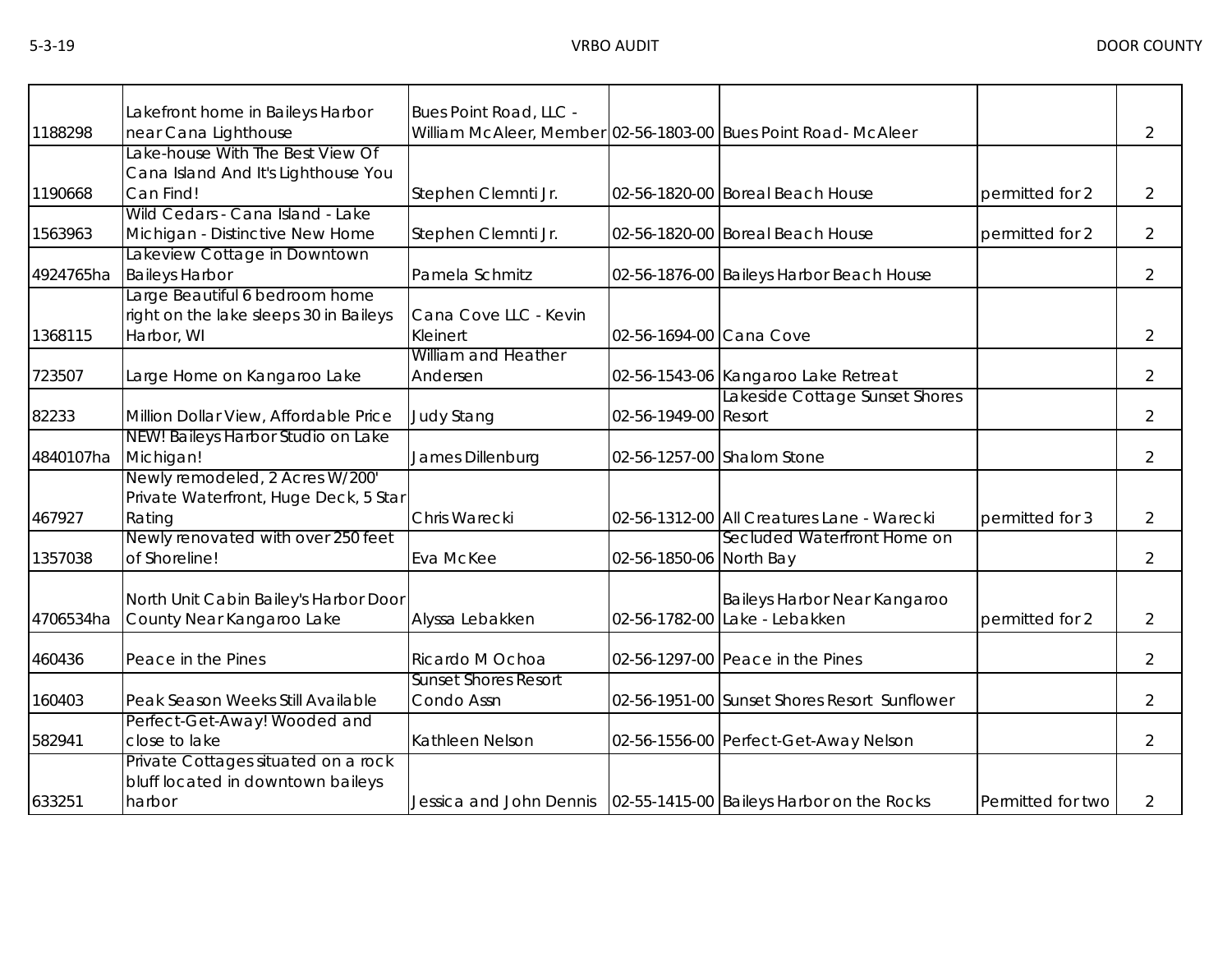| | | | | | | |
|---|---|---|---|---|---|---|
| 1188298 | Lakefront home in Baileys Harbor near Cana Lighthouse | Bues Point Road, LLC - William McAleer, Member | 02-56-1803-00 | Bues Point Road- McAleer | | 2 |
| 1190668 | Lake-house With The Best View Of Cana Island And It's Lighthouse You Can Find! | Stephen Clemnti Jr. | 02-56-1820-00 | Boreal Beach House | permitted for 2 | 2 |
| 1563963 | Wild Cedars - Cana Island - Lake Michigan - Distinctive New Home | Stephen Clemnti Jr. | 02-56-1820-00 | Boreal Beach House | permitted for 2 | 2 |
| 4924765ha | Lakeview Cottage in Downtown Baileys Harbor | Pamela Schmitz | 02-56-1876-00 | Baileys Harbor Beach House | | 2 |
| 1368115 | Large Beautiful 6 bedroom home right on the lake sleeps 30 in Baileys Harbor, WI | Cana Cove LLC - Kevin Kleinert | 02-56-1694-00 | Cana Cove | | 2 |
| 723507 | Large Home on Kangaroo Lake | William and Heather Andersen | 02-56-1543-06 | Kangaroo Lake Retreat | | 2 |
| 82233 | Million Dollar View, Affordable Price | Judy Stang | 02-56-1949-00 | Lakeside Cottage Sunset Shores Resort | | 2 |
| 4840107ha | NEW! Baileys Harbor Studio on Lake Michigan! | James Dillenburg | 02-56-1257-00 | Shalom Stone | | 2 |
| 467927 | Newly remodeled, 2 Acres W/200' Private Waterfront, Huge Deck, 5 Star Rating | Chris Warecki | 02-56-1312-00 | All Creatures Lane - Warecki | permitted for 3 | 2 |
| 1357038 | Newly renovated with over 250 feet of Shoreline! | Eva McKee | 02-56-1850-06 | Secluded Waterfront Home on North Bay | | 2 |
| 4706534ha | North Unit Cabin Bailey's Harbor Door County Near Kangaroo Lake | Alyssa Lebakken | 02-56-1782-00 | Baileys Harbor Near Kangaroo Lake - Lebakken | permitted for 2 | 2 |
| 460436 | Peace in the Pines | Ricardo M Ochoa | 02-56-1297-00 | Peace in the Pines | | 2 |
| 160403 | Peak Season Weeks Still Available | Sunset Shores Resort Condo Assn | 02-56-1951-00 | Sunset Shores Resort Sunflower | | 2 |
| 582941 | Perfect-Get-Away! Wooded and close to lake | Kathleen Nelson | 02-56-1556-00 | Perfect-Get-Away Nelson | | 2 |
| 633251 | Private Cottages situated on a rock bluff located in downtown baileys harbor | Jessica and John Dennis | 02-55-1415-00 | Baileys Harbor on the Rocks | Permitted for two | 2 |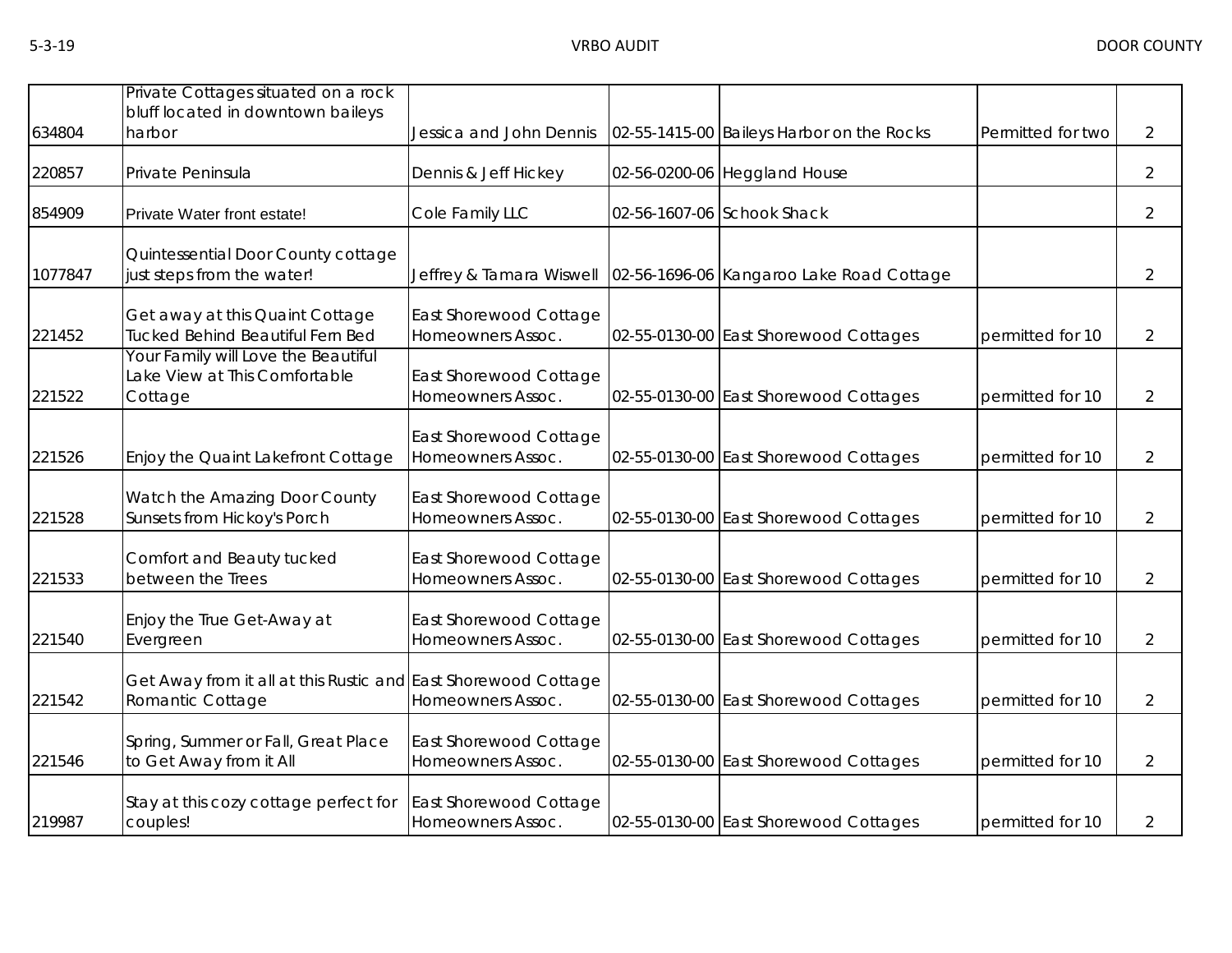| | | | | | | |
|---|---|---|---|---|---|---|
| 634804 | Private Cottages situated on a rock bluff located in downtown baileys harbor | Jessica and John Dennis | 02-55-1415-00 | Baileys Harbor on the Rocks | Permitted for two | 2 |
| 220857 | Private Peninsula | Dennis & Jeff Hickey | 02-56-0200-06 | Heggland House | | 2 |
| 854909 | Private Water front estate! | Cole Family LLC | 02-56-1607-06 | Schook Shack | | 2 |
| 1077847 | Quintessential Door County cottage just steps from the water! | Jeffrey & Tamara Wiswell | 02-56-1696-06 | Kangaroo Lake Road Cottage | | 2 |
| 221452 | Get away at this Quaint Cottage Tucked Behind Beautiful Fern Bed | East Shorewood Cottage Homeowners Assoc. | 02-55-0130-00 | East Shorewood Cottages | permitted for 10 | 2 |
| 221522 | Your Family will Love the Beautiful Lake View at This Comfortable Cottage | East Shorewood Cottage Homeowners Assoc. | 02-55-0130-00 | East Shorewood Cottages | permitted for 10 | 2 |
| 221526 | Enjoy the Quaint Lakefront Cottage | East Shorewood Cottage Homeowners Assoc. | 02-55-0130-00 | East Shorewood Cottages | permitted for 10 | 2 |
| 221528 | Watch the Amazing Door County Sunsets from Hickoy's Porch | East Shorewood Cottage Homeowners Assoc. | 02-55-0130-00 | East Shorewood Cottages | permitted for 10 | 2 |
| 221533 | Comfort and Beauty tucked between the Trees | East Shorewood Cottage Homeowners Assoc. | 02-55-0130-00 | East Shorewood Cottages | permitted for 10 | 2 |
| 221540 | Enjoy the True Get-Away at Evergreen | East Shorewood Cottage Homeowners Assoc. | 02-55-0130-00 | East Shorewood Cottages | permitted for 10 | 2 |
| 221542 | Get Away from it all at this Rustic and Romantic Cottage | East Shorewood Cottage Homeowners Assoc. | 02-55-0130-00 | East Shorewood Cottages | permitted for 10 | 2 |
| 221546 | Spring, Summer or Fall, Great Place to Get Away from it All | East Shorewood Cottage Homeowners Assoc. | 02-55-0130-00 | East Shorewood Cottages | permitted for 10 | 2 |
| 219987 | Stay at this cozy cottage perfect for couples! | East Shorewood Cottage Homeowners Assoc. | 02-55-0130-00 | East Shorewood Cottages | permitted for 10 | 2 |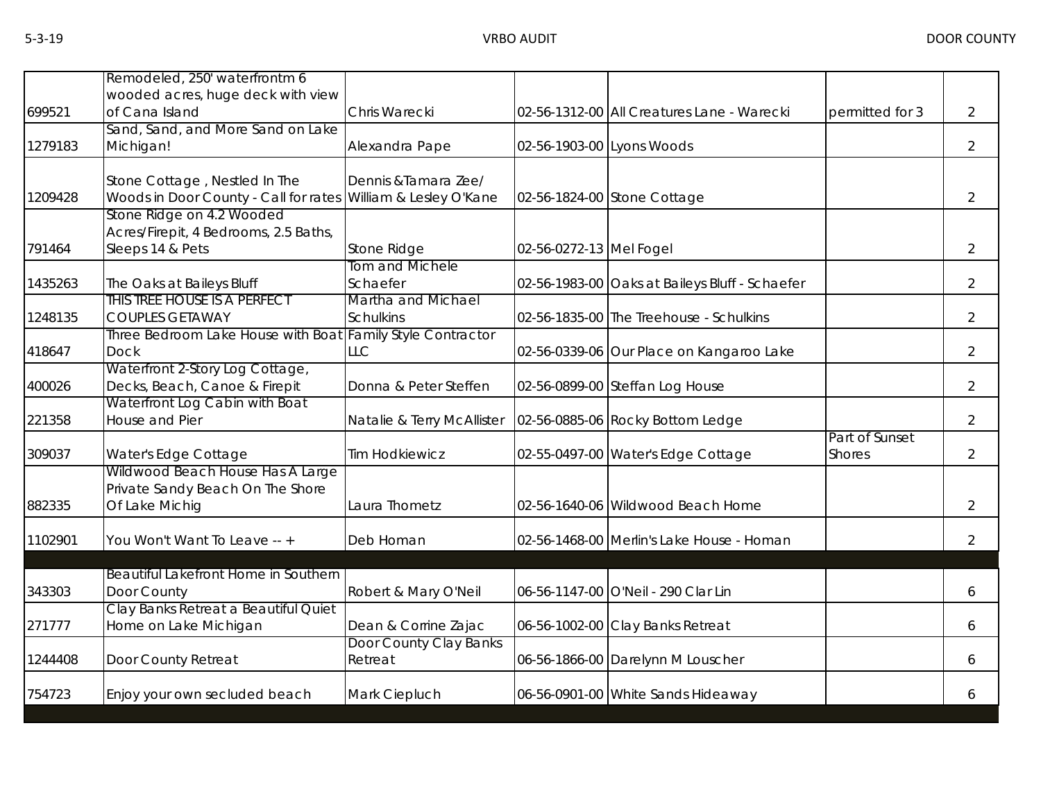| | | | | | | |
|---|---|---|---|---|---|---|
| 699521 | Remodeled, 250' waterfrontm 6 wooded acres, huge deck with view of Cana Island | Chris Warecki | 02-56-1312-00 | All Creatures Lane - Warecki | permitted for 3 | 2 |
| 1279183 | Sand, Sand, and More Sand on Lake Michigan! | Alexandra Pape | 02-56-1903-00 | Lyons Woods | | 2 |
| 1209428 | Stone Cottage , Nestled In The Woods in Door County - Call for rates | Dennis &Tamara Zee/ William & Lesley O'Kane | 02-56-1824-00 | Stone Cottage | | 2 |
| 791464 | Stone Ridge on 4.2 Wooded Acres/Firepit, 4 Bedrooms, 2.5 Baths, Sleeps 14 & Pets | Stone Ridge | 02-56-0272-13 | Mel Fogel | | 2 |
| 1435263 | The Oaks at Baileys Bluff | Tom and Michele Schaefer | 02-56-1983-00 | Oaks at Baileys Bluff - Schaefer | | 2 |
| 1248135 | THIS TREE HOUSE IS A PERFECT COUPLES GETAWAY | Martha and Michael Schulkins | 02-56-1835-00 | The Treehouse - Schulkins | | 2 |
| 418647 | Three Bedroom Lake House with Boat Dock | Family Style Contractor LLC | 02-56-0339-06 | Our Place on Kangaroo Lake | | 2 |
| 400026 | Waterfront 2-Story Log Cottage, Decks, Beach, Canoe & Firepit | Donna & Peter Steffen | 02-56-0899-00 | Steffan Log House | | 2 |
| 221358 | Waterfront Log Cabin with Boat House and Pier | Natalie & Terry McAllister | 02-56-0885-06 | Rocky Bottom Ledge | | 2 |
| 309037 | Water's Edge Cottage | Tim Hodkiewicz | 02-55-0497-00 | Water's Edge Cottage | Part of Sunset Shores | 2 |
| 882335 | Wildwood Beach House Has A Large Private Sandy Beach On The Shore Of Lake Michig | Laura Thometz | 02-56-1640-06 | Wildwood Beach Home | | 2 |
| 1102901 | You Won't Want To Leave -- + | Deb Homan | 02-56-1468-00 | Merlin's Lake House - Homan | | 2 |
| | | | | | | |
| 343303 | Beautiful Lakefront Home in Southern Door County | Robert & Mary O'Neil | 06-56-1147-00 | O'Neil - 290 Clar Lin | | 6 |
| 271777 | Clay Banks Retreat a Beautiful Quiet Home on Lake Michigan | Dean & Corrine Zajac | 06-56-1002-00 | Clay Banks Retreat | | 6 |
| 1244408 | Door County Retreat | Door County Clay Banks Retreat | 06-56-1866-00 | Darelynn M Louscher | | 6 |
| 754723 | Enjoy your own secluded beach | Mark Ciepluch | 06-56-0901-00 | White Sands Hideaway | | 6 |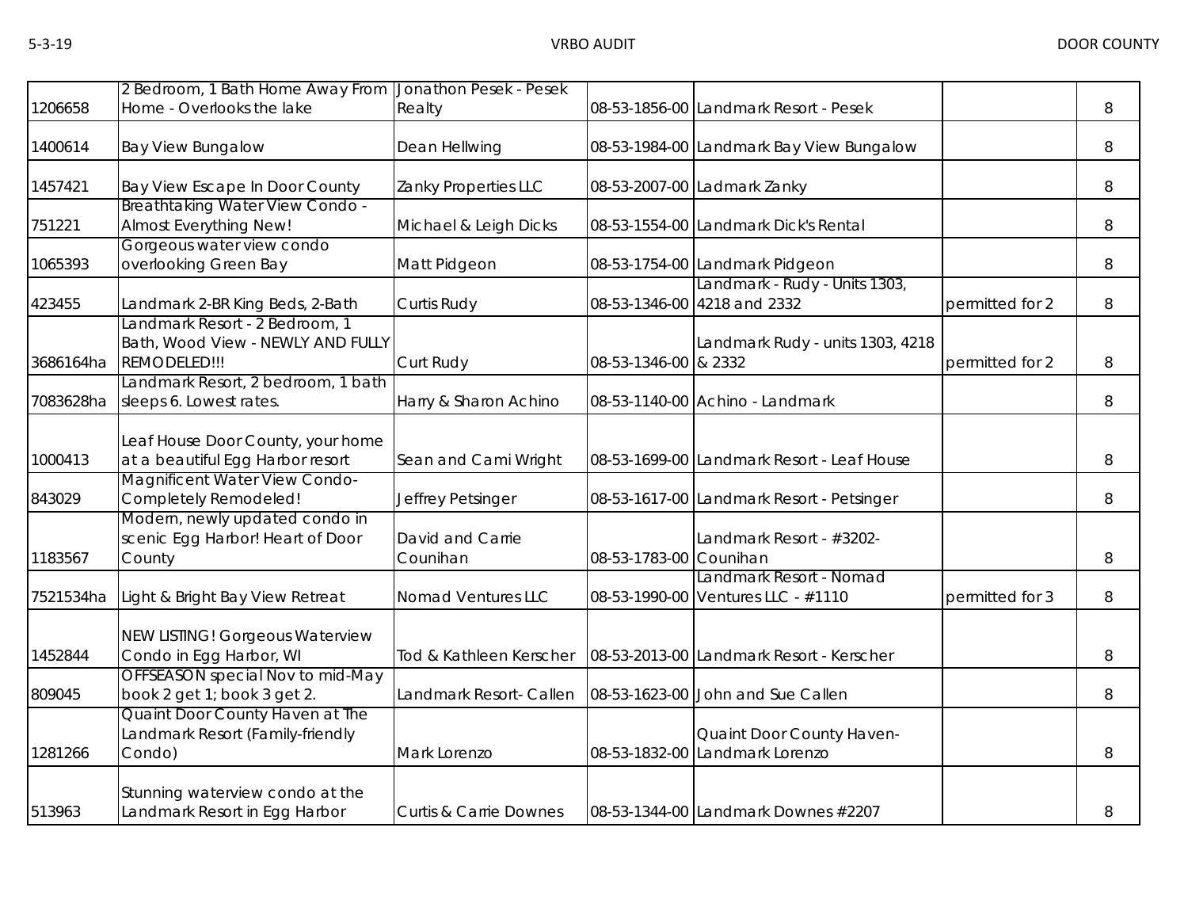| | | | | | | |
|---|---|---|---|---|---|---|
| 1206658 | 2 Bedroom, 1 Bath Home Away From Home - Overlooks the lake | Jonathon Pesek - Pesek Realty | 08-53-1856-00 | Landmark Resort - Pesek | | 8 |
| 1400614 | Bay View Bungalow | Dean Hellwing | 08-53-1984-00 | Landmark Bay View Bungalow | | 8 |
| 1457421 | Bay View Escape In Door County | Zanky Properties LLC | 08-53-2007-00 | Ladmark Zanky | | 8 |
| 751221 | Breathtaking Water View Condo - Almost Everything New! | Michael & Leigh Dicks | 08-53-1554-00 | Landmark Dick's Rental | | 8 |
| 1065393 | Gorgeous water view condo overlooking Green Bay | Matt Pidgeon | 08-53-1754-00 | Landmark Pidgeon | | 8 |
| 423455 | Landmark 2-BR King Beds, 2-Bath | Curtis Rudy | 08-53-1346-00 | Landmark - Rudy - Units 1303, 4218 and 2332 | permitted for 2 | 8 |
| 3686164ha | Landmark Resort - 2 Bedroom, 1 Bath, Wood View - NEWLY AND FULLY REMODELED!!! | Curt Rudy | 08-53-1346-00 | Landmark Rudy - units 1303, 4218 & 2332 | permitted for 2 | 8 |
| 7083628ha | Landmark Resort, 2 bedroom, 1 bath sleeps 6. Lowest rates. | Harry & Sharon Achino | 08-53-1140-00 | Achino - Landmark | | 8 |
| 1000413 | Leaf House Door County, your home at a beautiful Egg Harbor resort | Sean and Cami Wright | 08-53-1699-00 | Landmark Resort - Leaf House | | 8 |
| 843029 | Magnificent Water View Condo- Completely Remodeled! | Jeffrey Petsinger | 08-53-1617-00 | Landmark Resort - Petsinger | | 8 |
| 1183567 | Modern, newly updated condo in scenic Egg Harbor! Heart of Door County | David and Carrie Counihan | 08-53-1783-00 | Landmark Resort - #3202- Counihan | | 8 |
| 7521534ha | Light & Bright Bay View Retreat | Nomad Ventures LLC | 08-53-1990-00 | Landmark Resort - Nomad Ventures LLC - #1110 | permitted for 3 | 8 |
| 1452844 | NEW LISTING! Gorgeous Waterview Condo in Egg Harbor, WI | Tod & Kathleen Kerscher | 08-53-2013-00 | Landmark Resort - Kerscher | | 8 |
| 809045 | OFFSEASON special Nov to mid-May book 2 get 1; book 3 get 2. | Landmark Resort- Callen | 08-53-1623-00 | John and Sue Callen | | 8 |
| 1281266 | Quaint Door County Haven at The Landmark Resort (Family-friendly Condo) | Mark Lorenzo | 08-53-1832-00 | Quaint Door County Haven- Landmark Lorenzo | | 8 |
| 513963 | Stunning waterview condo at the Landmark Resort in Egg Harbor | Curtis & Carrie Downes | 08-53-1344-00 | Landmark Downes #2207 | | 8 |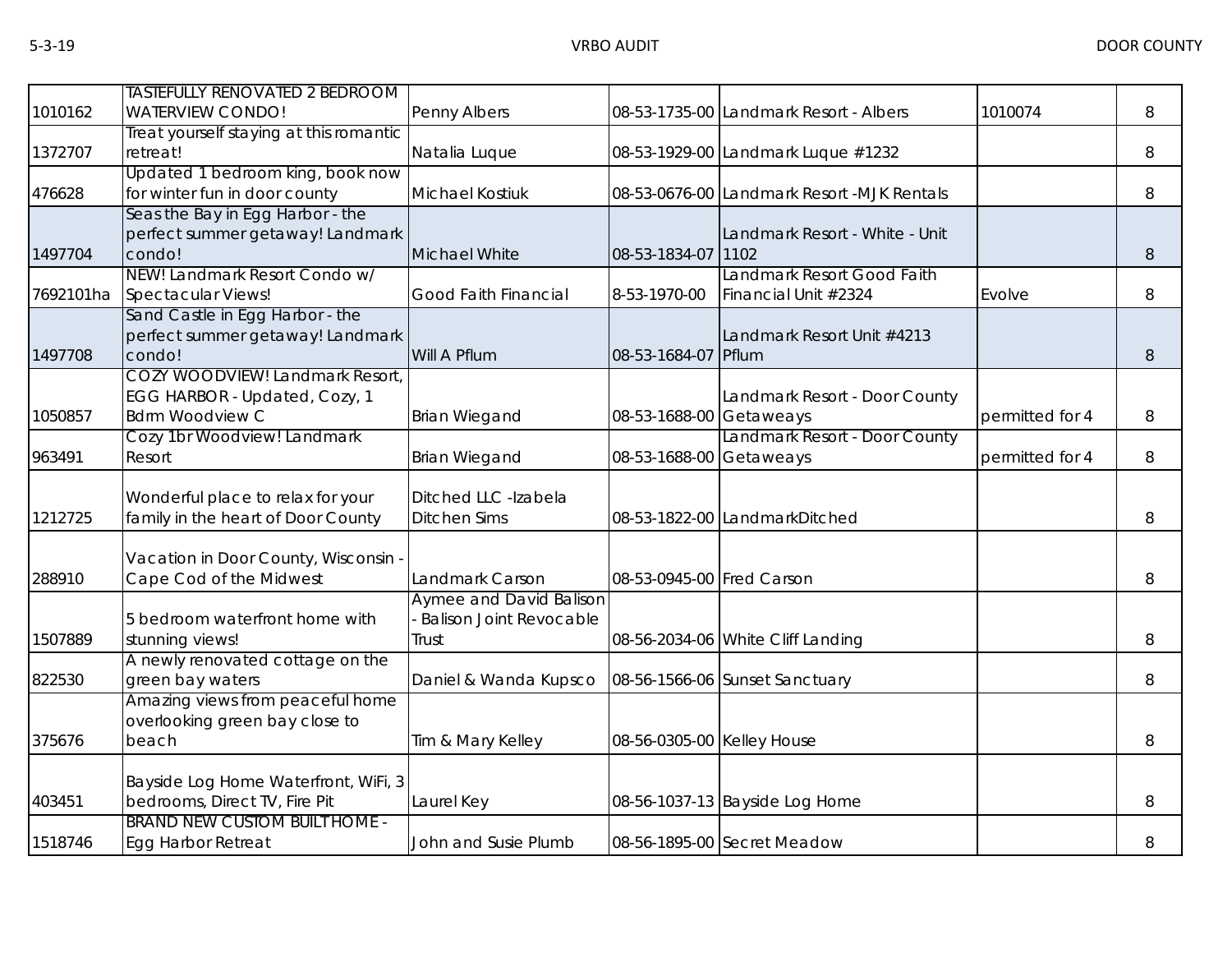| | | | | | | |
|---|---|---|---|---|---|---|
| 1010162 | TASTEFULLY RENOVATED 2 BEDROOM WATERVIEW CONDO! | Penny Albers | 08-53-1735-00 | Landmark Resort - Albers | 1010074 | 8 |
| 1372707 | Treat yourself staying at this romantic retreat! | Natalia Luque | 08-53-1929-00 | Landmark Luque #1232 | | 8 |
| 476628 | Updated 1 bedroom king, book now for winter fun in door county | Michael Kostiuk | 08-53-0676-00 | Landmark Resort -MJK Rentals | | 8 |
| 1497704 | Seas the Bay in Egg Harbor - the perfect summer getaway! Landmark condo! | Michael White | 08-53-1834-07 | Landmark Resort - White - Unit 1102 | | 8 |
| 7692101ha | NEW! Landmark Resort Condo w/ Spectacular Views! | Good Faith Financial | 8-53-1970-00 | Landmark Resort Good Faith Financial Unit #2324 | Evolve | 8 |
| 1497708 | Sand Castle in Egg Harbor - the perfect summer getaway! Landmark condo! | Will A Pflum | 08-53-1684-07 | Landmark Resort Unit #4213 Pflum | | 8 |
| 1050857 | COZY WOODVIEW! Landmark Resort, EGG HARBOR - Updated, Cozy, 1 Bdrm Woodview C | Brian Wiegand | 08-53-1688-00 | Landmark Resort - Door County Getaweays | permitted for 4 | 8 |
| 963491 | Cozy 1br Woodview! Landmark Resort | Brian Wiegand | 08-53-1688-00 | Landmark Resort - Door County Getaweays | permitted for 4 | 8 |
| 1212725 | Wonderful place to relax for your family in the heart of Door County | Ditched LLC -Izabela Ditchen Sims | 08-53-1822-00 | LandmarkDitched | | 8 |
| 288910 | Vacation in Door County, Wisconsin - Cape Cod of the Midwest | Landmark Carson | 08-53-0945-00 | Fred Carson | | 8 |
| 1507889 | 5 bedroom waterfront home with stunning views! | Aymee and David Balison - Balison Joint Revocable Trust | 08-56-2034-06 | White Cliff Landing | | 8 |
| 822530 | A newly renovated cottage on the green bay waters | Daniel & Wanda Kupsco | 08-56-1566-06 | Sunset Sanctuary | | 8 |
| 375676 | Amazing views from peaceful home overlooking green bay close to beach | Tim & Mary Kelley | 08-56-0305-00 | Kelley House | | 8 |
| 403451 | Bayside Log Home Waterfront, WiFi, 3 bedrooms, Direct TV, Fire Pit | Laurel Key | 08-56-1037-13 | Bayside Log Home | | 8 |
| 1518746 | BRAND NEW CUSTOM BUILT HOME - Egg Harbor Retreat | John and Susie Plumb | 08-56-1895-00 | Secret Meadow | | 8 |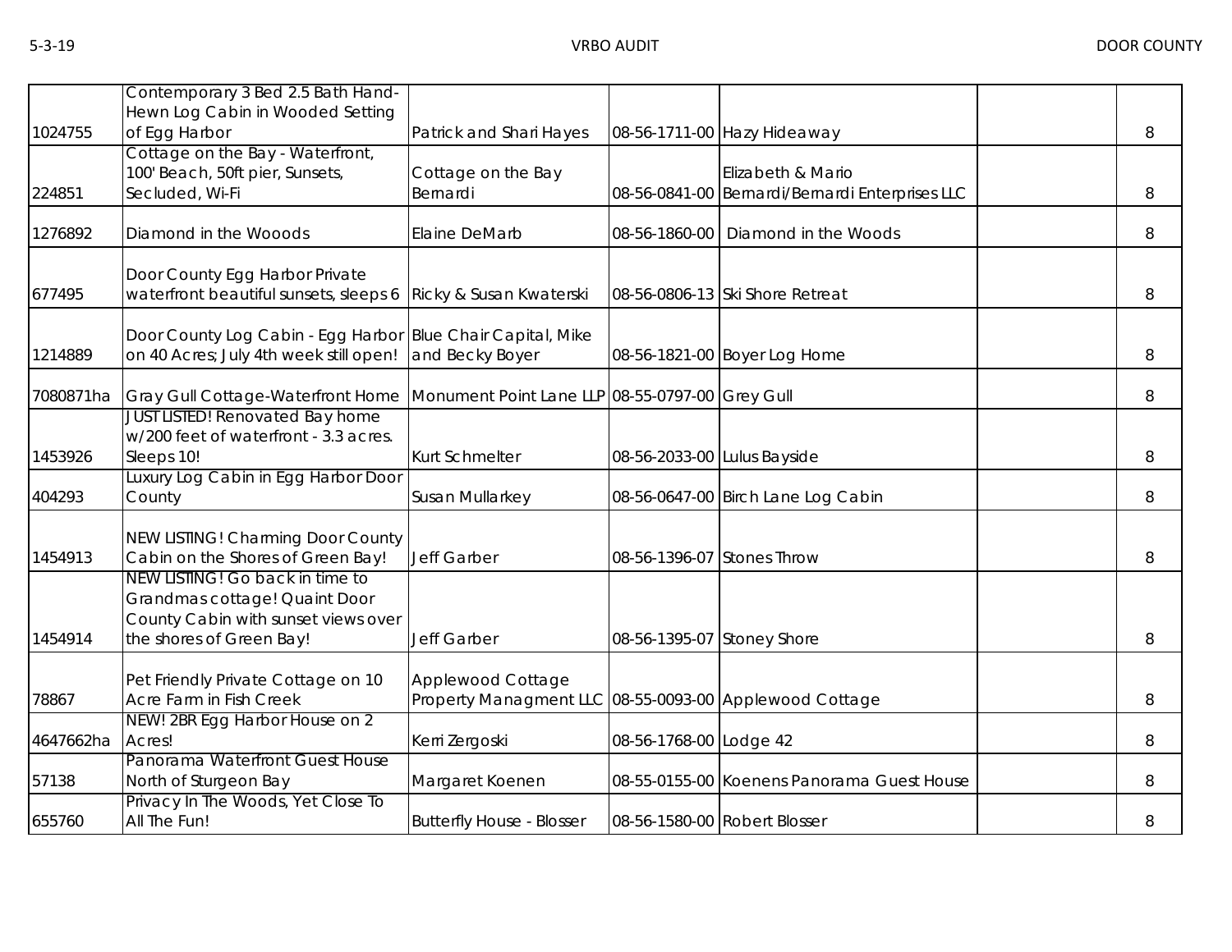| | | | | | | |
|---|---|---|---|---|---|---|
| 1024755 | Contemporary 3 Bed 2.5 Bath Hand-Hewn Log Cabin in Wooded Setting of Egg Harbor | Patrick and Shari Hayes | 08-56-1711-00 | Hazy Hideaway | | 8 |
| 224851 | Cottage on the Bay - Waterfront, 100' Beach, 50ft pier, Sunsets, Secluded, Wi-Fi | Cottage on the Bay Bernardi | 08-56-0841-00 | Elizabeth & Mario Bernardi/Bernardi Enterprises LLC | | 8 |
| 1276892 | Diamond in the Wooods | Elaine DeMarb | 08-56-1860-00 | Diamond in the Woods | | 8 |
| 677495 | Door County Egg Harbor Private waterfront beautiful sunsets, sleeps 6 | Ricky & Susan Kwaterski | 08-56-0806-13 | Ski Shore Retreat | | 8 |
| 1214889 | Door County Log Cabin - Egg Harbor on 40 Acres; July 4th week still open! | Blue Chair Capital, Mike and Becky Boyer | 08-56-1821-00 | Boyer Log Home | | 8 |
| 7080871ha | Gray Gull Cottage-Waterfront Home | Monument Point Lane LLP | 08-55-0797-00 | Grey Gull | | 8 |
| 1453926 | JUST LISTED! Renovated Bay home w/200 feet of waterfront - 3.3 acres. Sleeps 10! | Kurt Schmelter | 08-56-2033-00 | Lulus Bayside | | 8 |
| 404293 | Luxury Log Cabin in Egg Harbor Door County | Susan Mullarkey | 08-56-0647-00 | Birch Lane Log Cabin | | 8 |
| 1454913 | NEW LISTING! Charming Door County Cabin on the Shores of Green Bay! | Jeff Garber | 08-56-1396-07 | Stones Throw | | 8 |
| 1454914 | NEW LISTING! Go back in time to Grandmas cottage! Quaint Door County Cabin with sunset views over the shores of Green Bay! | Jeff Garber | 08-56-1395-07 | Stoney Shore | | 8 |
| 78867 | Pet Friendly Private Cottage on 10 Acre Farm in Fish Creek | Applewood Cottage Property Managment LLC | 08-55-0093-00 | Applewood Cottage | | 8 |
| 4647662ha | NEW! 2BR Egg Harbor House on 2 Acres! | Kerri Zergoski | 08-56-1768-00 | Lodge 42 | | 8 |
| 57138 | Panorama Waterfront Guest House North of Sturgeon Bay | Margaret Koenen | 08-55-0155-00 | Koenens Panorama Guest House | | 8 |
| 655760 | Privacy In The Woods, Yet Close To All The Fun! | Butterfly House - Blosser | 08-56-1580-00 | Robert Blosser | | 8 |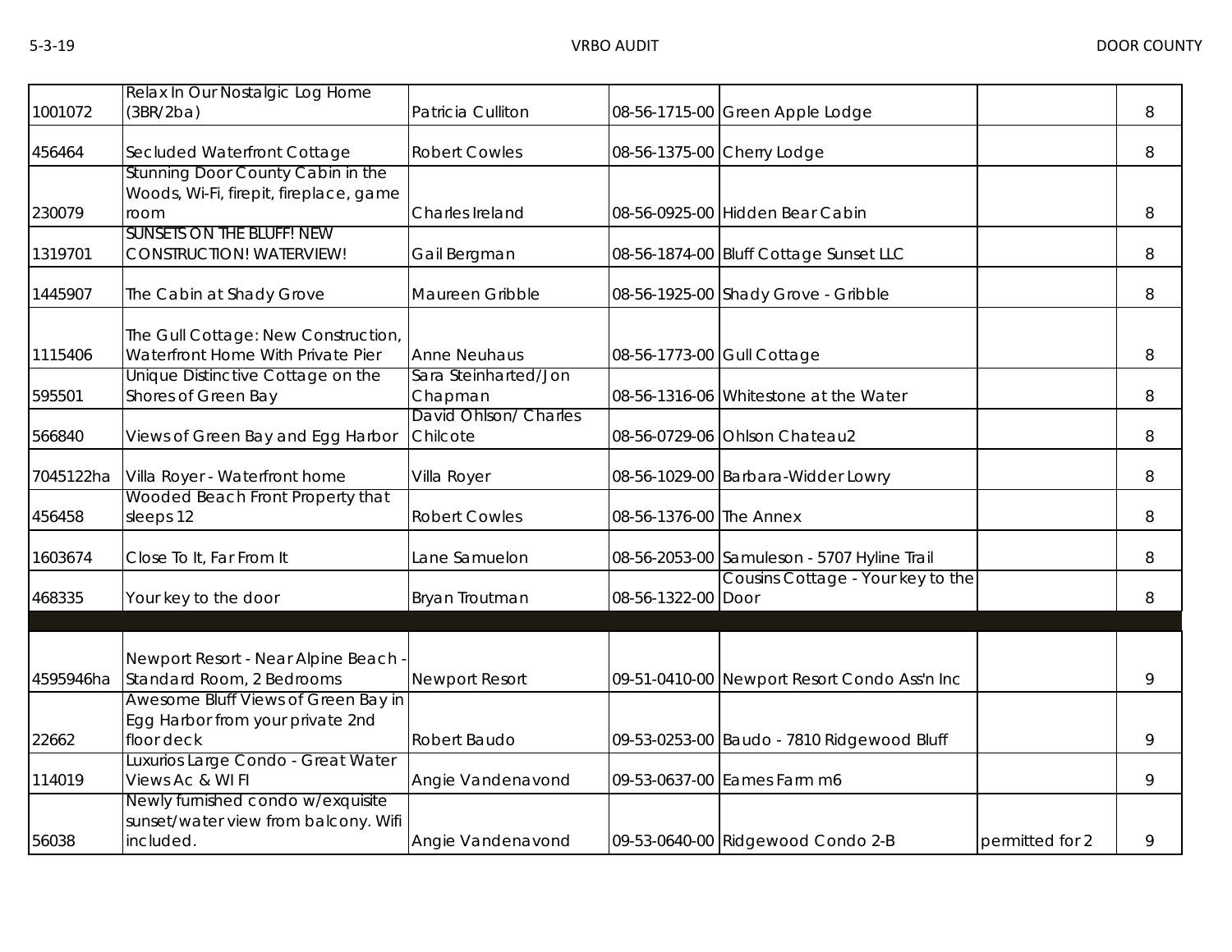| | | | | | | |
|---|---|---|---|---|---|---|
| 1001072 | Relax In Our Nostalgic Log Home (3BR/2ba) | Patricia Culliton | 08-56-1715-00 | Green Apple Lodge | | 8 |
| 456464 | Secluded Waterfront Cottage | Robert Cowles | 08-56-1375-00 | Cherry Lodge | | 8 |
| 230079 | Stunning Door County Cabin in the Woods, Wi-Fi, firepit, fireplace, game room | Charles Ireland | 08-56-0925-00 | Hidden Bear Cabin | | 8 |
| 1319701 | SUNSETS ON THE BLUFF! NEW CONSTRUCTION! WATERVIEW! | Gail Bergman | 08-56-1874-00 | Bluff Cottage Sunset LLC | | 8 |
| 1445907 | The Cabin at Shady Grove | Maureen Gribble | 08-56-1925-00 | Shady Grove - Gribble | | 8 |
| 1115406 | The Gull Cottage: New Construction, Waterfront Home With Private Pier | Anne Neuhaus | 08-56-1773-00 | Gull Cottage | | 8 |
| 595501 | Unique Distinctive Cottage on the Shores of Green Bay | Sara Steinharted/Jon Chapman | 08-56-1316-06 | Whitestone at the Water | | 8 |
| 566840 | Views of Green Bay and Egg Harbor | David Ohlson/ Charles Chilcote | 08-56-0729-06 | Ohlson Chateau2 | | 8 |
| 7045122ha | Villa Royer - Waterfront home | Villa Royer | 08-56-1029-00 | Barbara-Widder Lowry | | 8 |
| 456458 | Wooded Beach Front Property that sleeps 12 | Robert Cowles | 08-56-1376-00 | The Annex | | 8 |
| 1603674 | Close To It, Far From It | Lane Samuelon | 08-56-2053-00 | Samuleson - 5707 Hyline Trail | | 8 |
| 468335 | Your key to the door | Bryan Troutman | 08-56-1322-00 | Cousins Cottage - Your key to the Door | | 8 |
| | | | | | | |
| 4595946ha | Newport Resort - Near Alpine Beach - Standard Room, 2 Bedrooms | Newport Resort | 09-51-0410-00 | Newport Resort Condo Ass'n Inc | | 9 |
| 22662 | Awesome Bluff Views of Green Bay in Egg Harbor from your private 2nd floor deck | Robert Baudo | 09-53-0253-00 | Baudo - 7810 Ridgewood Bluff | | 9 |
| 114019 | Luxurios Large Condo - Great Water Views Ac & WI FI | Angie Vandenavond | 09-53-0637-00 | Eames Farm m6 | | 9 |
| 56038 | Newly furnished condo w/exquisite sunset/water view from balcony. Wifi included. | Angie Vandenavond | 09-53-0640-00 | Ridgewood Condo 2-B | permitted for 2 | 9 |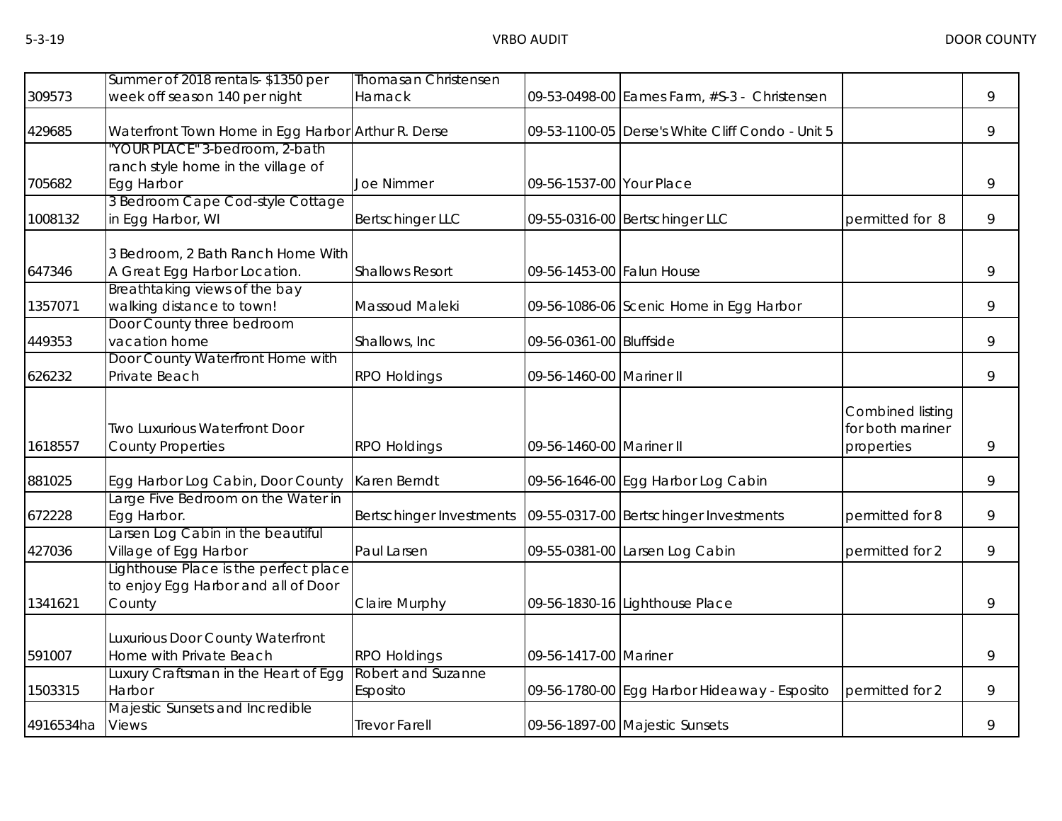|  |  |  |  |  |  |  |
|---|---|---|---|---|---|---|
| 309573 | Summer of 2018 rentals- $1350 per week off season 140 per night | Thomasan Christensen Harnack | 09-53-0498-00 | Eames Farm, #S-3 - Christensen |  | 9 |
| 429685 | Waterfront Town Home in Egg Harbor | Arthur R. Derse | 09-53-1100-05 | Derse's White Cliff Condo - Unit 5 |  | 9 |
| 705682 | "YOUR PLACE" 3-bedroom, 2-bath ranch style home in the village of Egg Harbor | Joe Nimmer | 09-56-1537-00 | Your Place |  | 9 |
| 1008132 | 3 Bedroom Cape Cod-style Cottage in Egg Harbor, WI | Bertschinger LLC | 09-55-0316-00 | Bertschinger LLC | permitted for 8 | 9 |
| 647346 | 3 Bedroom, 2 Bath Ranch Home With A Great Egg Harbor Location. | Shallows Resort | 09-56-1453-00 | Falun House |  | 9 |
| 1357071 | Breathtaking views of the bay walking distance to town! | Massoud Maleki | 09-56-1086-06 | Scenic Home in Egg Harbor |  | 9 |
| 449353 | Door County three bedroom vacation home | Shallows, Inc | 09-56-0361-00 | Bluffside |  | 9 |
| 626232 | Door County Waterfront Home with Private Beach | RPO Holdings | 09-56-1460-00 | Mariner II |  | 9 |
| 1618557 | Two Luxurious Waterfront Door County Properties | RPO Holdings | 09-56-1460-00 | Mariner II | Combined listing for both mariner properties | 9 |
| 881025 | Egg Harbor Log Cabin, Door County | Karen Berndt | 09-56-1646-00 | Egg Harbor Log Cabin |  | 9 |
| 672228 | Large Five Bedroom on the Water in Egg Harbor. | Bertschinger Investments | 09-55-0317-00 | Bertschinger Investments | permitted for 8 | 9 |
| 427036 | Larsen Log Cabin in the beautiful Village of Egg Harbor | Paul Larsen | 09-55-0381-00 | Larsen Log Cabin | permitted for 2 | 9 |
| 1341621 | Lighthouse Place is the perfect place to enjoy Egg Harbor and all of Door County | Claire Murphy | 09-56-1830-16 | Lighthouse Place |  | 9 |
| 591007 | Luxurious Door County Waterfront Home with Private Beach | RPO Holdings | 09-56-1417-00 | Mariner |  | 9 |
| 1503315 | Luxury Craftsman in the Heart of Egg Harbor | Robert and Suzanne Esposito | 09-56-1780-00 | Egg Harbor Hideaway - Esposito | permitted for 2 | 9 |
| 4916534ha | Majestic Sunsets and Incredible Views | Trevor Farell | 09-56-1897-00 | Majestic Sunsets |  | 9 |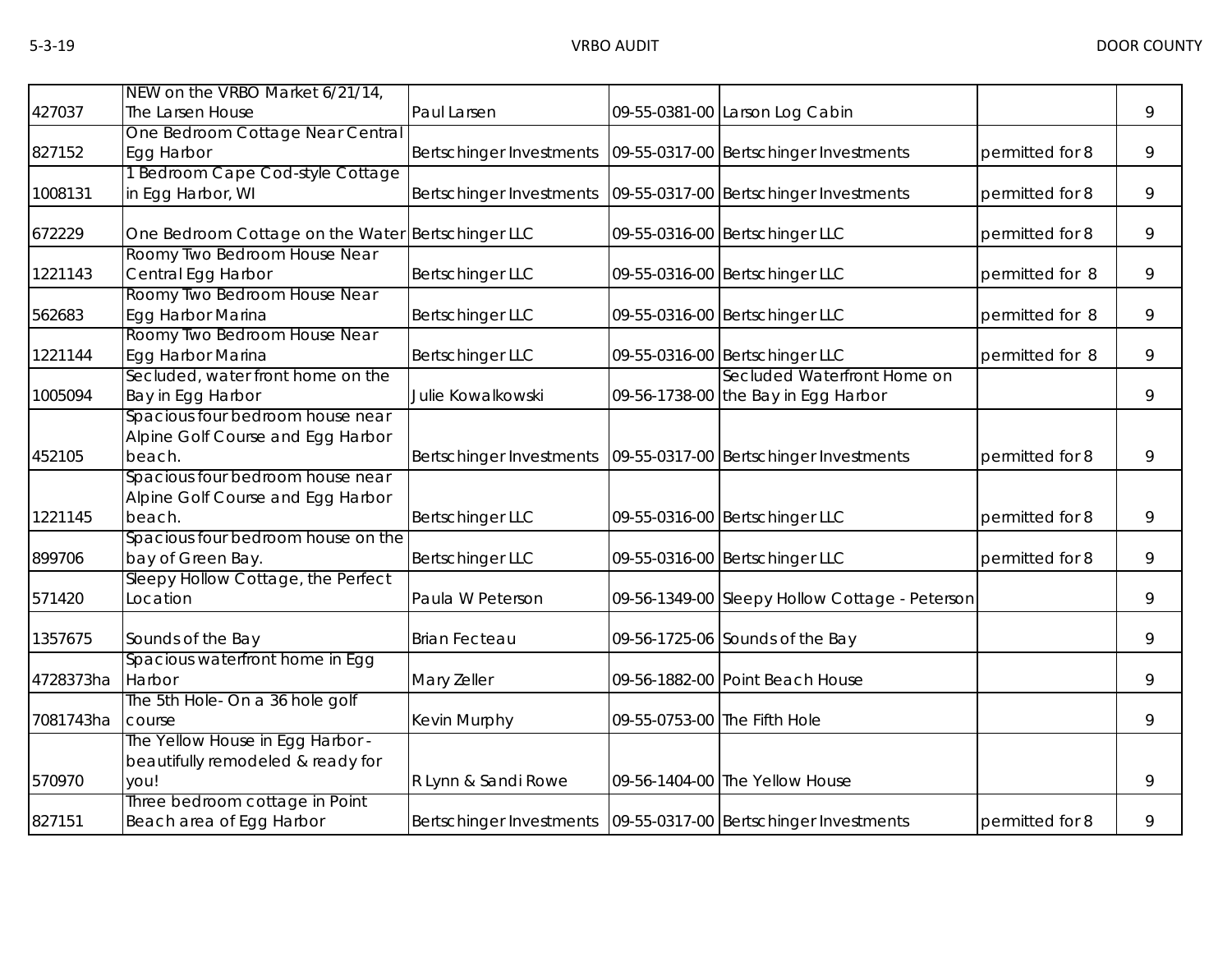| | | | | | | |
|---|---|---|---|---|---|---|
| 427037 | NEW on the VRBO Market 6/21/14, The Larsen House | Paul Larsen | 09-55-0381-00 | Larson Log Cabin | | 9 |
| 827152 | One Bedroom Cottage Near Central Egg Harbor | Bertschinger Investments | 09-55-0317-00 | Bertschinger Investments | permitted for 8 | 9 |
| 1008131 | 1 Bedroom Cape Cod-style Cottage in Egg Harbor, WI | Bertschinger Investments | 09-55-0317-00 | Bertschinger Investments | permitted for 8 | 9 |
| 672229 | One Bedroom Cottage on the Water | Bertschinger LLC | 09-55-0316-00 | Bertschinger LLC | permitted for 8 | 9 |
| 1221143 | Roomy Two Bedroom House Near Central Egg Harbor | Bertschinger LLC | 09-55-0316-00 | Bertschinger LLC | permitted for 8 | 9 |
| 562683 | Roomy Two Bedroom House Near Egg Harbor Marina | Bertschinger LLC | 09-55-0316-00 | Bertschinger LLC | permitted for 8 | 9 |
| 1221144 | Roomy Two Bedroom House Near Egg Harbor Marina | Bertschinger LLC | 09-55-0316-00 | Bertschinger LLC | permitted for 8 | 9 |
| 1005094 | Secluded, water front home on the Bay in Egg Harbor | Julie Kowalkowski | 09-56-1738-00 | Secluded Waterfront Home on the Bay in Egg Harbor | | 9 |
| 452105 | Spacious four bedroom house near Alpine Golf Course and Egg Harbor beach. | Bertschinger Investments | 09-55-0317-00 | Bertschinger Investments | permitted for 8 | 9 |
| 1221145 | Spacious four bedroom house near Alpine Golf Course and Egg Harbor beach. | Bertschinger LLC | 09-55-0316-00 | Bertschinger LLC | permitted for 8 | 9 |
| 899706 | Spacious four bedroom house on the bay of Green Bay. | Bertschinger LLC | 09-55-0316-00 | Bertschinger LLC | permitted for 8 | 9 |
| 571420 | Sleepy Hollow Cottage, the Perfect Location | Paula W Peterson | 09-56-1349-00 | Sleepy Hollow Cottage - Peterson | | 9 |
| 1357675 | Sounds of the Bay | Brian Fecteau | 09-56-1725-06 | Sounds of the Bay | | 9 |
| 4728373ha | Spacious waterfront home in Egg Harbor | Mary Zeller | 09-56-1882-00 | Point Beach House | | 9 |
| 7081743ha | The 5th Hole- On a 36 hole golf course | Kevin Murphy | 09-55-0753-00 | The Fifth Hole | | 9 |
| 570970 | The Yellow House in Egg Harbor - beautifully remodeled & ready for you! | R Lynn & Sandi Rowe | 09-56-1404-00 | The Yellow House | | 9 |
| 827151 | Three bedroom cottage in Point Beach area of Egg Harbor | Bertschinger Investments | 09-55-0317-00 | Bertschinger Investments | permitted for 8 | 9 |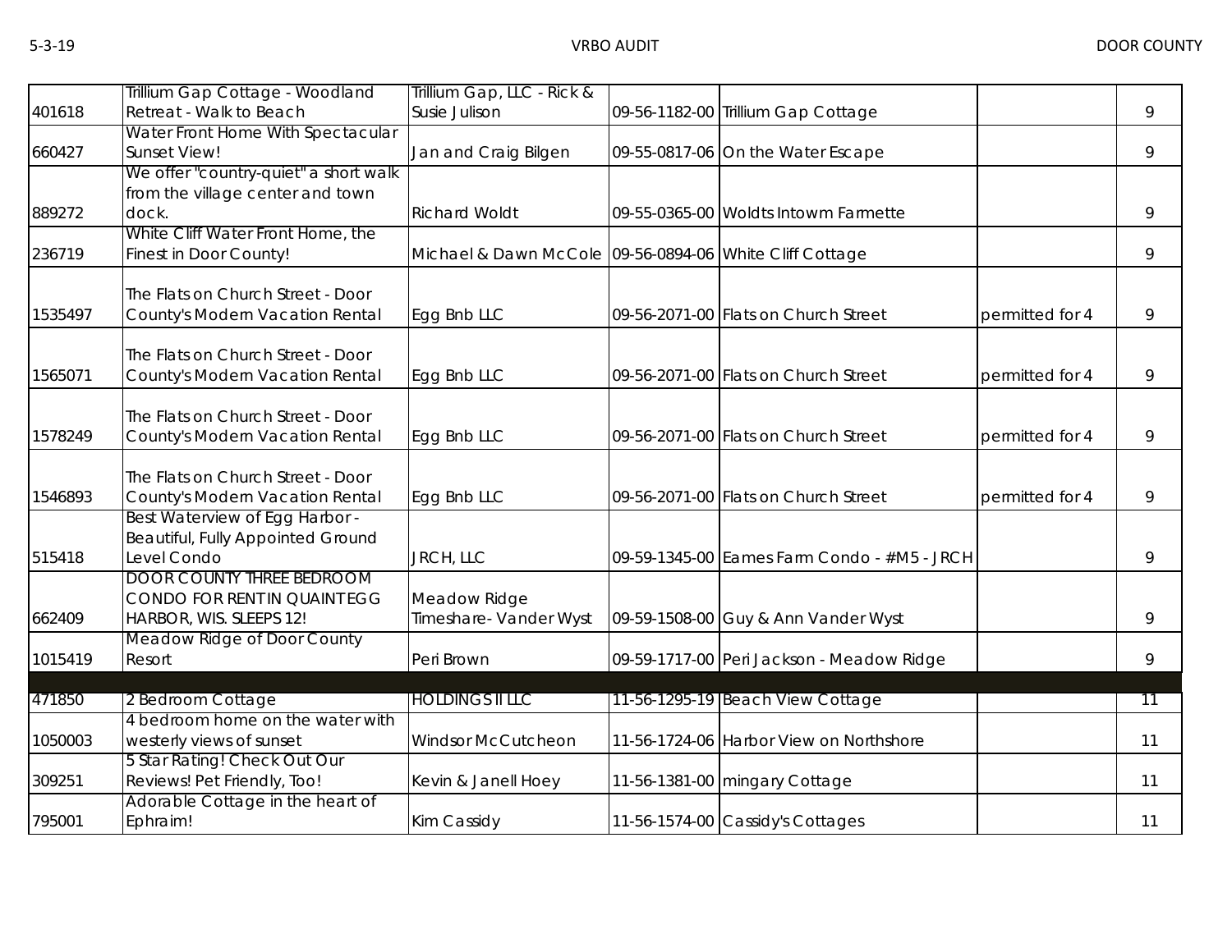| | | | | | | |
|---|---|---|---|---|---|---|
| 401618 | Trillium Gap Cottage - Woodland Retreat - Walk to Beach | Trillium Gap, LLC - Rick & Susie Julison | 09-56-1182-00 | Trillium Gap Cottage | | 9 |
| 660427 | Water Front Home With Spectacular Sunset View! | Jan and Craig Bilgen | 09-55-0817-06 | On the Water Escape | | 9 |
| 889272 | We offer "country-quiet" a short walk from the village center and town dock. | Richard Woldt | 09-55-0365-00 | Woldts Intowm Farmette | | 9 |
| 236719 | White Cliff Water Front Home, the Finest in Door County! | Michael & Dawn McCole | 09-56-0894-06 | White Cliff Cottage | | 9 |
| 1535497 | The Flats on Church Street - Door County's Modern Vacation Rental | Egg Bnb LLC | 09-56-2071-00 | Flats on Church Street | permitted for 4 | 9 |
| 1565071 | The Flats on Church Street - Door County's Modern Vacation Rental | Egg Bnb LLC | 09-56-2071-00 | Flats on Church Street | permitted for 4 | 9 |
| 1578249 | The Flats on Church Street - Door County's Modern Vacation Rental | Egg Bnb LLC | 09-56-2071-00 | Flats on Church Street | permitted for 4 | 9 |
| 1546893 | The Flats on Church Street - Door County's Modern Vacation Rental | Egg Bnb LLC | 09-56-2071-00 | Flats on Church Street | permitted for 4 | 9 |
| 515418 | Best Waterview of Egg Harbor - Beautiful, Fully Appointed Ground Level Condo | JRCH, LLC | 09-59-1345-00 | Eames Farm Condo - #M5 - JRCH | | 9 |
| 662409 | DOOR COUNTY THREE BEDROOM CONDO FOR RENT IN QUAINT EGG HARBOR, WIS. SLEEPS 12! | Meadow Ridge Timeshare- Vander Wyst | 09-59-1508-00 | Guy & Ann Vander Wyst | | 9 |
| 1015419 | Meadow Ridge of Door County Resort | Peri Brown | 09-59-1717-00 | Peri Jackson - Meadow Ridge | | 9 |
| | | | | | | |
| 471850 | 2 Bedroom Cottage | HOLDINGS II LLC | 11-56-1295-19 | Beach View Cottage | | 11 |
| 1050003 | 4 bedroom home on the water with westerly views of sunset | Windsor McCutcheon | 11-56-1724-06 | Harbor View on Northshore | | 11 |
| 309251 | 5 Star Rating! Check Out Our Reviews! Pet Friendly, Too! | Kevin & Janell Hoey | 11-56-1381-00 | mingary Cottage | | 11 |
| 795001 | Adorable Cottage in the heart of Ephraim! | Kim Cassidy | 11-56-1574-00 | Cassidy's Cottages | | 11 |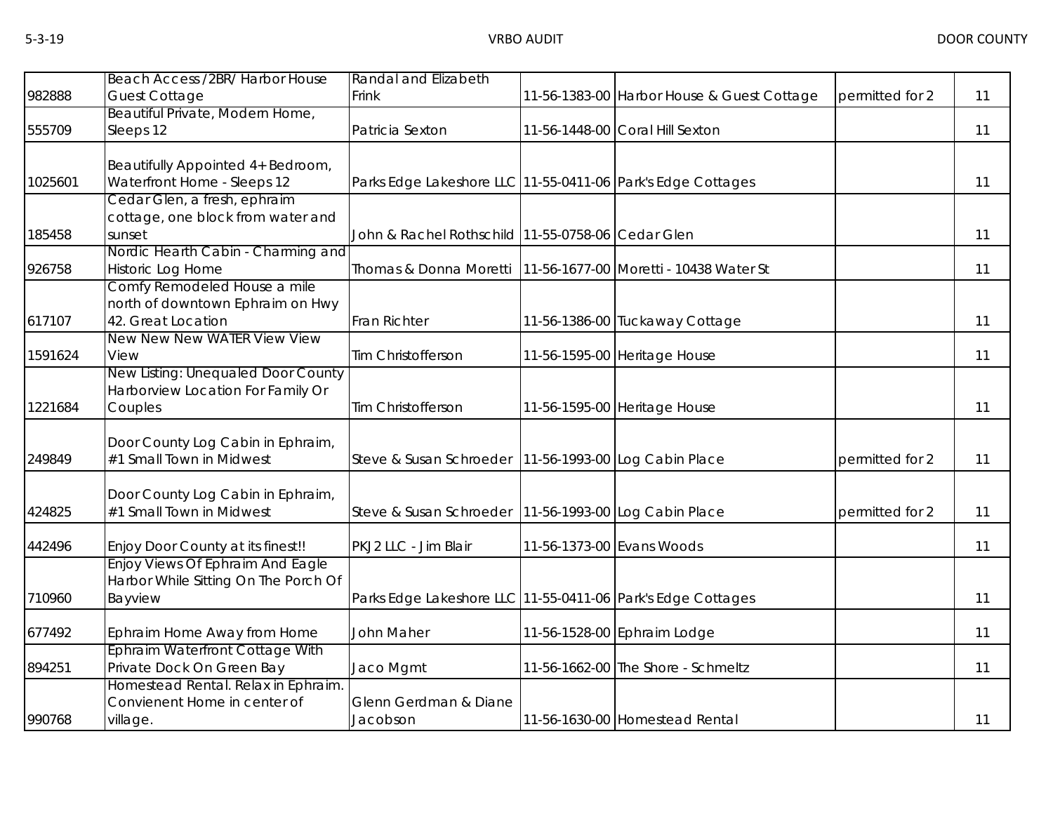| 982888 | Beach Access /2BR/ Harbor House Guest Cottage | Randal and Elizabeth Frink | 11-56-1383-00 | Harbor House & Guest Cottage | permitted for 2 | 11 |
|---|---|---|---|---|---|---|
| 555709 | Beautiful Private, Modern Home, Sleeps 12 | Patricia Sexton | 11-56-1448-00 | Coral Hill Sexton | | 11 |
| 1025601 | Beautifully Appointed 4+ Bedroom, Waterfront Home - Sleeps 12 | Parks Edge Lakeshore LLC | 11-55-0411-06 | Park's Edge Cottages | | 11 |
| 185458 | Cedar Glen, a fresh, ephraim cottage, one block from water and sunset | John & Rachel Rothschild | 11-55-0758-06 | Cedar Glen | | 11 |
| 926758 | Nordic Hearth Cabin - Charming and Historic Log Home | Thomas & Donna Moretti | 11-56-1677-00 | Moretti - 10438 Water St | | 11 |
| 617107 | Comfy Remodeled House a mile north of downtown Ephraim on Hwy 42. Great Location | Fran Richter | 11-56-1386-00 | Tuckaway Cottage | | 11 |
| 1591624 | New New New WATER View View View | Tim Christofferson | 11-56-1595-00 | Heritage House | | 11 |
| 1221684 | New Listing: Unequaled Door County Harborview Location For Family Or Couples | Tim Christofferson | 11-56-1595-00 | Heritage House | | 11 |
| 249849 | Door County Log Cabin in Ephraim, #1 Small Town in Midwest | Steve & Susan Schroeder | 11-56-1993-00 | Log Cabin Place | permitted for 2 | 11 |
| 424825 | Door County Log Cabin in Ephraim, #1 Small Town in Midwest | Steve & Susan Schroeder | 11-56-1993-00 | Log Cabin Place | permitted for 2 | 11 |
| 442496 | Enjoy Door County at its finest!! | PKJ2 LLC - Jim Blair | 11-56-1373-00 | Evans Woods | | 11 |
| 710960 | Enjoy Views Of Ephraim And Eagle Harbor While Sitting On The Porch Of Bayview | Parks Edge Lakeshore LLC | 11-55-0411-06 | Park's Edge Cottages | | 11 |
| 677492 | Ephraim Home Away from Home | John Maher | 11-56-1528-00 | Ephraim Lodge | | 11 |
| 894251 | Ephraim Waterfront Cottage With Private Dock On Green Bay | Jaco Mgmt | 11-56-1662-00 | The Shore - Schmeltz | | 11 |
| 990768 | Homestead Rental. Relax in Ephraim. Convienent Home in center of village. | Glenn Gerdman & Diane Jacobson | 11-56-1630-00 | Homestead Rental | | 11 |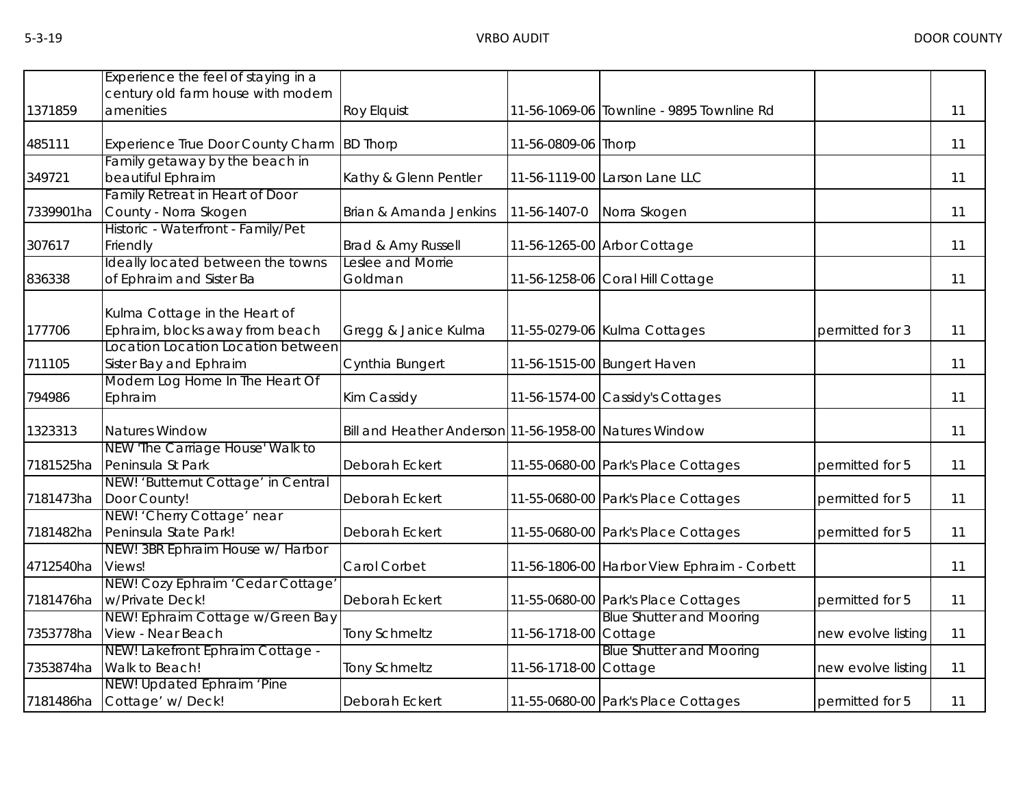| | | | | | | |
|---|---|---|---|---|---|---|
| 1371859 | Experience the feel of staying in a century old farm house with modern amenities | Roy Elquist | 11-56-1069-06 | Townline - 9895 Townline Rd | | 11 |
| 485111 | Experience True Door County Charm | BD Thorp | 11-56-0809-06 | Thorp | | 11 |
| 349721 | Family getaway by the beach in beautiful Ephraim | Kathy & Glenn Pentler | 11-56-1119-00 | Larson Lane LLC | | 11 |
| 7339901ha | Family Retreat in Heart of Door County - Norra Skogen | Brian & Amanda Jenkins | 11-56-1407-0 | Norra Skogen | | 11 |
| 307617 | Historic - Waterfront - Family/Pet Friendly | Brad & Amy Russell | 11-56-1265-00 | Arbor Cottage | | 11 |
| 836338 | Ideally located between the towns of Ephraim and Sister Ba | Leslee and Morrie Goldman | 11-56-1258-06 | Coral Hill Cottage | | 11 |
| 177706 | Kulma Cottage in the Heart of Ephraim, blocks away from beach | Gregg & Janice Kulma | 11-55-0279-06 | Kulma Cottages | permitted for 3 | 11 |
| 711105 | Location Location Location between Sister Bay and Ephraim | Cynthia Bungert | 11-56-1515-00 | Bungert Haven | | 11 |
| 794986 | Modern Log Home In The Heart Of Ephraim | Kim Cassidy | 11-56-1574-00 | Cassidy's Cottages | | 11 |
| 1323313 | Natures Window | Bill and Heather Anderson | 11-56-1958-00 | Natures Window | | 11 |
| 7181525ha | NEW 'The Carriage House' Walk to Peninsula St Park | Deborah Eckert | 11-55-0680-00 | Park's Place Cottages | permitted for 5 | 11 |
| 7181473ha | NEW! 'Butternut Cottage' in Central Door County! | Deborah Eckert | 11-55-0680-00 | Park's Place Cottages | permitted for 5 | 11 |
| 7181482ha | NEW! 'Cherry Cottage' near Peninsula State Park! | Deborah Eckert | 11-55-0680-00 | Park's Place Cottages | permitted for 5 | 11 |
| 4712540ha | NEW! 3BR Ephraim House w/ Harbor Views! | Carol Corbet | 11-56-1806-00 | Harbor View Ephraim - Corbett | | 11 |
| 7181476ha | NEW! Cozy Ephraim 'Cedar Cottage' w/Private Deck! | Deborah Eckert | 11-55-0680-00 | Park's Place Cottages | permitted for 5 | 11 |
| 7353778ha | NEW! Ephraim Cottage w/Green Bay View - Near Beach | Tony Schmeltz | 11-56-1718-00 | Blue Shutter and Mooring Cottage | new evolve listing | 11 |
| 7353874ha | NEW! Lakefront Ephraim Cottage - Walk to Beach! | Tony Schmeltz | 11-56-1718-00 | Blue Shutter and Mooring Cottage | new evolve listing | 11 |
| 7181486ha | NEW! Updated Ephraim 'Pine Cottage' w/ Deck! | Deborah Eckert | 11-55-0680-00 | Park's Place Cottages | permitted for 5 | 11 |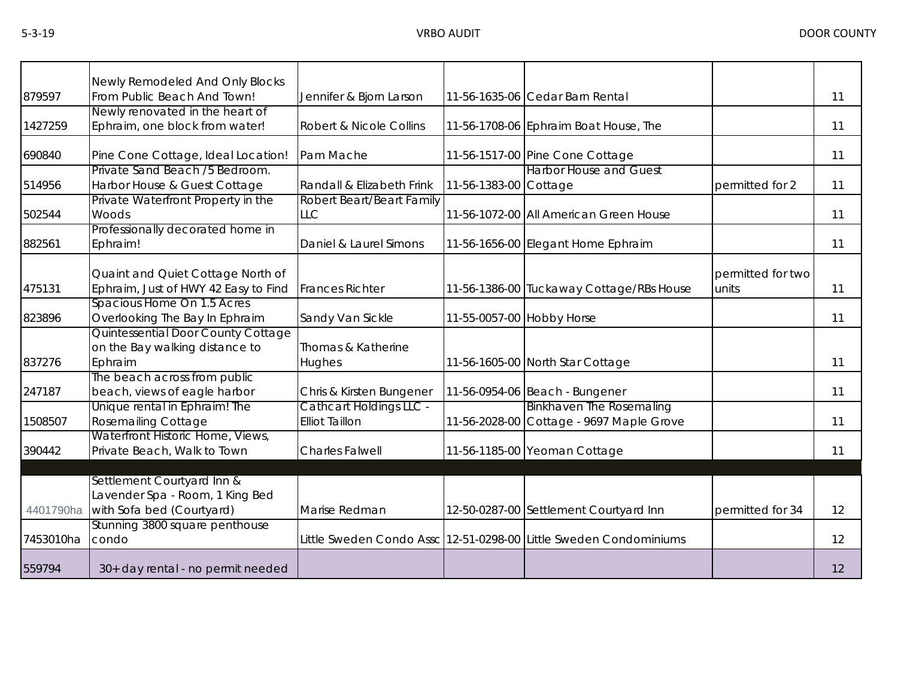| | | | | | | |
|---|---|---|---|---|---|---|
| 879597 | Newly Remodeled And Only Blocks From Public Beach And Town! | Jennifer & Bjorn Larson | 11-56-1635-06 | Cedar Barn Rental | | 11 |
| 1427259 | Newly renovated in the heart of Ephraim, one block from water! | Robert & Nicole Collins | 11-56-1708-06 | Ephraim Boat House, The | | 11 |
| 690840 | Pine Cone Cottage, Ideal Location! | Pam Mache | 11-56-1517-00 | Pine Cone Cottage | | 11 |
| 514956 | Private Sand Beach /5 Bedroom. Harbor House & Guest Cottage | Randall & Elizabeth Frink | 11-56-1383-00 | Harbor House and Guest Cottage | permitted for 2 | 11 |
| 502544 | Private Waterfront Property in the Woods | Robert Beart/Beart Family LLC | 11-56-1072-00 | All American Green House | | 11 |
| 882561 | Professionally decorated home in Ephraim! | Daniel & Laurel Simons | 11-56-1656-00 | Elegant Home Ephraim | | 11 |
| 475131 | Quaint and Quiet Cottage North of Ephraim, Just of HWY 42 Easy to Find | Frances Richter | 11-56-1386-00 | Tuckaway Cottage/RBs House | permitted for two units | 11 |
| 823896 | Spacious Home On 1.5 Acres Overlooking The Bay In Ephraim | Sandy Van Sickle | 11-55-0057-00 | Hobby Horse | | 11 |
| 837276 | Quintessential Door County Cottage on the Bay walking distance to Ephraim | Thomas & Katherine Hughes | 11-56-1605-00 | North Star Cottage | | 11 |
| 247187 | The beach across from public beach, views of eagle harbor | Chris & Kirsten Bungener | 11-56-0954-06 | Beach - Bungener | | 11 |
| 1508507 | Unique rental in Ephraim! The Rosemailing Cottage | Cathcart Holdings LLC - Elliot Taillon | 11-56-2028-00 | Binkhaven The Rosemaling Cottage - 9697 Maple Grove | | 11 |
| 390442 | Waterfront Historic Home, Views, Private Beach, Walk to Town | Charles Falwell | 11-56-1185-00 | Yeoman Cottage | | 11 |
| | | | | | | |
| 4401790ha | Settlement Courtyard Inn & Lavender Spa - Room, 1 King Bed with Sofa bed (Courtyard) | Marise Redman | 12-50-0287-00 | Settlement Courtyard Inn | permitted for 34 | 12 |
| 7453010ha | Stunning 3800 square penthouse condo | Little Sweden Condo Assc | 12-51-0298-00 | Little Sweden Condominiums | | 12 |
| 559794 | 30+ day rental - no permit needed | | | | | 12 |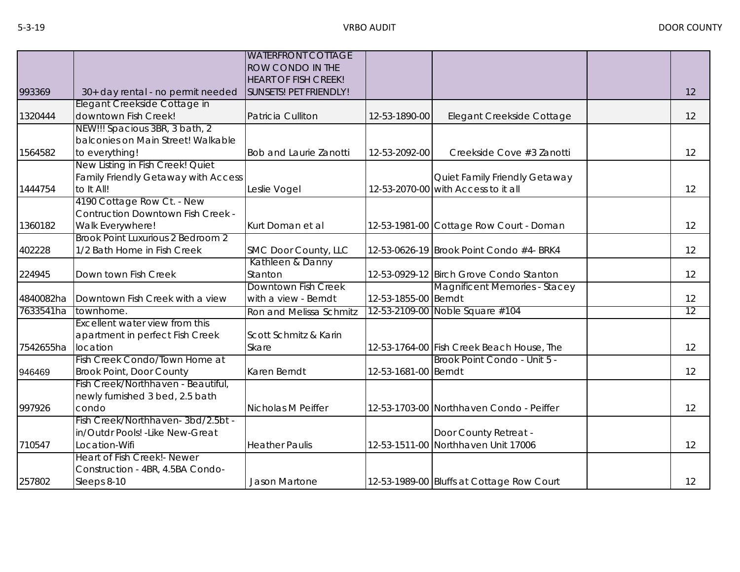| | | | | | | |
|---|---|---|---|---|---|---|
| 993369 | 30+ day rental - no permit needed | WATERFRONT COTTAGE ROW CONDO IN THE HEART OF FISH CREEK! SUNSETS! PET FRIENDLY! | | | | 12 |
| 1320444 | Elegant Creekside Cottage in downtown Fish Creek! | Patricia Culliton | 12-53-1890-00 | Elegant Creekside Cottage | | 12 |
| 1564582 | NEW!!! Spacious 3BR, 3 bath, 2 balconies on Main Street! Walkable to everything! | Bob and Laurie Zanotti | 12-53-2092-00 | Creekside Cove #3 Zanotti | | 12 |
| 1444754 | New Listing in Fish Creek! Quiet Family Friendly Getaway with Access to It All! | Leslie Vogel | 12-53-2070-00 | Quiet Family Friendly Getaway with Access to it all | | 12 |
| 1360182 | 4190 Cottage Row Ct. - New Contruction Downtown Fish Creek - Walk Everywhere! | Kurt Doman et al | 12-53-1981-00 | Cottage Row Court - Doman | | 12 |
| 402228 | Brook Point Luxurious 2 Bedroom 2 1/2 Bath Home in Fish Creek | SMC Door County, LLC | 12-53-0626-19 | Brook Point Condo #4- BRK4 | | 12 |
| 224945 | Down town Fish Creek | Kathleen & Danny Stanton | 12-53-0929-12 | Birch Grove Condo Stanton | | 12 |
| 4840082ha | Downtown Fish Creek with a view | Downtown Fish Creek with a view - Berndt | 12-53-1855-00 | Magnificent Memories - Stacey Berndt | | 12 |
| 7633541ha | townhome. | Ron and Melissa Schmitz | 12-53-2109-00 | Noble Square #104 | | 12 |
| 7542655ha | Excellent water view from this apartment in perfect Fish Creek location | Scott Schmitz & Karin Skare | 12-53-1764-00 | Fish Creek Beach House, The | | 12 |
| 946469 | Fish Creek Condo/Town Home at Brook Point, Door County | Karen Berndt | 12-53-1681-00 | Brook Point Condo - Unit 5 - Berndt | | 12 |
| 997926 | Fish Creek/Northhaven - Beautiful, newly furnished 3 bed, 2.5 bath condo | Nicholas M Peiffer | 12-53-1703-00 | Northhaven Condo - Peiffer | | 12 |
| 710547 | Fish Creek/Northhaven- 3bd/2.5bt - in/Outdr Pools! -Like New-Great Location-Wifi | Heather Paulis | 12-53-1511-00 | Door County Retreat - Northhaven Unit 17006 | | 12 |
| 257802 | Heart of Fish Creek!- Newer Construction - 4BR, 4.5BA Condo- Sleeps 8-10 | Jason Martone | 12-53-1989-00 | Bluffs at Cottage Row Court | | 12 |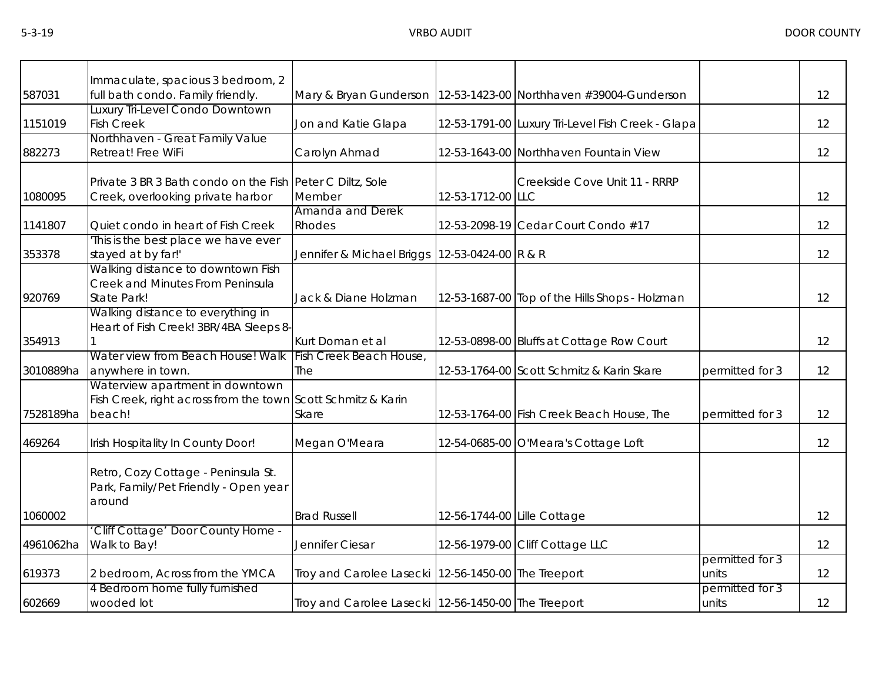| | | | | | | |
|---|---|---|---|---|---|---|
| 587031 | Immaculate, spacious 3 bedroom, 2 full bath condo. Family friendly. | Mary & Bryan Gunderson | 12-53-1423-00 | Northhaven #39004-Gunderson | | 12 |
| 1151019 | Luxury Tri-Level Condo Downtown Fish Creek | Jon and Katie Glapa | 12-53-1791-00 | Luxury Tri-Level Fish Creek - Glapa | | 12 |
| 882273 | Northhaven - Great Family Value Retreat! Free WiFi | Carolyn Ahmad | 12-53-1643-00 | Northhaven Fountain View | | 12 |
| 1080095 | Private 3 BR 3 Bath condo on the Fish Creek, overlooking private harbor | Peter C Diltz, Sole Member | 12-53-1712-00 | Creekside Cove Unit 11 - RRRP LLC | | 12 |
| 1141807 | Quiet condo in heart of Fish Creek | Amanda and Derek Rhodes | 12-53-2098-19 | Cedar Court Condo #17 | | 12 |
| 353378 | 'This is the best place we have ever stayed at by far!' | Jennifer & Michael Briggs | 12-53-0424-00 | R & R | | 12 |
| 920769 | Walking distance to downtown Fish Creek and Minutes From Peninsula State Park! | Jack & Diane Holzman | 12-53-1687-00 | Top of the Hills Shops - Holzman | | 12 |
| 354913 | Walking distance to everything in Heart of Fish Creek! 3BR/4BA Sleeps 8-1 | Kurt Doman et al | 12-53-0898-00 | Bluffs at Cottage Row Court | | 12 |
| 3010889ha | Water view from Beach House! Walk anywhere in town. | Fish Creek Beach House, The | 12-53-1764-00 | Scott Schmitz & Karin Skare | permitted for 3 | 12 |
| 7528189ha | Waterview apartment in downtown Fish Creek, right across from the town beach! | Scott Schmitz & Karin Skare | 12-53-1764-00 | Fish Creek Beach House, The | permitted for 3 | 12 |
| 469264 | Irish Hospitality In County Door! | Megan O'Meara | 12-54-0685-00 | O'Meara's Cottage Loft | | 12 |
| 1060002 | Retro, Cozy Cottage - Peninsula St. Park, Family/Pet Friendly - Open year around | Brad Russell | 12-56-1744-00 | Lille Cottage | | 12 |
| 4961062ha | 'Cliff Cottage' Door County Home - Walk to Bay! | Jennifer Ciesar | 12-56-1979-00 | Cliff Cottage LLC | | 12 |
| 619373 | 2 bedroom, Across from the YMCA | Troy and Carolee Lasecki | 12-56-1450-00 | The Treeport | permitted for 3 units | 12 |
| 602669 | 4 Bedroom home fully furnished wooded lot | Troy and Carolee Lasecki | 12-56-1450-00 | The Treeport | permitted for 3 units | 12 |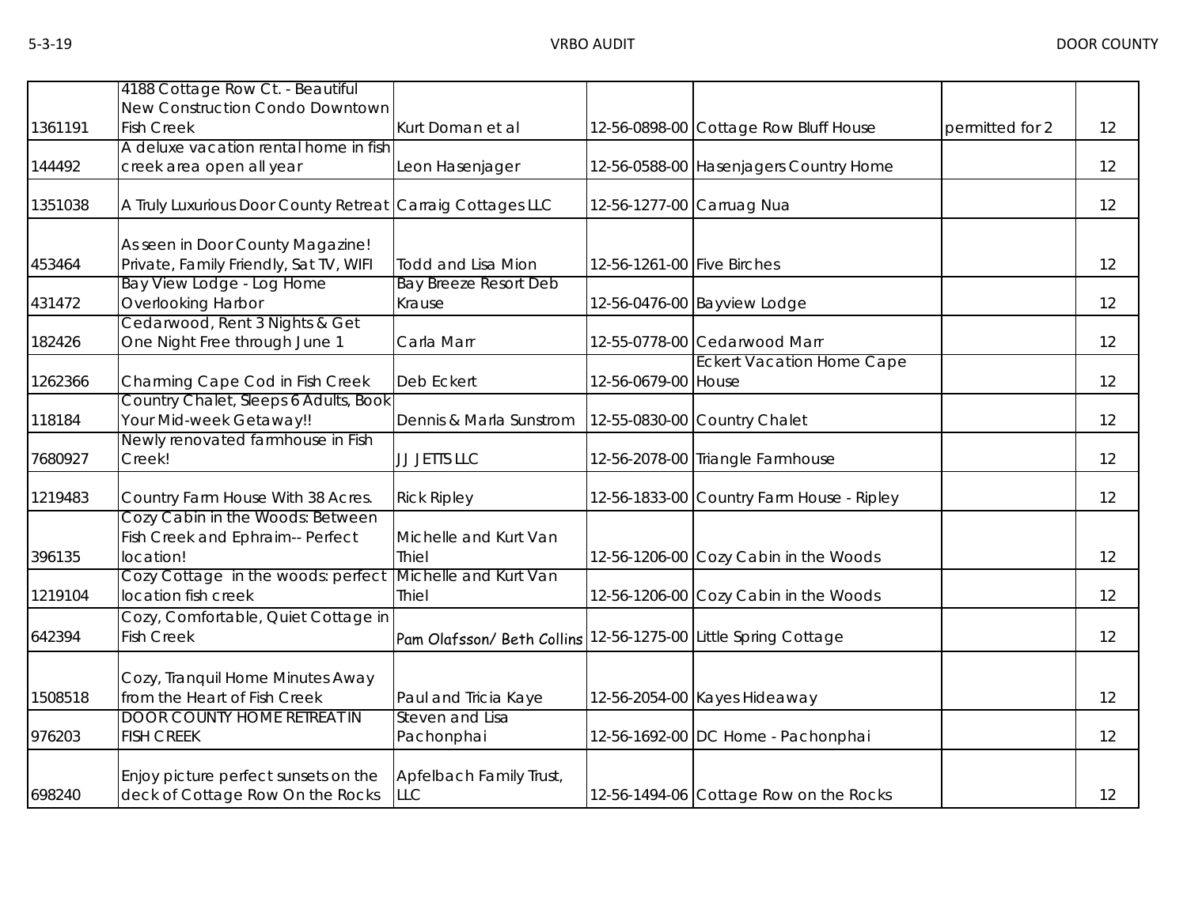| | | | | | | |
|---|---|---|---|---|---|---|
| 1361191 | 4188 Cottage Row Ct. - Beautiful New Construction Condo Downtown Fish Creek | Kurt Doman et al | 12-56-0898-00 | Cottage Row Bluff House | permitted for 2 | 12 |
| 144492 | A deluxe vacation rental home in fish creek area open all year | Leon Hasenjager | 12-56-0588-00 | Hasenjagers Country Home | | 12 |
| 1351038 | A Truly Luxurious Door County Retreat | Carraig Cottages LLC | 12-56-1277-00 | Carruag Nua | | 12 |
| 453464 | As seen in Door County Magazine! Private, Family Friendly, Sat TV, WIFI | Todd and Lisa Mion | 12-56-1261-00 | Five Birches | | 12 |
| 431472 | Bay View Lodge - Log Home Overlooking Harbor | Bay Breeze Resort Deb Krause | 12-56-0476-00 | Bayview Lodge | | 12 |
| 182426 | Cedarwood, Rent 3 Nights & Get One Night Free through June 1 | Carla Marr | 12-55-0778-00 | Cedarwood Marr | | 12 |
| 1262366 | Charming Cape Cod in Fish Creek | Deb Eckert | 12-56-0679-00 | Eckert Vacation Home Cape House | | 12 |
| 118184 | Country Chalet, Sleeps 6 Adults, Book Your Mid-week Getaway!! | Dennis & Marla Sunstrom | 12-55-0830-00 | Country Chalet | | 12 |
| 7680927 | Newly renovated farmhouse in Fish Creek! | JJ JETTS LLC | 12-56-2078-00 | Triangle Farmhouse | | 12 |
| 1219483 | Country Farm House With 38 Acres. | Rick Ripley | 12-56-1833-00 | Country Farm House - Ripley | | 12 |
| 396135 | Cozy Cabin in the Woods: Between Fish Creek and Ephraim-- Perfect location! | Michelle and Kurt Van Thiel | 12-56-1206-00 | Cozy Cabin in the Woods | | 12 |
| 1219104 | Cozy Cottage in the woods: perfect location fish creek | Michelle and Kurt Van Thiel | 12-56-1206-00 | Cozy Cabin in the Woods | | 12 |
| 642394 | Cozy, Comfortable, Quiet Cottage in Fish Creek | Pam Olafsson/ Beth Collins | 12-56-1275-00 | Little Spring Cottage | | 12 |
| 1508518 | Cozy, Tranquil Home Minutes Away from the Heart of Fish Creek | Paul and Tricia Kaye | 12-56-2054-00 | Kayes Hideaway | | 12 |
| 976203 | DOOR COUNTY HOME RETREAT IN FISH CREEK | Steven and Lisa Pachonphai | 12-56-1692-00 | DC Home - Pachonphai | | 12 |
| 698240 | Enjoy picture perfect sunsets on the deck of Cottage Row On the Rocks | Apfelbach Family Trust, LLC | 12-56-1494-06 | Cottage Row on the Rocks | | 12 |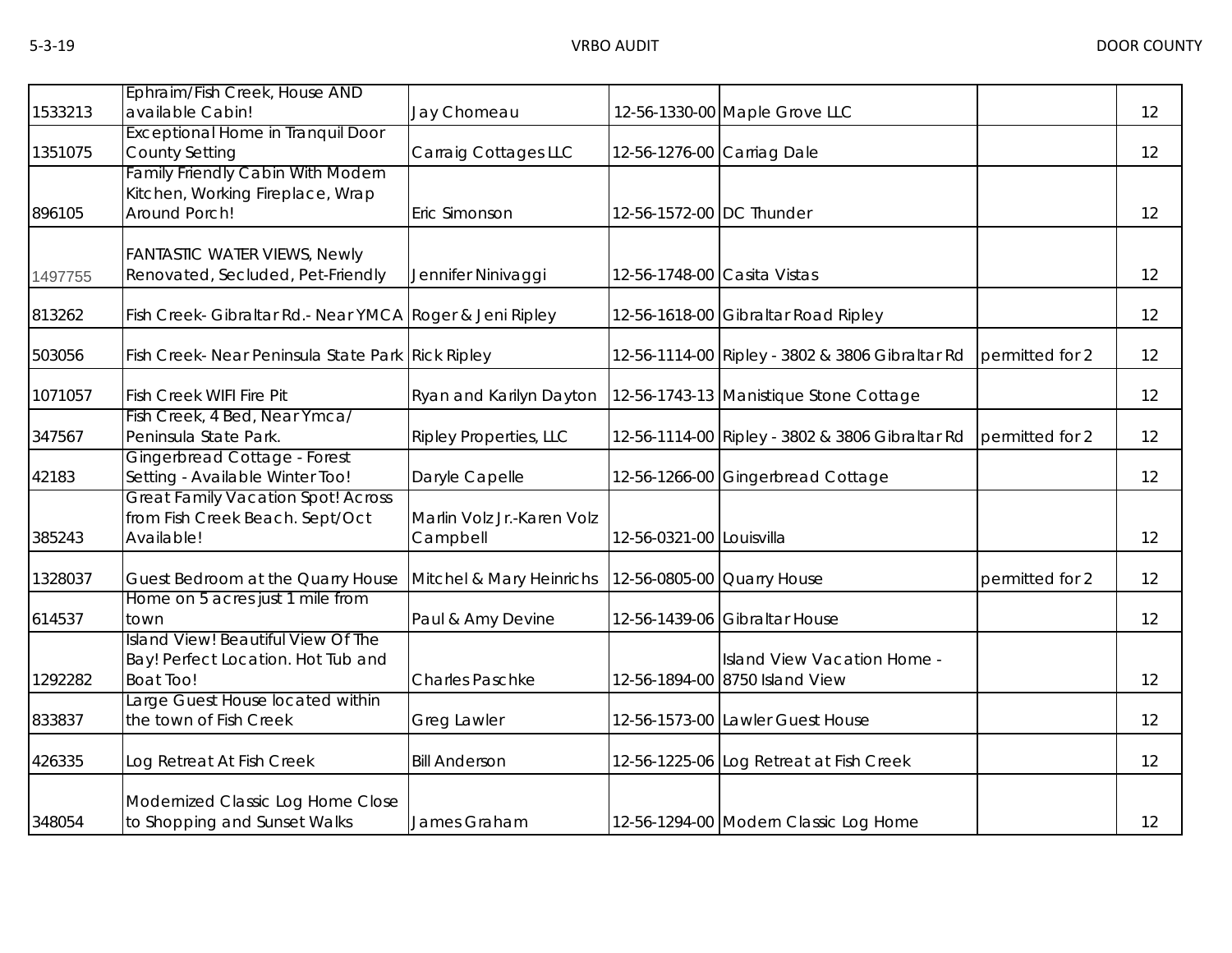| | | | | | | |
|---|---|---|---|---|---|---|
| 1533213 | Ephraim/Fish Creek, House AND available Cabin! | Jay Chomeau | 12-56-1330-00 | Maple Grove LLC | | 12 |
| 1351075 | Exceptional Home in Tranquil Door County Setting | Carraig Cottages LLC | 12-56-1276-00 | Carriag Dale | | 12 |
| 896105 | Family Friendly Cabin With Modern Kitchen, Working Fireplace, Wrap Around Porch! | Eric Simonson | 12-56-1572-00 | DC Thunder | | 12 |
| 1497755 | FANTASTIC WATER VIEWS, Newly Renovated, Secluded, Pet-Friendly | Jennifer Ninivaggi | 12-56-1748-00 | Casita Vistas | | 12 |
| 813262 | Fish Creek- Gibraltar Rd.- Near YMCA | Roger & Jeni Ripley | 12-56-1618-00 | Gibraltar Road Ripley | | 12 |
| 503056 | Fish Creek- Near Peninsula State Park | Rick Ripley | 12-56-1114-00 | Ripley - 3802 & 3806 Gibraltar Rd | permitted for 2 | 12 |
| 1071057 | Fish Creek WIFI Fire Pit | Ryan and Karilyn Dayton | 12-56-1743-13 | Manistique Stone Cottage | | 12 |
| 347567 | Fish Creek, 4 Bed, Near Ymca/ Peninsula State Park. | Ripley Properties, LLC | 12-56-1114-00 | Ripley - 3802 & 3806 Gibraltar Rd | permitted for 2 | 12 |
| 42183 | Gingerbread Cottage - Forest Setting - Available Winter Too! | Daryle Capelle | 12-56-1266-00 | Gingerbread Cottage | | 12 |
| 385243 | Great Family Vacation Spot! Across from Fish Creek Beach. Sept/Oct Available! | Marlin Volz Jr.-Karen Volz Campbell | 12-56-0321-00 | Louisvilla | | 12 |
| 1328037 | Guest Bedroom at the Quarry House | Mitchel & Mary Heinrichs | 12-56-0805-00 | Quarry House | permitted for 2 | 12 |
| 614537 | Home on 5 acres just 1 mile from town | Paul & Amy Devine | 12-56-1439-06 | Gibraltar House | | 12 |
| 1292282 | Island View! Beautiful View Of The Bay! Perfect Location. Hot Tub and Boat Too! | Charles Paschke | 12-56-1894-00 | Island View Vacation Home - 8750 Island View | | 12 |
| 833837 | Large Guest House located within the town of Fish Creek | Greg Lawler | 12-56-1573-00 | Lawler Guest House | | 12 |
| 426335 | Log Retreat At Fish Creek | Bill Anderson | 12-56-1225-06 | Log Retreat at Fish Creek | | 12 |
| 348054 | Modernized Classic Log Home Close to Shopping and Sunset Walks | James Graham | 12-56-1294-00 | Modern Classic Log Home | | 12 |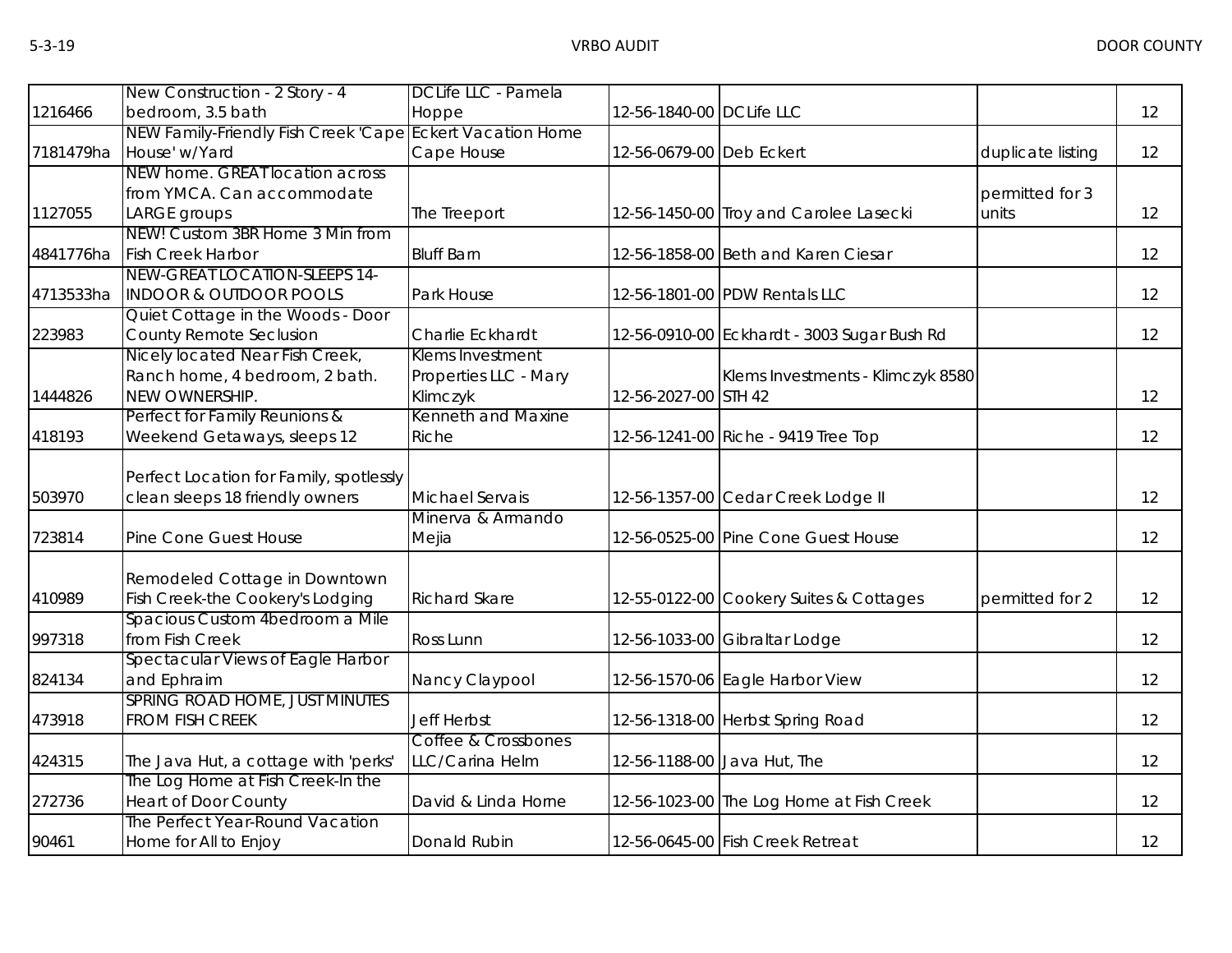| | | | | | | |
|---|---|---|---|---|---|---|
| 1216466 | New Construction - 2 Story - 4 bedroom, 3.5 bath | DC Life LLC - Pamela Hoppe | 12-56-1840-00 | DC Life LLC | | 12 |
| 7181479ha | NEW Family-Friendly Fish Creek 'Cape House' w/Yard | Eckert Vacation Home Cape House | 12-56-0679-00 | Deb Eckert | duplicate listing | 12 |
| 1127055 | NEW home. GREAT location across from YMCA. Can accommodate LARGE groups | The Treeport | 12-56-1450-00 | Troy and Carolee Lasecki | permitted for 3 units | 12 |
| 4841776ha | NEW! Custom 3BR Home 3 Min from Fish Creek Harbor | Bluff Barn | 12-56-1858-00 | Beth and Karen Ciesar | | 12 |
| 4713533ha | NEW-GREAT LOCATION-SLEEPS 14-INDOOR & OUTDOOR POOLS | Park House | 12-56-1801-00 | PDW Rentals LLC | | 12 |
| 223983 | Quiet Cottage in the Woods - Door County Remote Seclusion | Charlie Eckhardt | 12-56-0910-00 | Eckhardt - 3003 Sugar Bush Rd | | 12 |
| 1444826 | Nicely located Near Fish Creek, Ranch home, 4 bedroom, 2 bath. NEW OWNERSHIP. | Klems Investment Properties LLC - Mary Klimczyk | 12-56-2027-00 | Klems Investments - Klimczyk 8580 STH 42 | | 12 |
| 418193 | Perfect for Family Reunions & Weekend Getaways, sleeps 12 | Kenneth and Maxine Riche | 12-56-1241-00 | Riche - 9419 Tree Top | | 12 |
| 503970 | Perfect Location for Family, spotlessly clean sleeps 18 friendly owners | Michael Servais | 12-56-1357-00 | Cedar Creek Lodge II | | 12 |
| 723814 | Pine Cone Guest House | Minerva & Armando Mejia | 12-56-0525-00 | Pine Cone Guest House | | 12 |
| 410989 | Remodeled Cottage in Downtown Fish Creek-the Cookery's Lodging | Richard Skare | 12-55-0122-00 | Cookery Suites & Cottages | permitted for 2 | 12 |
| 997318 | Spacious Custom 4bedroom a Mile from Fish Creek | Ross Lunn | 12-56-1033-00 | Gibraltar Lodge | | 12 |
| 824134 | Spectacular Views of Eagle Harbor and Ephraim | Nancy Claypool | 12-56-1570-06 | Eagle Harbor View | | 12 |
| 473918 | SPRING ROAD HOME, JUST MINUTES FROM FISH CREEK | Jeff Herbst | 12-56-1318-00 | Herbst Spring Road | | 12 |
| 424315 | The Java Hut, a cottage with 'perks' | Coffee & Crossbones LLC/Carina Helm | 12-56-1188-00 | Java Hut, The | | 12 |
| 272736 | The Log Home at Fish Creek-In the Heart of Door County | David & Linda Horne | 12-56-1023-00 | The Log Home at Fish Creek | | 12 |
| 90461 | The Perfect Year-Round Vacation Home for All to Enjoy | Donald Rubin | 12-56-0645-00 | Fish Creek Retreat | | 12 |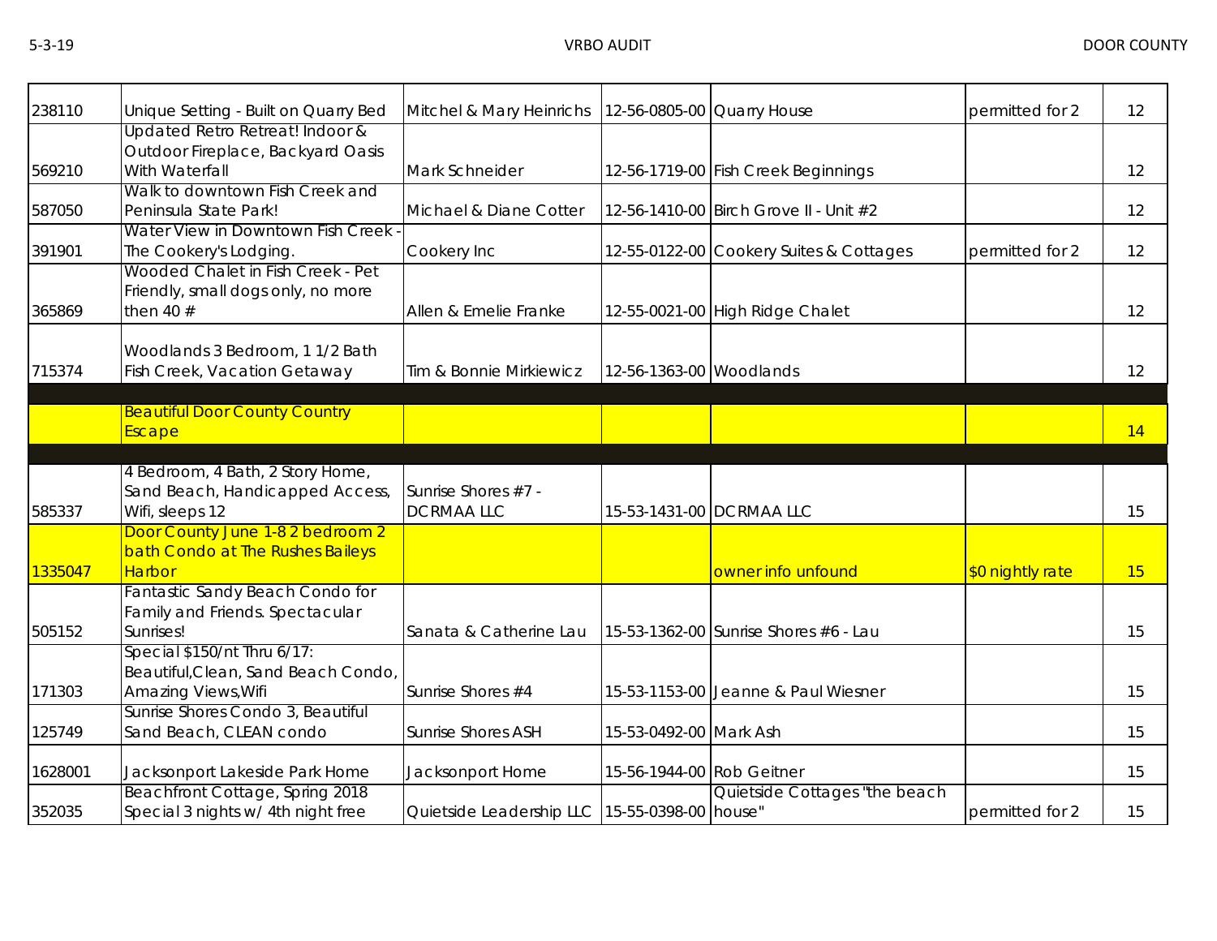| | | | | | | |
|---|---|---|---|---|---|---|
| 238110 | Unique Setting - Built on Quarry Bed | Mitchel & Mary Heinrichs | 12-56-0805-00 | Quarry House | permitted for 2 | 12 |
| 569210 | Updated Retro Retreat! Indoor & Outdoor Fireplace, Backyard Oasis With Waterfall | Mark Schneider | 12-56-1719-00 | Fish Creek Beginnings | | 12 |
| 587050 | Walk to downtown Fish Creek and Peninsula State Park! | Michael & Diane Cotter | 12-56-1410-00 | Birch Grove II - Unit #2 | | 12 |
| 391901 | Water View in Downtown Fish Creek - The Cookery's Lodging. | Cookery Inc | 12-55-0122-00 | Cookery Suites & Cottages | permitted for 2 | 12 |
| 365869 | Wooded Chalet in Fish Creek - Pet Friendly, small dogs only, no more then 40 # | Allen & Emelie Franke | 12-55-0021-00 | High Ridge Chalet | | 12 |
| 715374 | Woodlands 3 Bedroom, 1 1/2 Bath Fish Creek, Vacation Getaway | Tim & Bonnie Mirkiewicz | 12-56-1363-00 | Woodlands | | 12 |
| | | | | | | |
| | Beautiful Door County Country Escape | | | | | 14 |
| | | | | | | |
| 585337 | 4 Bedroom, 4 Bath, 2 Story Home, Sand Beach, Handicapped Access, Wifi, sleeps 12 | Sunrise Shores #7 - DCRMAA LLC | 15-53-1431-00 | DCRMAA LLC | | 15 |
| 1335047 | Door County June 1-8 2 bedroom 2 bath Condo at The Rushes Baileys Harbor | | | owner info unfound | $0 nightly rate | 15 |
| 505152 | Fantastic Sandy Beach Condo for Family and Friends. Spectacular Sunrises! | Sanata & Catherine Lau | 15-53-1362-00 | Sunrise Shores #6 - Lau | | 15 |
| 171303 | Special $150/nt Thru 6/17: Beautiful,Clean, Sand Beach Condo, Amazing Views,Wifi | Sunrise Shores #4 | 15-53-1153-00 | Jeanne & Paul Wiesner | | 15 |
| 125749 | Sunrise Shores Condo 3, Beautiful Sand Beach, CLEAN condo | Sunrise Shores ASH | 15-53-0492-00 | Mark Ash | | 15 |
| 1628001 | Jacksonport Lakeside Park Home | Jacksonport Home | 15-56-1944-00 | Rob Geitner | | 15 |
| 352035 | Beachfront Cottage, Spring 2018 Special 3 nights w/ 4th night free | Quietside Leadership LLC | 15-55-0398-00 | Quietside Cottages "the beach house" | permitted for 2 | 15 |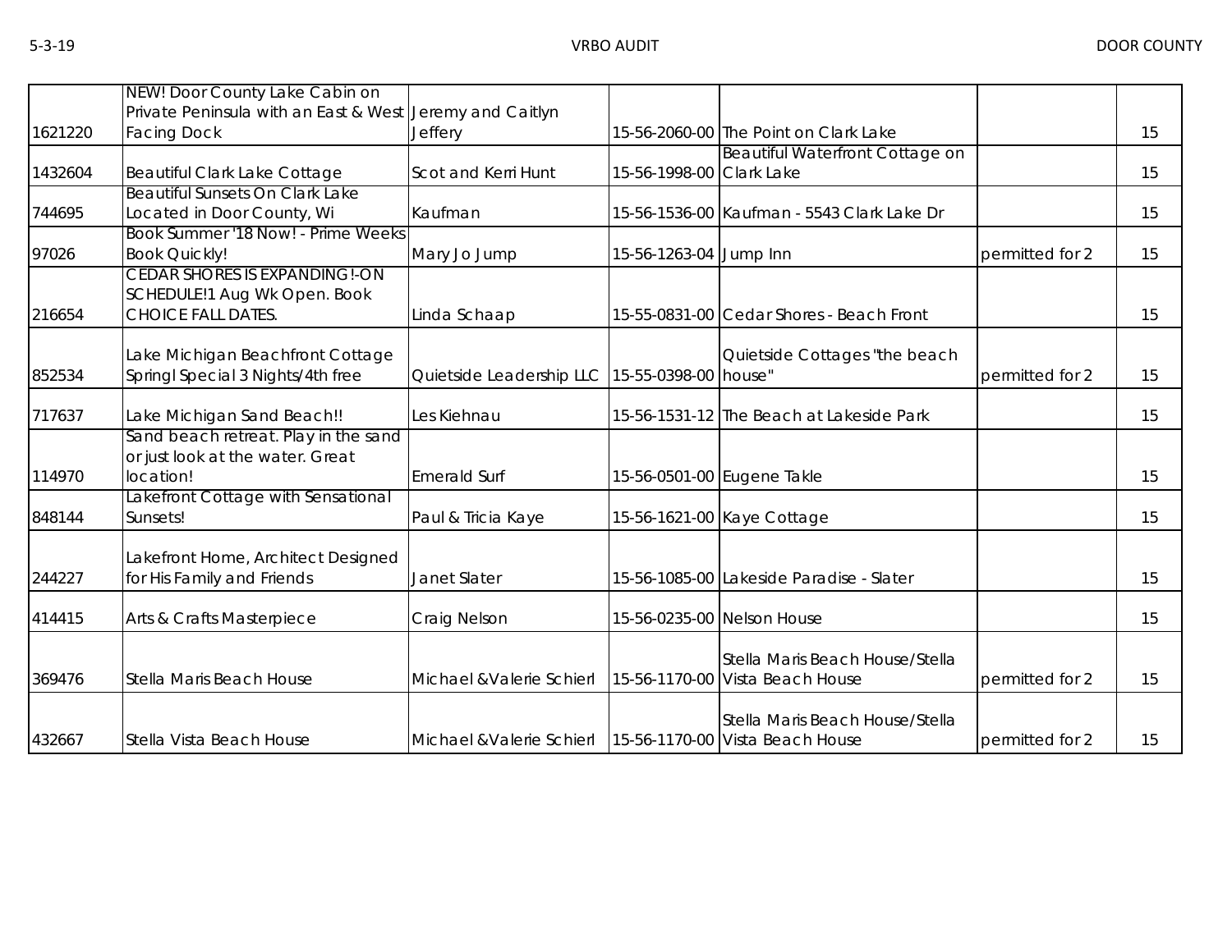| | | | | | | |
|---|---|---|---|---|---|---|
| 1621220 | NEW! Door County Lake Cabin on Private Peninsula with an East & West Facing Dock | Jeremy and Caitlyn Jeffery | 15-56-2060-00 | The Point on Clark Lake | | 15 |
| 1432604 | Beautiful Clark Lake Cottage | Scot and Kerri Hunt | 15-56-1998-00 | Beautiful Waterfront Cottage on Clark Lake | | 15 |
| 744695 | Beautiful Sunsets On Clark Lake Located in Door County, Wi | Kaufman | 15-56-1536-00 | Kaufman - 5543 Clark Lake Dr | | 15 |
| 97026 | Book Summer '18 Now! - Prime Weeks Book Quickly! | Mary Jo Jump | 15-56-1263-04 | Jump Inn | permitted for 2 | 15 |
| 216654 | CEDAR SHORES IS EXPANDING!-ON SCHEDULE!1 Aug Wk Open. Book CHOICE FALL DATES. | Linda Schaap | 15-55-0831-00 | Cedar Shores - Beach Front | | 15 |
| 852534 | Lake Michigan Beachfront Cottage Springl Special 3 Nights/4th free | Quietside Leadership LLC | 15-55-0398-00 | Quietside Cottages "the beach house" | permitted for 2 | 15 |
| 717637 | Lake Michigan Sand Beach!! | Les Kiehnau | 15-56-1531-12 | The Beach at Lakeside Park | | 15 |
| 114970 | Sand beach retreat. Play in the sand or just look at the water. Great location! | Emerald Surf | 15-56-0501-00 | Eugene Takle | | 15 |
| 848144 | Lakefront Cottage with Sensational Sunsets! | Paul & Tricia Kaye | 15-56-1621-00 | Kaye Cottage | | 15 |
| 244227 | Lakefront Home, Architect Designed for His Family and Friends | Janet Slater | 15-56-1085-00 | Lakeside Paradise - Slater | | 15 |
| 414415 | Arts & Crafts Masterpiece | Craig Nelson | 15-56-0235-00 | Nelson House | | 15 |
| 369476 | Stella Maris Beach House | Michael &Valerie Schierl | 15-56-1170-00 | Stella Maris Beach House/Stella Vista Beach House | permitted for 2 | 15 |
| 432667 | Stella Vista Beach House | Michael &Valerie Schierl | 15-56-1170-00 | Stella Maris Beach House/Stella Vista Beach House | permitted for 2 | 15 |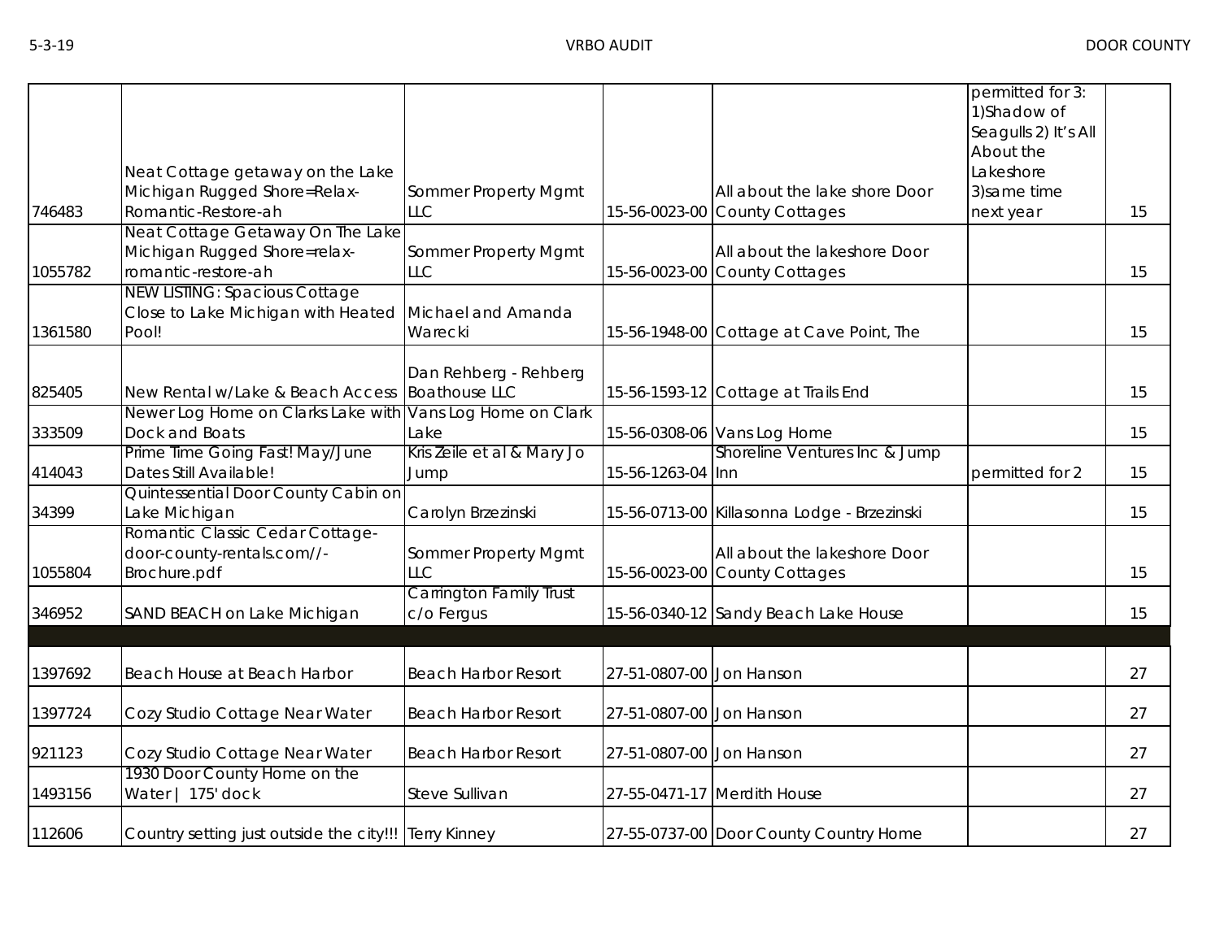| | | | | | | |
|---|---|---|---|---|---|---|
| 746483 | Neat Cottage getaway on the Lake Michigan Rugged Shore=Relax-Romantic-Restore-ah | Sommer Property Mgmt LLC | 15-56-0023-00 | All about the lake shore Door County Cottages | permitted for 3: 1)Shadow of Seagulls 2) It's All About the Lakeshore 3)same time next year | 15 |
| 1055782 | Neat Cottage Getaway On The Lake Michigan Rugged Shore=relax-romantic-restore-ah | Sommer Property Mgmt LLC | 15-56-0023-00 | All about the lakeshore Door County Cottages | | 15 |
| 1361580 | NEW LISTING: Spacious Cottage Close to Lake Michigan with Heated Pool! | Michael and Amanda Warecki | 15-56-1948-00 | Cottage at Cave Point, The | | 15 |
| 825405 | New Rental w/Lake & Beach Access | Dan Rehberg - Rehberg Boathouse LLC | 15-56-1593-12 | Cottage at Trails End | | 15 |
| 333509 | Newer Log Home on Clarks Lake with Dock and Boats | Vans Log Home on Clark Lake | 15-56-0308-06 | Vans Log Home | | 15 |
| 414043 | Prime Time Going Fast! May/June Dates Still Available! | Kris Zeile et al & Mary Jo Jump | 15-56-1263-04 | Shoreline Ventures Inc & Jump Inn | permitted for 2 | 15 |
| 34399 | Quintessential Door County Cabin on Lake Michigan | Carolyn Brzezinski | 15-56-0713-00 | Killasonna Lodge - Brzezinski | | 15 |
| 1055804 | Romantic Classic Cedar Cottage-door-county-rentals.com//-Brochure.pdf | Sommer Property Mgmt LLC | 15-56-0023-00 | All about the lakeshore Door County Cottages | | 15 |
| 346952 | SAND BEACH on Lake Michigan | Carrington Family Trust c/o Fergus | 15-56-0340-12 | Sandy Beach Lake House | | 15 |
| | | | | | | |
| 1397692 | Beach House at Beach Harbor | Beach Harbor Resort | 27-51-0807-00 | Jon Hanson | | 27 |
| 1397724 | Cozy Studio Cottage Near Water | Beach Harbor Resort | 27-51-0807-00 | Jon Hanson | | 27 |
| 921123 | Cozy Studio Cottage Near Water | Beach Harbor Resort | 27-51-0807-00 | Jon Hanson | | 27 |
| 1493156 | 1930 Door County Home on the Water \| 175' dock | Steve Sullivan | 27-55-0471-17 | Merdith House | | 27 |
| 112606 | Country setting just outside the city!!! | Terry Kinney | 27-55-0737-00 | Door County Country Home | | 27 |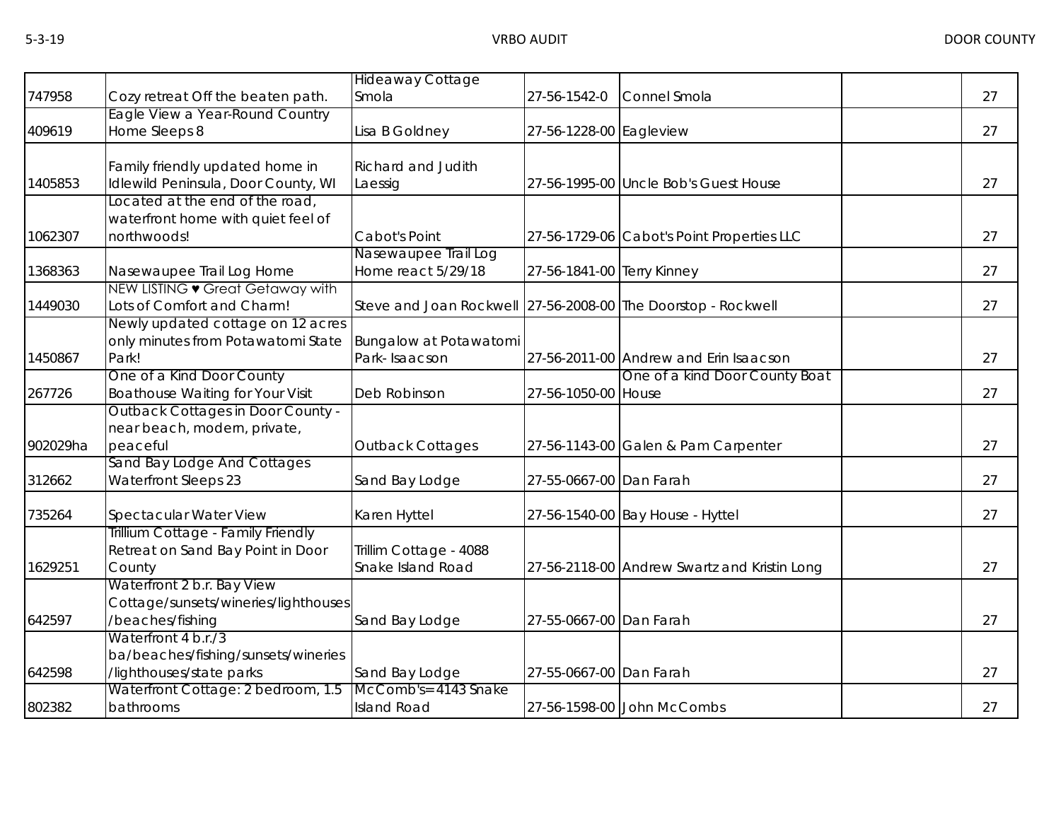| | | | | | | |
|---|---|---|---|---|---|---|
| 747958 | Cozy retreat Off the beaten path. | Hideaway Cottage Smola | 27-56-1542-0 | Connel Smola | | 27 |
| 409619 | Eagle View a Year-Round Country Home Sleeps 8 | Lisa B Goldney | 27-56-1228-00 | Eagleview | | 27 |
| 1405853 | Family friendly updated home in Idlewild Peninsula, Door County, WI | Richard and Judith Laessig | 27-56-1995-00 | Uncle Bob's Guest House | | 27 |
| 1062307 | Located at the end of the road, waterfront home with quiet feel of northwoods! | Cabot's Point | 27-56-1729-06 | Cabot's Point Properties LLC | | 27 |
| 1368363 | Nasewaupee Trail Log Home | Nasewaupee Trail Log Home react 5/29/18 | 27-56-1841-00 | Terry Kinney | | 27 |
| 1449030 | NEW LISTING ♥ Great Getaway with Lots of Comfort and Charm! | Steve and Joan Rockwell | 27-56-2008-00 | The Doorstop - Rockwell | | 27 |
| 1450867 | Newly updated cottage on 12 acres only minutes from Potawatomi State Park! | Bungalow at Potawatomi Park- Isaacson | 27-56-2011-00 | Andrew and Erin Isaacson | | 27 |
| 267726 | One of a Kind Door County Boathouse Waiting for Your Visit | Deb Robinson | 27-56-1050-00 | One of a kind Door County Boat House | | 27 |
| 902029ha | Outback Cottages in Door County - near beach, modern, private, peaceful | Outback Cottages | 27-56-1143-00 | Galen & Pam Carpenter | | 27 |
| 312662 | Sand Bay Lodge And Cottages Waterfront Sleeps 23 | Sand Bay Lodge | 27-55-0667-00 | Dan Farah | | 27 |
| 735264 | Spectacular Water View | Karen Hyttel | 27-56-1540-00 | Bay House - Hyttel | | 27 |
| 1629251 | Trillium Cottage - Family Friendly Retreat on Sand Bay Point in Door County | Trillim Cottage - 4088 Snake Island Road | 27-56-2118-00 | Andrew Swartz and Kristin Long | | 27 |
| 642597 | Waterfront 2 b.r. Bay View Cottage/sunsets/wineries/lighthouses/beaches/fishing | Sand Bay Lodge | 27-55-0667-00 | Dan Farah | | 27 |
| 642598 | Waterfront 4 b.r./3 ba/beaches/fishing/sunsets/wineries/lighthouses/state parks | Sand Bay Lodge | 27-55-0667-00 | Dan Farah | | 27 |
| 802382 | Waterfront Cottage: 2 bedroom, 1.5 bathrooms | McComb's=4143 Snake Island Road | 27-56-1598-00 | John McCombs | | 27 |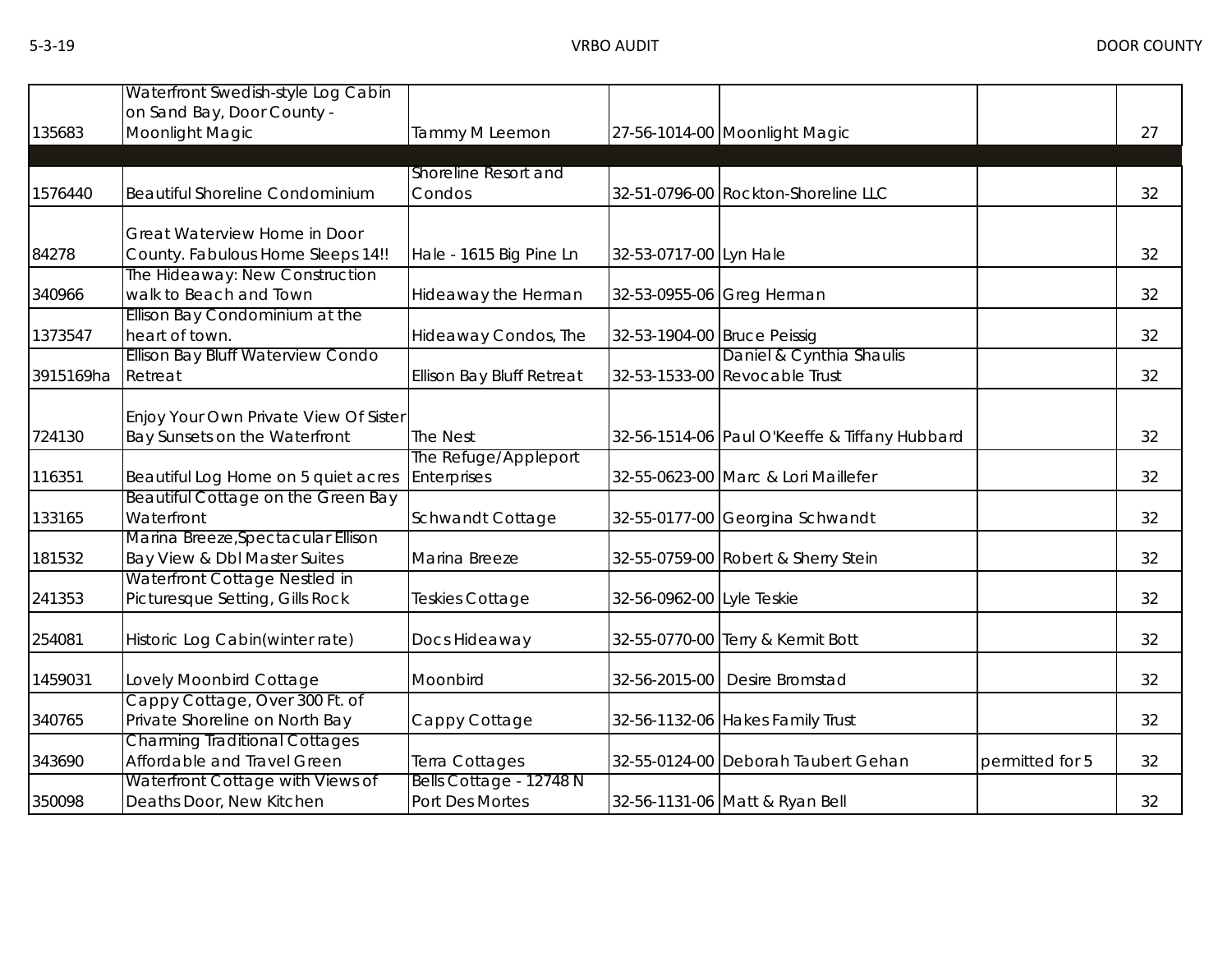| | | | | | | |
|---|---|---|---|---|---|---|
| 135683 | Waterfront Swedish-style Log Cabin on Sand Bay, Door County - Moonlight Magic | Tammy M Leemon | 27-56-1014-00 | Moonlight Magic | | 27 |
| | | | | | | |
| 1576440 | Beautiful Shoreline Condominium | Shoreline Resort and Condos | 32-51-0796-00 | Rockton-Shoreline LLC | | 32 |
| 84278 | Great Waterview Home in Door County. Fabulous Home Sleeps 14!! | Hale - 1615 Big Pine Ln | 32-53-0717-00 | Lyn Hale | | 32 |
| 340966 | The Hideaway: New Construction walk to Beach and Town | Hideaway the Herman | 32-53-0955-06 | Greg Herman | | 32 |
| 1373547 | Ellison Bay Condominium at the heart of town. | Hideaway Condos, The | 32-53-1904-00 | Bruce Peissig | | 32 |
| 3915169ha | Ellison Bay Bluff Waterview Condo Retreat | Ellison Bay Bluff Retreat | 32-53-1533-00 | Daniel & Cynthia Shaulis Revocable Trust | | 32 |
| 724130 | Enjoy Your Own Private View Of Sister Bay Sunsets on the Waterfront | The Nest | 32-56-1514-06 | Paul O'Keeffe & Tiffany Hubbard | | 32 |
| 116351 | Beautiful Log Home on 5 quiet acres | The Refuge/Appleport Enterprises | 32-55-0623-00 | Marc & Lori Maillefer | | 32 |
| 133165 | Beautiful Cottage on the Green Bay Waterfront | Schwandt Cottage | 32-55-0177-00 | Georgina Schwandt | | 32 |
| 181532 | Marina Breeze,Spectacular Ellison Bay View & Dbl Master Suites | Marina Breeze | 32-55-0759-00 | Robert & Sherry Stein | | 32 |
| 241353 | Waterfront Cottage Nestled in Picturesque Setting, Gills Rock | Teskies Cottage | 32-56-0962-00 | Lyle Teskie | | 32 |
| 254081 | Historic Log Cabin(winter rate) | Docs Hideaway | 32-55-0770-00 | Terry & Kermit Bott | | 32 |
| 1459031 | Lovely Moonbird Cottage | Moonbird | 32-56-2015-00 | Desire Bromstad | | 32 |
| 340765 | Cappy Cottage, Over 300 Ft. of Private Shoreline on North Bay | Cappy Cottage | 32-56-1132-06 | Hakes Family Trust | | 32 |
| 343690 | Charming Traditional Cottages Affordable and Travel Green | Terra Cottages | 32-55-0124-00 | Deborah Taubert Gehan | permitted for 5 | 32 |
| 350098 | Waterfront Cottage with Views of Deaths Door, New Kitchen | Bells Cottage - 12748 N Port Des Mortes | 32-56-1131-06 | Matt & Ryan Bell | | 32 |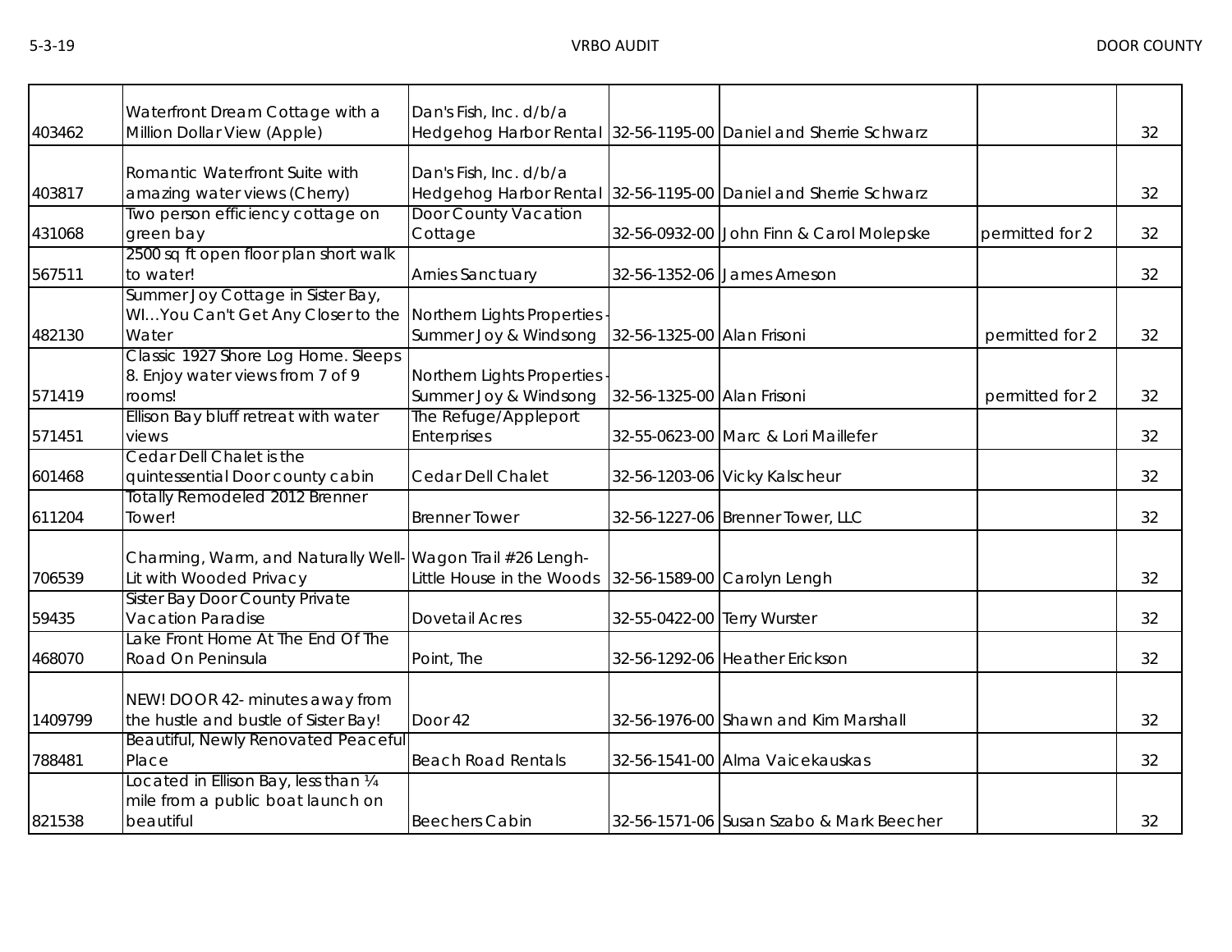| | | | | | | |
|---|---|---|---|---|---|---|
| 403462 | Waterfront Dream Cottage with a Million Dollar View (Apple) | Dan's Fish, Inc. d/b/a Hedgehog Harbor Rental | 32-56-1195-00 | Daniel and Sherrie Schwarz | | 32 |
| 403817 | Romantic Waterfront Suite with amazing water views (Cherry) | Dan's Fish, Inc. d/b/a Hedgehog Harbor Rental | 32-56-1195-00 | Daniel and Sherrie Schwarz | | 32 |
| 431068 | Two person efficiency cottage on green bay | Door County Vacation Cottage | 32-56-0932-00 | John Finn & Carol Molepske | permitted for 2 | 32 |
| 567511 | 2500 sq ft open floor plan short walk to water! | Arnies Sanctuary | 32-56-1352-06 | James Arneson | | 32 |
| 482130 | Summer Joy Cottage in Sister Bay, WI...You Can't Get Any Closer to the Water | Northern Lights Properties - Summer Joy & Windsong | 32-56-1325-00 | Alan Frisoni | permitted for 2 | 32 |
| 571419 | Classic 1927 Shore Log Home. Sleeps 8. Enjoy water views from 7 of 9 rooms! | Northern Lights Properties - Summer Joy & Windsong | 32-56-1325-00 | Alan Frisoni | permitted for 2 | 32 |
| 571451 | Ellison Bay bluff retreat with water views | The Refuge/Appleport Enterprises | 32-55-0623-00 | Marc & Lori Maillefer | | 32 |
| 601468 | Cedar Dell Chalet is the quintessential Door county cabin | Cedar Dell Chalet | 32-56-1203-06 | Vicky Kalscheur | | 32 |
| 611204 | Totally Remodeled 2012 Brenner Tower! | Brenner Tower | 32-56-1227-06 | Brenner Tower, LLC | | 32 |
| 706539 | Charming, Warm, and Naturally Well-Lit with Wooded Privacy | Wagon Trail #26 Lengh-Little House in the Woods | 32-56-1589-00 | Carolyn Lengh | | 32 |
| 59435 | Sister Bay Door County Private Vacation Paradise | Dovetail Acres | 32-55-0422-00 | Terry Wurster | | 32 |
| 468070 | Lake Front Home At The End Of The Road On Peninsula | Point, The | 32-56-1292-06 | Heather Erickson | | 32 |
| 1409799 | NEW! DOOR 42- minutes away from the hustle and bustle of Sister Bay! | Door 42 | 32-56-1976-00 | Shawn and Kim Marshall | | 32 |
| 788481 | Beautiful, Newly Renovated Peaceful Place | Beach Road Rentals | 32-56-1541-00 | Alma Vaicekauskas | | 32 |
| 821538 | Located in Ellison Bay, less than ¼ mile from a public boat launch on beautiful | Beechers Cabin | 32-56-1571-06 | Susan Szabo & Mark Beecher | | 32 |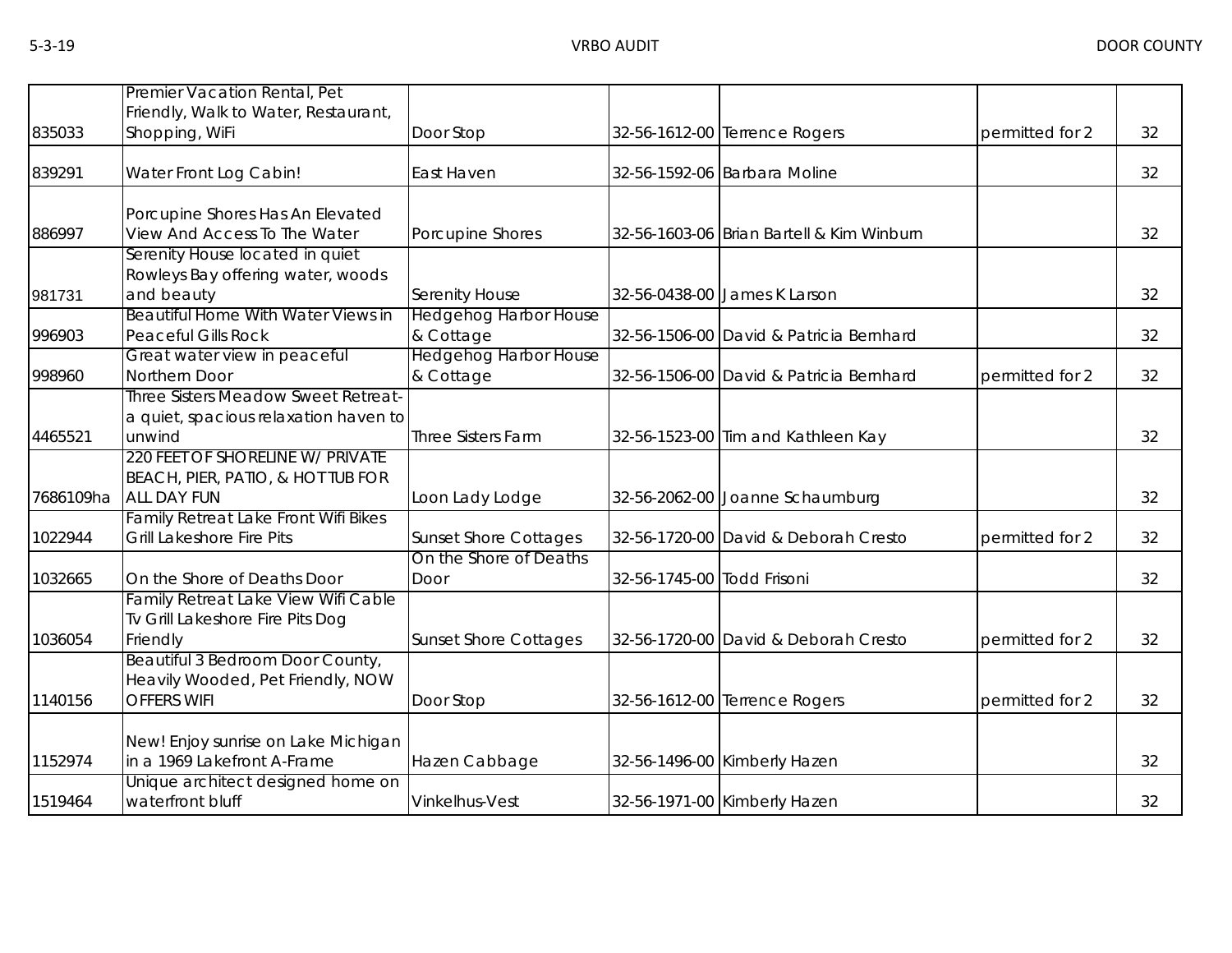| | | | | | | |
|---|---|---|---|---|---|---|
| 835033 | Premier Vacation Rental, Pet Friendly, Walk to Water, Restaurant, Shopping, WiFi | Door Stop | 32-56-1612-00 | Terrence Rogers | permitted for 2 | 32 |
| 839291 | Water Front Log Cabin! | East Haven | 32-56-1592-06 | Barbara Moline | | 32 |
| 886997 | Porcupine Shores Has An Elevated View And Access To The Water | Porcupine Shores | 32-56-1603-06 | Brian Bartell & Kim Winburn | | 32 |
| 981731 | Serenity House located in quiet Rowleys Bay offering water, woods and beauty | Serenity House | 32-56-0438-00 | James K Larson | | 32 |
| 996903 | Beautiful Home With Water Views in Peaceful Gills Rock | Hedgehog Harbor House & Cottage | 32-56-1506-00 | David & Patricia Bernhard | | 32 |
| 998960 | Great water view in peaceful Northern Door | Hedgehog Harbor House & Cottage | 32-56-1506-00 | David & Patricia Bernhard | permitted for 2 | 32 |
| 4465521 | Three Sisters Meadow Sweet Retreat- a quiet, spacious relaxation haven to unwind | Three Sisters Farm | 32-56-1523-00 | Tim and Kathleen Kay | | 32 |
| 7686109ha | 220 FEET OF SHORELINE W/ PRIVATE BEACH, PIER, PATIO, & HOT TUB FOR ALL DAY FUN | Loon Lady Lodge | 32-56-2062-00 | Joanne Schaumburg | | 32 |
| 1022944 | Family Retreat Lake Front Wifi Bikes Grill Lakeshore Fire Pits | Sunset Shore Cottages | 32-56-1720-00 | David & Deborah Cresto | permitted for 2 | 32 |
| 1032665 | On the Shore of Deaths Door | On the Shore of Deaths Door | 32-56-1745-00 | Todd Frisoni | | 32 |
| 1036054 | Family Retreat Lake View Wifi Cable Tv Grill Lakeshore Fire Pits Dog Friendly | Sunset Shore Cottages | 32-56-1720-00 | David & Deborah Cresto | permitted for 2 | 32 |
| 1140156 | Beautiful 3 Bedroom Door County, Heavily Wooded, Pet Friendly, NOW OFFERS WIFI | Door Stop | 32-56-1612-00 | Terrence Rogers | permitted for 2 | 32 |
| 1152974 | New! Enjoy sunrise on Lake Michigan in a 1969 Lakefront A-Frame | Hazen Cabbage | 32-56-1496-00 | Kimberly Hazen | | 32 |
| 1519464 | Unique architect designed home on waterfront bluff | Vinkelhus-Vest | 32-56-1971-00 | Kimberly Hazen | | 32 |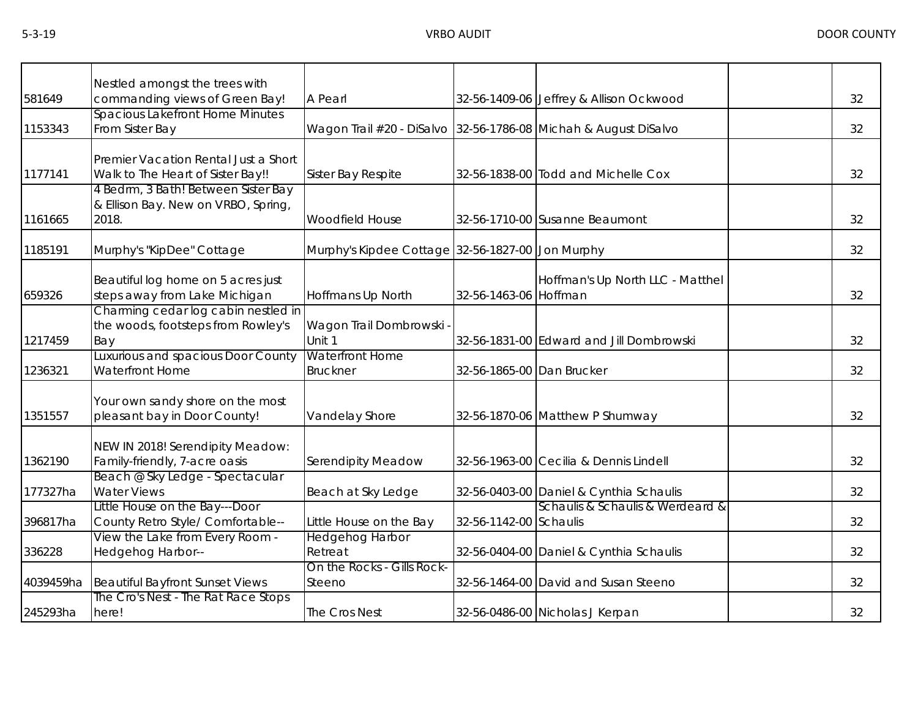| | | | | | | |
|---|---|---|---|---|---|---|
| 581649 | Nestled amongst the trees with commanding views of Green Bay! | A Pearl | 32-56-1409-06 | Jeffrey & Allison Ockwood | | 32 |
| 1153343 | Spacious Lakefront Home Minutes From Sister Bay | Wagon Trail #20 - DiSalvo | 32-56-1786-08 | Michah & August DiSalvo | | 32 |
| 1177141 | Premier Vacation Rental Just a Short Walk to The Heart of Sister Bay!! | Sister Bay Respite | 32-56-1838-00 | Todd and Michelle Cox | | 32 |
| 1161665 | 4 Bedrm, 3 Bath! Between Sister Bay & Ellison Bay. New on VRBO, Spring, 2018. | Woodfield House | 32-56-1710-00 | Susanne Beaumont | | 32 |
| 1185191 | Murphy's "KipDee" Cottage | Murphy's Kipdee Cottage | 32-56-1827-00 | Jon Murphy | | 32 |
| 659326 | Beautiful log home on 5 acres just steps away from Lake Michigan | Hoffmans Up North | 32-56-1463-06 | Hoffman's Up North LLC - Matthel Hoffman | | 32 |
| 1217459 | Charming cedar log cabin nestled in the woods, footsteps from Rowley's Bay | Wagon Trail Dombrowski - Unit 1 | 32-56-1831-00 | Edward and Jill Dombrowski | | 32 |
| 1236321 | Luxurious and spacious Door County Waterfront Home | Waterfront Home Bruckner | 32-56-1865-00 | Dan Brucker | | 32 |
| 1351557 | Your own sandy shore on the most pleasant bay in Door County! | Vandelay Shore | 32-56-1870-06 | Matthew P Shumway | | 32 |
| 1362190 | NEW IN 2018! Serendipity Meadow: Family-friendly, 7-acre oasis | Serendipity Meadow | 32-56-1963-00 | Cecilia & Dennis Lindell | | 32 |
| 177327ha | Beach @ Sky Ledge - Spectacular Water Views | Beach at Sky Ledge | 32-56-0403-00 | Daniel & Cynthia Schaulis | | 32 |
| 396817ha | Little House on the Bay---Door County Retro Style/ Comfortable-- | Little House on the Bay | 32-56-1142-00 | Schaulis & Schaulis & Werdeard & Schaulis | | 32 |
| 336228 | View the Lake from Every Room - Hedgehog Harbor-- | Hedgehog Harbor Retreat | 32-56-0404-00 | Daniel & Cynthia Schaulis | | 32 |
| 4039459ha | Beautiful Bayfront Sunset Views | On the Rocks - Gills Rock-Steeno | 32-56-1464-00 | David and Susan Steeno | | 32 |
| 245293ha | The Cro's Nest - The Rat Race Stops here! | The Cros Nest | 32-56-0486-00 | Nicholas J Kerpan | | 32 |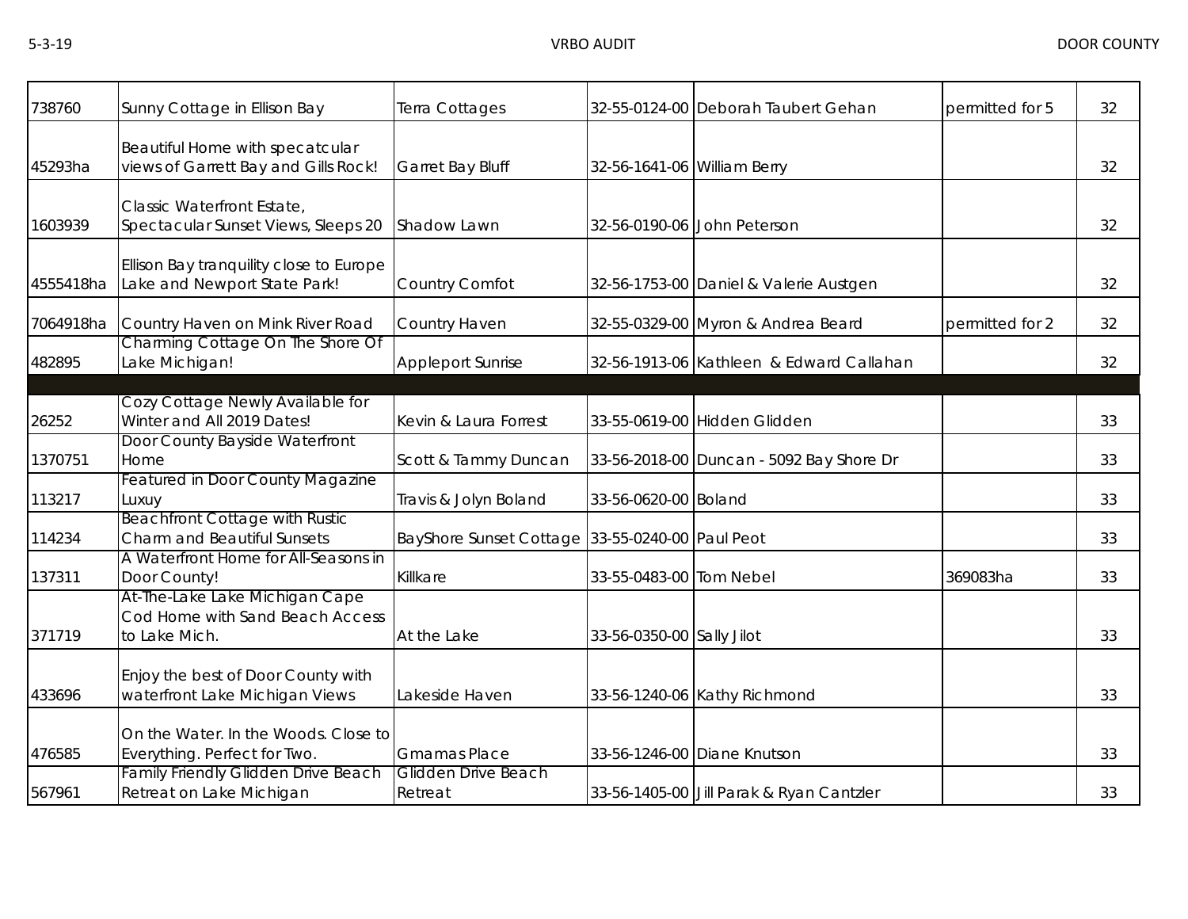| | | | | | | |
|---|---|---|---|---|---|---|
| 738760 | Sunny Cottage in Ellison Bay | Terra Cottages | 32-55-0124-00 | Deborah Taubert Gehan | permitted for 5 | 32 |
| 45293ha | Beautiful Home with specatcular views of Garrett Bay and Gills Rock! | Garret Bay Bluff | 32-56-1641-06 | William Berry | | 32 |
| 1603939 | Classic Waterfront Estate, Spectacular Sunset Views, Sleeps 20 | Shadow Lawn | 32-56-0190-06 | John Peterson | | 32 |
| 4555418ha | Ellison Bay tranquility close to Europe Lake and Newport State Park! | Country Comfot | 32-56-1753-00 | Daniel & Valerie Austgen | | 32 |
| 7064918ha | Country Haven on Mink River Road | Country Haven | 32-55-0329-00 | Myron & Andrea Beard | permitted for 2 | 32 |
| 482895 | Charming Cottage On The Shore Of Lake Michigan! | Appleport Sunrise | 32-56-1913-06 | Kathleen & Edward Callahan | | 32 |
| | | | | | | |
| 26252 | Cozy Cottage Newly Available for Winter and All 2019 Dates! | Kevin & Laura Forrest | 33-55-0619-00 | Hidden Glidden | | 33 |
| 1370751 | Door County Bayside Waterfront Home | Scott & Tammy Duncan | 33-56-2018-00 | Duncan - 5092 Bay Shore Dr | | 33 |
| 113217 | Featured in Door County Magazine Luxuy | Travis & Jolyn Boland | 33-56-0620-00 | Boland | | 33 |
| 114234 | Beachfront Cottage with Rustic Charm and Beautiful Sunsets | BayShore Sunset Cottage | 33-55-0240-00 | Paul Peot | | 33 |
| 137311 | A Waterfront Home for All-Seasons in Door County! | Killkare | 33-55-0483-00 | Tom Nebel | 369083ha | 33 |
| 371719 | At-The-Lake Lake Michigan Cape Cod Home with Sand Beach Access to Lake Mich. | At the Lake | 33-56-0350-00 | Sally Jilot | | 33 |
| 433696 | Enjoy the best of Door County with waterfront Lake Michigan Views | Lakeside Haven | 33-56-1240-06 | Kathy Richmond | | 33 |
| 476585 | On the Water. In the Woods. Close to Everything. Perfect for Two. | Gmamas Place | 33-56-1246-00 | Diane Knutson | | 33 |
| 567961 | Family Friendly Glidden Drive Beach Retreat on Lake Michigan | Glidden Drive Beach Retreat | 33-56-1405-00 | Jill Parak & Ryan Cantzler | | 33 |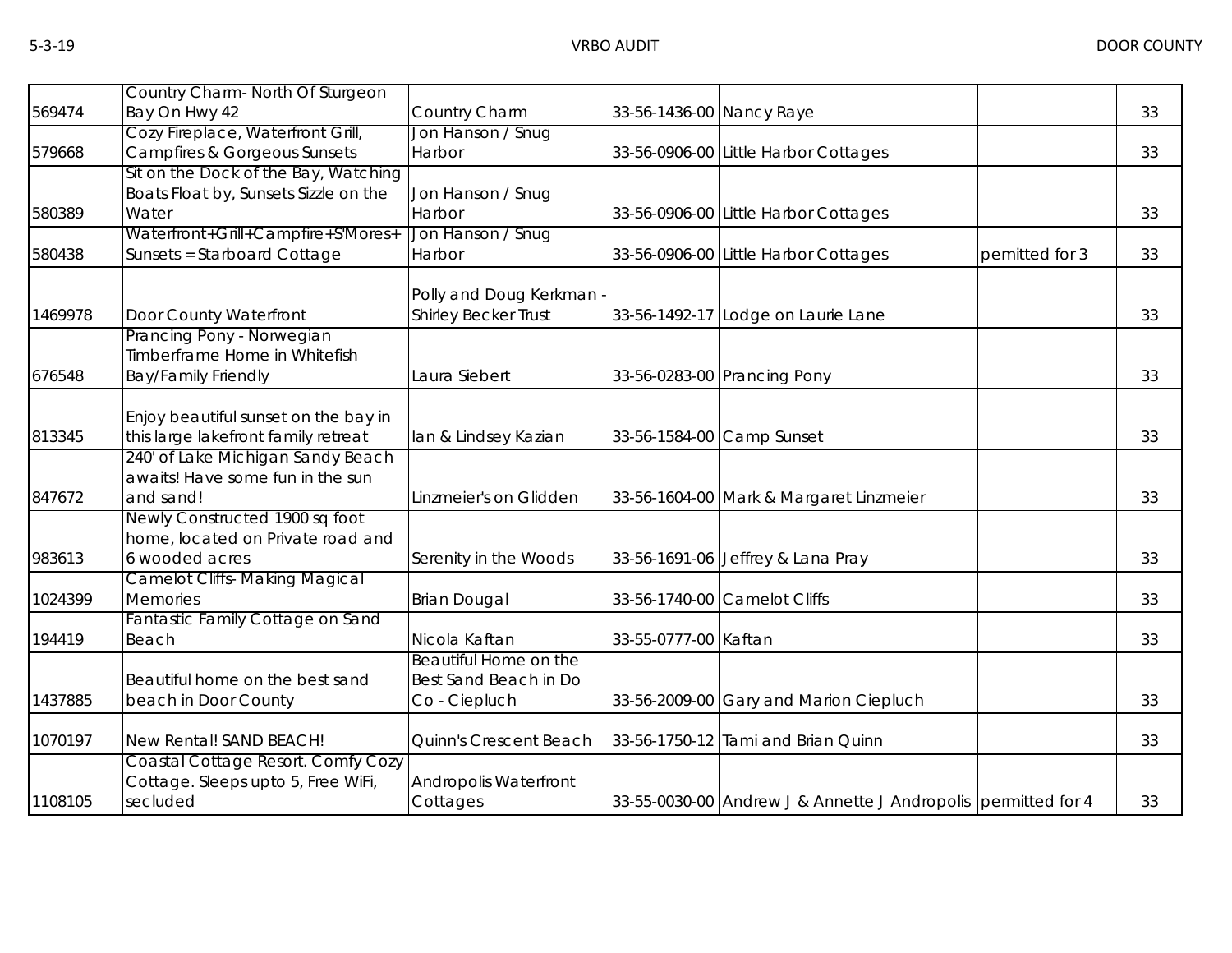| | | | | | | |
|---|---|---|---|---|---|---|
| 569474 | Country Charm- North Of Sturgeon Bay On Hwy 42 | Country Charm | 33-56-1436-00 | Nancy Raye | | 33 |
| 579668 | Cozy Fireplace, Waterfront Grill, Campfires & Gorgeous Sunsets | Jon Hanson / Snug Harbor | 33-56-0906-00 | Little Harbor Cottages | | 33 |
| 580389 | Sit on the Dock of the Bay, Watching Boats Float by, Sunsets Sizzle on the Water | Jon Hanson / Snug Harbor | 33-56-0906-00 | Little Harbor Cottages | | 33 |
| 580438 | Waterfront+Grill+Campfire+S'Mores+ Sunsets = Starboard Cottage | Jon Hanson / Snug Harbor | 33-56-0906-00 | Little Harbor Cottages | permitted for 3 | 33 |
| 1469978 | Door County Waterfront | Polly and Doug Kerkman - Shirley Becker Trust | 33-56-1492-17 | Lodge on Laurie Lane | | 33 |
| 676548 | Prancing Pony - Norwegian Timberframe Home in Whitefish Bay/Family Friendly | Laura Siebert | 33-56-0283-00 | Prancing Pony | | 33 |
| 813345 | Enjoy beautiful sunset on the bay in this large lakefront family retreat | Ian & Lindsey Kazian | 33-56-1584-00 | Camp Sunset | | 33 |
| 847672 | 240' of Lake Michigan Sandy Beach awaits! Have some fun in the sun and sand! | Linzmeier's on Glidden | 33-56-1604-00 | Mark & Margaret Linzmeier | | 33 |
| 983613 | Newly Constructed 1900 sq foot home, located on Private road and 6 wooded acres | Serenity in the Woods | 33-56-1691-06 | Jeffrey & Lana Pray | | 33 |
| 1024399 | Camelot Cliffs- Making Magical Memories | Brian Dougal | 33-56-1740-00 | Camelot Cliffs | | 33 |
| 194419 | Fantastic Family Cottage on Sand Beach | Nicola Kaftan | 33-55-0777-00 | Kaftan | | 33 |
| 1437885 | Beautiful home on the best sand beach in Door County | Beautiful Home on the Best Sand Beach in Do Co - Ciepluch | 33-56-2009-00 | Gary and Marion Ciepluch | | 33 |
| 1070197 | New Rental! SAND BEACH! | Quinn's Crescent Beach | 33-56-1750-12 | Tami and Brian Quinn | | 33 |
| 1108105 | Coastal Cottage Resort. Comfy Cozy Cottage. Sleeps upto 5, Free WiFi, secluded | Andropolis Waterfront Cottages | 33-55-0030-00 | Andrew J & Annette J Andropolis | permitted for 4 | 33 |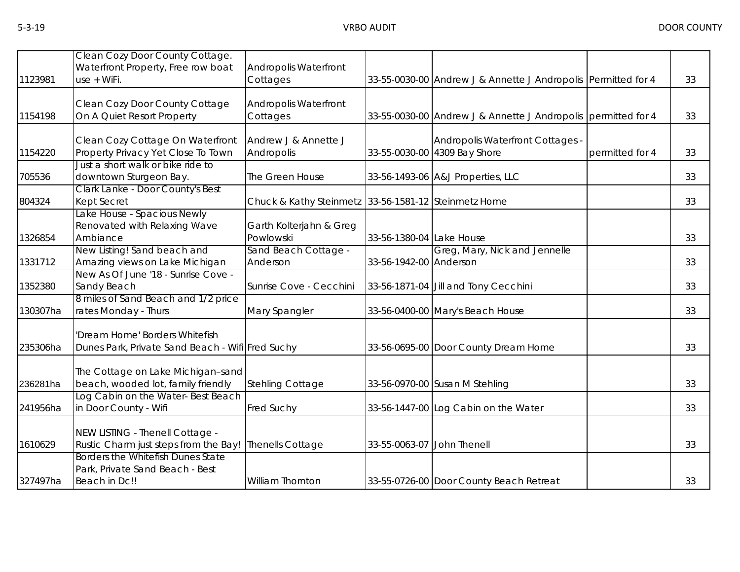| | | | | | | |
|---|---|---|---|---|---|---|
| 1123981 | Clean Cozy Door County Cottage. Waterfront Property, Free row boat use + WiFi. | Andropolis Waterfront Cottages | 33-55-0030-00 | Andrew J & Annette J Andropolis | Permitted for 4 | 33 |
| 1154198 | Clean Cozy Door County Cottage On A Quiet Resort Property | Andropolis Waterfront Cottages | 33-55-0030-00 | Andrew J & Annette J Andropolis | permitted for 4 | 33 |
| 1154220 | Clean Cozy Cottage On Waterfront Property Privacy Yet Close To Town | Andrew J & Annette J Andropolis | 33-55-0030-00 | Andropolis Waterfront Cottages - 4309 Bay Shore | permitted for 4 | 33 |
| 705536 | Just a short walk or bike ride to downtown Sturgeon Bay. | The Green House | 33-56-1493-06 | A&J Properties, LLC | | 33 |
| 804324 | Clark Lanke - Door County's Best Kept Secret | Chuck & Kathy Steinmetz | 33-56-1581-12 | Steinmetz Home | | 33 |
| 1326854 | Lake House - Spacious Newly Renovated with Relaxing Wave Ambiance | Garth Kolterjahn & Greg Powlowski | 33-56-1380-04 | Lake House | | 33 |
| 1331712 | New Listing! Sand beach and Amazing views on Lake Michigan | Sand Beach Cottage - Anderson | 33-56-1942-00 | Greg, Mary, Nick and Jennelle Anderson | | 33 |
| 1352380 | New As Of June '18 - Sunrise Cove - Sandy Beach | Sunrise Cove - Cecchini | 33-56-1871-04 | Jill and Tony Cecchini | | 33 |
| 130307ha | 8 miles of Sand Beach and 1/2 price rates Monday - Thurs | Mary Spangler | 33-56-0400-00 | Mary's Beach House | | 33 |
| 235306ha | 'Dream Home' Borders Whitefish Dunes Park, Private Sand Beach - Wifi | Fred Suchy | 33-56-0695-00 | Door County Dream Home | | 33 |
| 236281ha | The Cottage on Lake Michigan–sand beach, wooded lot, family friendly | Stehling Cottage | 33-56-0970-00 | Susan M Stehling | | 33 |
| 241956ha | Log Cabin on the Water- Best Beach in Door County - Wifi | Fred Suchy | 33-56-1447-00 | Log Cabin on the Water | | 33 |
| 1610629 | NEW LISTING - Thenell Cottage - Rustic Charm just steps from the Bay! | Thenells Cottage | 33-55-0063-07 | John Thenell | | 33 |
| 327497ha | Borders the Whitefish Dunes State Park, Private Sand Beach - Best Beach in Dc!! | William Thornton | 33-55-0726-00 | Door County Beach Retreat | | 33 |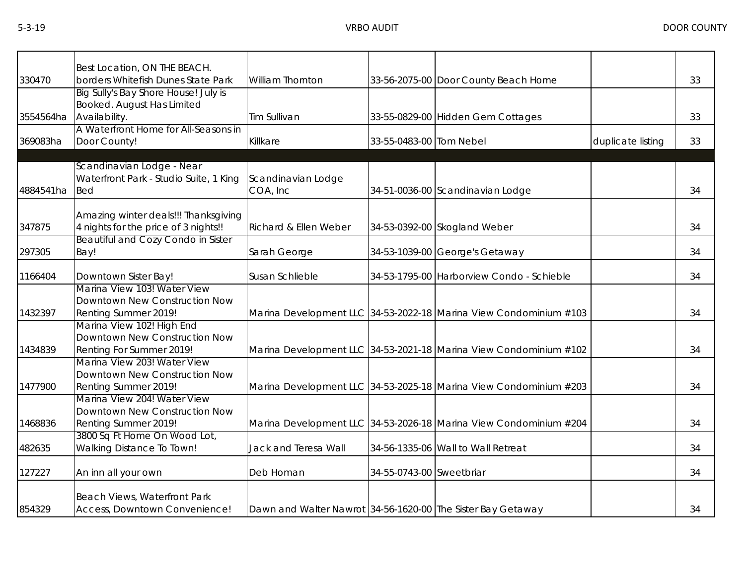| | | | | | | |
|---|---|---|---|---|---|---|
| 330470 | Best Location, ON THE BEACH. borders Whitefish Dunes State Park | William Thornton | 33-56-2075-00 | Door County Beach Home | | 33 |
| 3554564ha | Big Sully's Bay Shore House! July is Booked. August Has Limited Availability. | Tim Sullivan | 33-55-0829-00 | Hidden Gem Cottages | | 33 |
| 369083ha | A Waterfront Home for All-Seasons in Door County! | Killkare | 33-55-0483-00 | Tom Nebel | duplicate listing | 33 |
| | | | | | | |
| 4884541ha | Scandinavian Lodge - Near Waterfront Park - Studio Suite, 1 King Bed | Scandinavian Lodge COA, Inc | 34-51-0036-00 | Scandinavian Lodge | | 34 |
| 347875 | Amazing winter deals!!! Thanksgiving 4 nights for the price of 3 nights!! | Richard & Ellen Weber | 34-53-0392-00 | Skogland Weber | | 34 |
| 297305 | Beautiful and Cozy Condo in Sister Bay! | Sarah George | 34-53-1039-00 | George's Getaway | | 34 |
| 1166404 | Downtown Sister Bay! | Susan Schlieble | 34-53-1795-00 | Harborview Condo - Schieble | | 34 |
| 1432397 | Marina View 103! Water View Downtown New Construction Now Renting Summer 2019! | Marina Development LLC | 34-53-2022-18 | Marina View Condominium #103 | | 34 |
| 1434839 | Marina View 102! High End Downtown New Construction Now Renting For Summer 2019! | Marina Development LLC | 34-53-2021-18 | Marina View Condominium #102 | | 34 |
| 1477900 | Marina View 203! Water View Downtown New Construction Now Renting Summer 2019! | Marina Development LLC | 34-53-2025-18 | Marina View Condominium #203 | | 34 |
| 1468836 | Marina View 204! Water View Downtown New Construction Now Renting Summer 2019! | Marina Development LLC | 34-53-2026-18 | Marina View Condominium #204 | | 34 |
| 482635 | 3800 Sq Ft Home On Wood Lot, Walking Distance To Town! | Jack and Teresa Wall | 34-56-1335-06 | Wall to Wall Retreat | | 34 |
| 127227 | An inn all your own | Deb Homan | 34-55-0743-00 | Sweetbriar | | 34 |
| 854329 | Beach Views, Waterfront Park Access, Downtown Convenience! | Dawn and Walter Nawrot | 34-56-1620-00 | The Sister Bay Getaway | | 34 |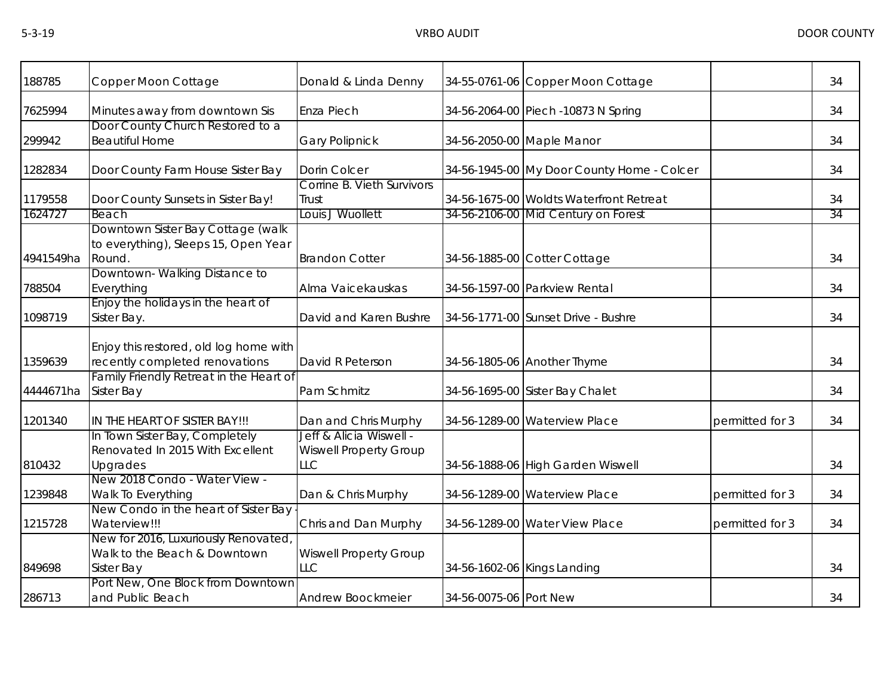| 188785 | Copper Moon Cottage | Donald & Linda Denny | 34-55-0761-06 | Copper Moon Cottage | | 34 |
|---|---|---|---|---|---|---|
| 7625994 | Minutes away from downtown Sis | Enza Piech | 34-56-2064-00 | Piech -10873 N Spring | | 34 |
| 299942 | Door County Church Restored to a Beautiful Home | Gary Polipnick | 34-56-2050-00 | Maple Manor | | 34 |
| 1282834 | Door County Farm House Sister Bay | Dorin Colcer | 34-56-1945-00 | My Door County Home - Colcer | | 34 |
| 1179558 | Door County Sunsets in Sister Bay! | Corrine B. Vieth Survivors Trust | 34-56-1675-00 | Woldts Waterfront Retreat | | 34 |
| 1624727 | Beach | Louis J Wuollett | 34-56-2106-00 | Mid Century on Forest | | 34 |
| 4941549ha | Downtown Sister Bay Cottage (walk to everything), Sleeps 15, Open Year Round. | Brandon Cotter | 34-56-1885-00 | Cotter Cottage | | 34 |
| 788504 | Downtown- Walking Distance to Everything | Alma Vaicekauskas | 34-56-1597-00 | Parkview Rental | | 34 |
| 1098719 | Enjoy the holidays in the heart of Sister Bay. | David and Karen Bushre | 34-56-1771-00 | Sunset Drive - Bushre | | 34 |
| 1359639 | Enjoy this restored, old log home with recently completed renovations | David R Peterson | 34-56-1805-06 | Another Thyme | | 34 |
| 4444671ha | Family Friendly Retreat in the Heart of Sister Bay | Pam Schmitz | 34-56-1695-00 | Sister Bay Chalet | | 34 |
| 1201340 | IN THE HEART OF SISTER BAY!!! | Dan and Chris Murphy | 34-56-1289-00 | Waterview Place | permitted for 3 | 34 |
| 810432 | In Town Sister Bay, Completely Renovated In 2015 With Excellent Upgrades | Jeff & Alicia Wiswell - Wiswell Property Group LLC | 34-56-1888-06 | High Garden Wiswell | | 34 |
| 1239848 | New 2018 Condo - Water View - Walk To Everything | Dan & Chris Murphy | 34-56-1289-00 | Waterview Place | permitted for 3 | 34 |
| 1215728 | New Condo in the heart of Sister Bay - Waterview!!! | Chris and Dan Murphy | 34-56-1289-00 | Water View Place | permitted for 3 | 34 |
| 849698 | New for 2016, Luxuriously Renovated, Walk to the Beach & Downtown Sister Bay | Wiswell Property Group LLC | 34-56-1602-06 | Kings Landing | | 34 |
| 286713 | Port New, One Block from Downtown and Public Beach | Andrew Boockmeier | 34-56-0075-06 | Port New | | 34 |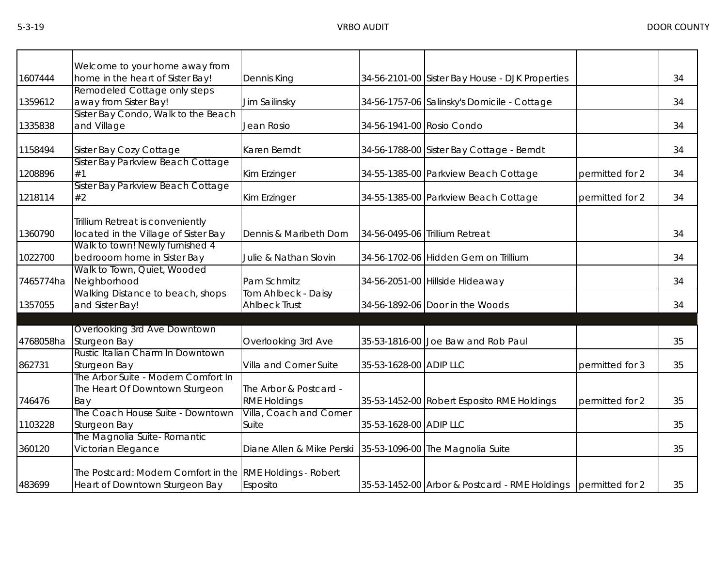| | | | | | | |
|---|---|---|---|---|---|---|
| 1607444 | Welcome to your home away from home in the heart of Sister Bay! | Dennis King | 34-56-2101-00 | Sister Bay House - DJK Properties | | 34 |
| 1359612 | Remodeled Cottage only steps away from Sister Bay! | Jim Sailinsky | 34-56-1757-06 | Salinsky's Domicile - Cottage | | 34 |
| 1335838 | Sister Bay Condo, Walk to the Beach and Village | Jean Rosio | 34-56-1941-00 | Rosio Condo | | 34 |
| 1158494 | Sister Bay Cozy Cottage | Karen Berndt | 34-56-1788-00 | Sister Bay Cottage - Berndt | | 34 |
| 1208896 | Sister Bay Parkview Beach Cottage #1 | Kim Erzinger | 34-55-1385-00 | Parkview Beach Cottage | permitted for 2 | 34 |
| 1218114 | Sister Bay Parkview Beach Cottage #2 | Kim Erzinger | 34-55-1385-00 | Parkview Beach Cottage | permitted for 2 | 34 |
| 1360790 | Trillium Retreat is conveniently located in the Village of Sister Bay | Dennis & Maribeth Dorn | 34-56-0495-06 | Trillium Retreat | | 34 |
| 1022700 | Walk to town! Newly furnished 4 bedrooom home in Sister Bay | Julie & Nathan Slovin | 34-56-1702-06 | Hidden Gem on Trillium | | 34 |
| 7465774ha | Walk to Town, Quiet, Wooded Neighborhood | Pam Schmitz | 34-56-2051-00 | Hillside Hideaway | | 34 |
| 1357055 | Walking Distance to beach, shops and Sister Bay! | Tom Ahlbeck - Daisy Ahlbeck Trust | 34-56-1892-06 | Door in the Woods | | 34 |
| | | | | | | |
| 4768058ha | Overlooking 3rd Ave Downtown Sturgeon Bay | Overlooking 3rd Ave | 35-53-1816-00 | Joe Baw and Rob Paul | | 35 |
| 862731 | Rustic Italian Charm In Downtown Sturgeon Bay | Villa and Corner Suite | 35-53-1628-00 | ADIP LLC | permitted for 3 | 35 |
| 746476 | The Arbor Suite - Modern Comfort In The Heart Of Downtown Sturgeon Bay | The Arbor & Postcard - RME Holdings | 35-53-1452-00 | Robert Esposito RME Holdings | permitted for 2 | 35 |
| 1103228 | The Coach House Suite - Downtown Sturgeon Bay | Villa, Coach and Corner Suite | 35-53-1628-00 | ADIP LLC | | 35 |
| 360120 | The Magnolia Suite- Romantic Victorian Elegance | Diane Allen & Mike Perski | 35-53-1096-00 | The Magnolia Suite | | 35 |
| 483699 | The Postcard: Modern Comfort in the Heart of Downtown Sturgeon Bay | RME Holdings - Robert Esposito | 35-53-1452-00 | Arbor & Postcard - RME Holdings | permitted for 2 | 35 |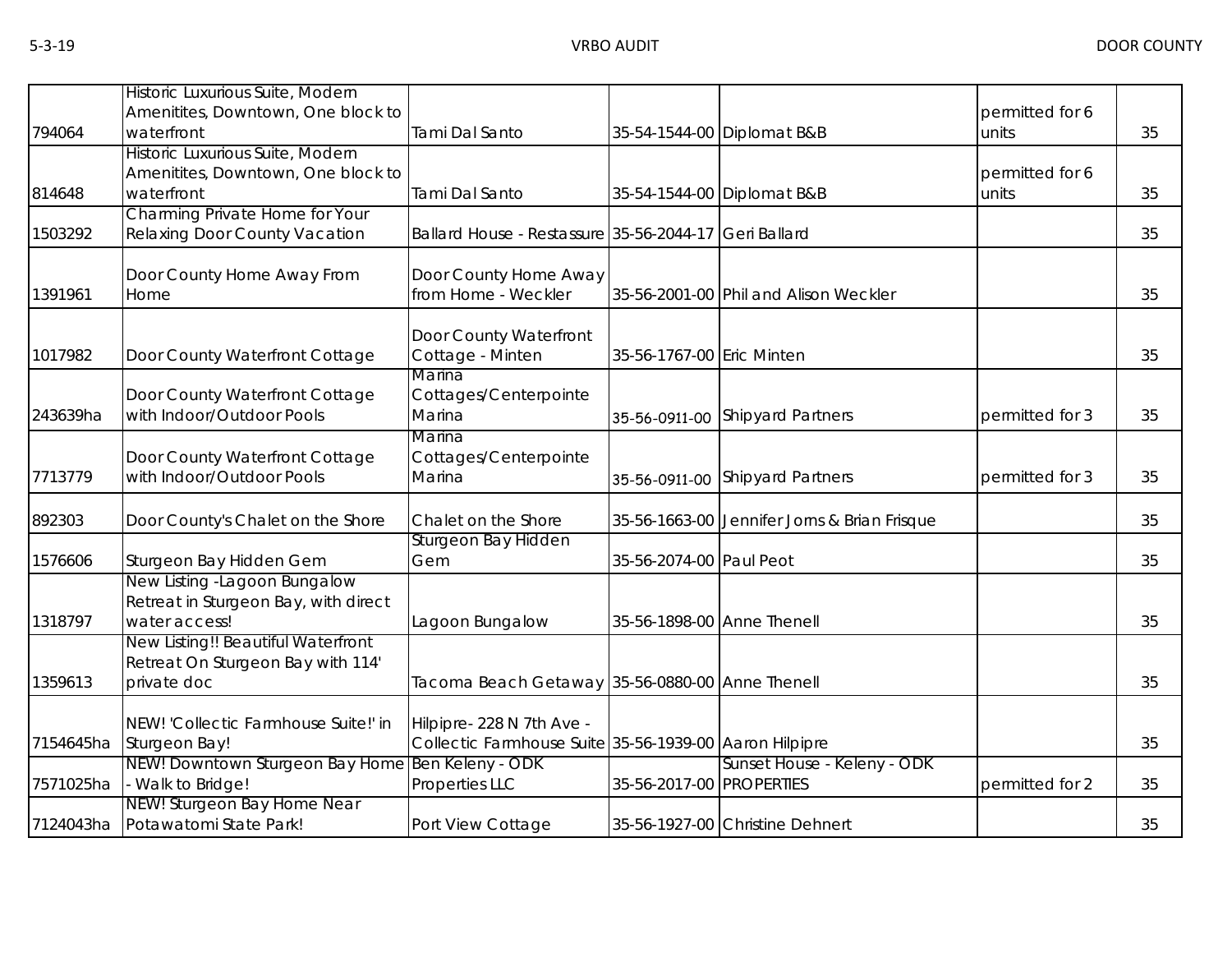| | | | | | | |
|---|---|---|---|---|---|---|
| 794064 | Historic Luxurious Suite, Modern Amenitites, Downtown, One block to waterfront | Tami Dal Santo | 35-54-1544-00 | Diplomat B&B | permitted for 6 units | 35 |
| 814648 | Historic Luxurious Suite, Modern Amenitites, Downtown, One block to waterfront | Tami Dal Santo | 35-54-1544-00 | Diplomat B&B | permitted for 6 units | 35 |
| 1503292 | Charming Private Home for Your Relaxing Door County Vacation | Ballard House - Restassure | 35-56-2044-17 | Geri Ballard | | 35 |
| 1391961 | Door County Home Away From Home | Door County Home Away from Home - Weckler | 35-56-2001-00 | Phil and Alison Weckler | | 35 |
| 1017982 | Door County Waterfront Cottage | Door County Waterfront Cottage - Minten | 35-56-1767-00 | Eric Minten | | 35 |
| 243639ha | Door County Waterfront Cottage with Indoor/Outdoor Pools | Marina Cottages/Centerpointe Marina | 35-56-0911-00 | Shipyard Partners | permitted for 3 | 35 |
| 7713779 | Door County Waterfront Cottage with Indoor/Outdoor Pools | Marina Cottages/Centerpointe Marina | 35-56-0911-00 | Shipyard Partners | permitted for 3 | 35 |
| 892303 | Door County's Chalet on the Shore | Chalet on the Shore | 35-56-1663-00 | Jennifer Jorns & Brian Frisque | | 35 |
| 1576606 | Sturgeon Bay Hidden Gem | Sturgeon Bay Hidden Gem | 35-56-2074-00 | Paul Peot | | 35 |
| 1318797 | New Listing -Lagoon Bungalow Retreat in Sturgeon Bay, with direct water access! | Lagoon Bungalow | 35-56-1898-00 | Anne Thenell | | 35 |
| 1359613 | New Listing!! Beautiful Waterfront Retreat On Sturgeon Bay with 114' private doc | Tacoma Beach Getaway | 35-56-0880-00 | Anne Thenell | | 35 |
| 7154645ha | NEW! 'Collectic Farmhouse Suite!' in Sturgeon Bay! | Hilpipre- 228 N 7th Ave - Collectic Farmhouse Suite | 35-56-1939-00 | Aaron Hilpipre | | 35 |
| 7571025ha | NEW! Downtown Sturgeon Bay Home - Walk to Bridge! | Ben Keleny - ODK Properties LLC | 35-56-2017-00 | Sunset House - Keleny - ODK PROPERTIES | permitted for 2 | 35 |
| 7124043ha | NEW! Sturgeon Bay Home Near Potawatomi State Park! | Port View Cottage | 35-56-1927-00 | Christine Dehnert | | 35 |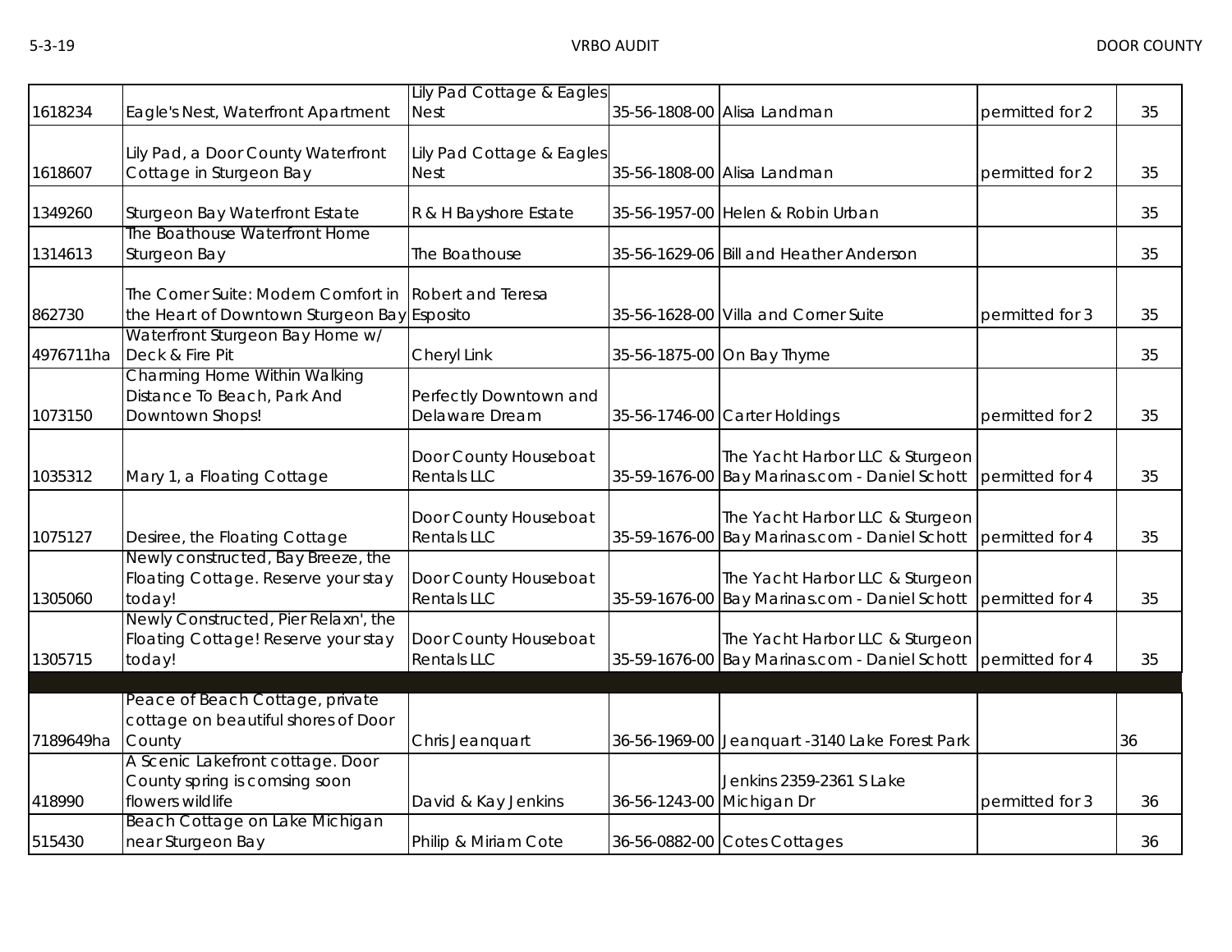| | | | | | | |
|---|---|---|---|---|---|---|
| 1618234 | Eagle's Nest, Waterfront Apartment | Lily Pad Cottage & Eagles Nest | 35-56-1808-00 | Alisa Landman | permitted for 2 | 35 |
| 1618607 | Lily Pad, a Door County Waterfront Cottage in Sturgeon Bay | Lily Pad Cottage & Eagles Nest | 35-56-1808-00 | Alisa Landman | permitted for 2 | 35 |
| 1349260 | Sturgeon Bay Waterfront Estate | R & H Bayshore Estate | 35-56-1957-00 | Helen & Robin Urban | | 35 |
| 1314613 | The Boathouse Waterfront Home Sturgeon Bay | The Boathouse | 35-56-1629-06 | Bill and Heather Anderson | | 35 |
| 862730 | The Corner Suite: Modern Comfort in the Heart of Downtown Sturgeon Bay | Robert and Teresa Esposito | 35-56-1628-00 | Villa and Corner Suite | permitted for 3 | 35 |
| 4976711ha | Waterfront Sturgeon Bay Home w/ Deck & Fire Pit | Cheryl Link | 35-56-1875-00 | On Bay Thyme | | 35 |
| 1073150 | Charming Home Within Walking Distance To Beach, Park And Downtown Shops! | Perfectly Downtown and Delaware Dream | 35-56-1746-00 | Carter Holdings | permitted for 2 | 35 |
| 1035312 | Mary 1, a Floating Cottage | Door County Houseboat Rentals LLC | 35-59-1676-00 | The Yacht Harbor LLC & Sturgeon Bay Marinas.com - Daniel Schott | permitted for 4 | 35 |
| 1075127 | Desiree, the Floating Cottage | Door County Houseboat Rentals LLC | 35-59-1676-00 | The Yacht Harbor LLC & Sturgeon Bay Marinas.com - Daniel Schott | permitted for 4 | 35 |
| 1305060 | Newly constructed, Bay Breeze, the Floating Cottage. Reserve your stay today! | Door County Houseboat Rentals LLC | 35-59-1676-00 | The Yacht Harbor LLC & Sturgeon Bay Marinas.com - Daniel Schott | permitted for 4 | 35 |
| 1305715 | Newly Constructed, Pier Relaxn', the Floating Cottage! Reserve your stay today! | Door County Houseboat Rentals LLC | 35-59-1676-00 | The Yacht Harbor LLC & Sturgeon Bay Marinas.com - Daniel Schott | permitted for 4 | 35 |
| | | | | | | |
| 7189649ha | Peace of Beach Cottage, private cottage on beautiful shores of Door County | Chris Jeanquart | 36-56-1969-00 | Jeanquart -3140 Lake Forest Park | | 36 |
| 418990 | A Scenic Lakefront cottage. Door County spring is comsing soon flowers wildlife | David & Kay Jenkins | 36-56-1243-00 | Jenkins 2359-2361 S Lake Michigan Dr | permitted for 3 | 36 |
| 515430 | Beach Cottage on Lake Michigan near Sturgeon Bay | Philip & Miriam Cote | 36-56-0882-00 | Cotes Cottages | | 36 |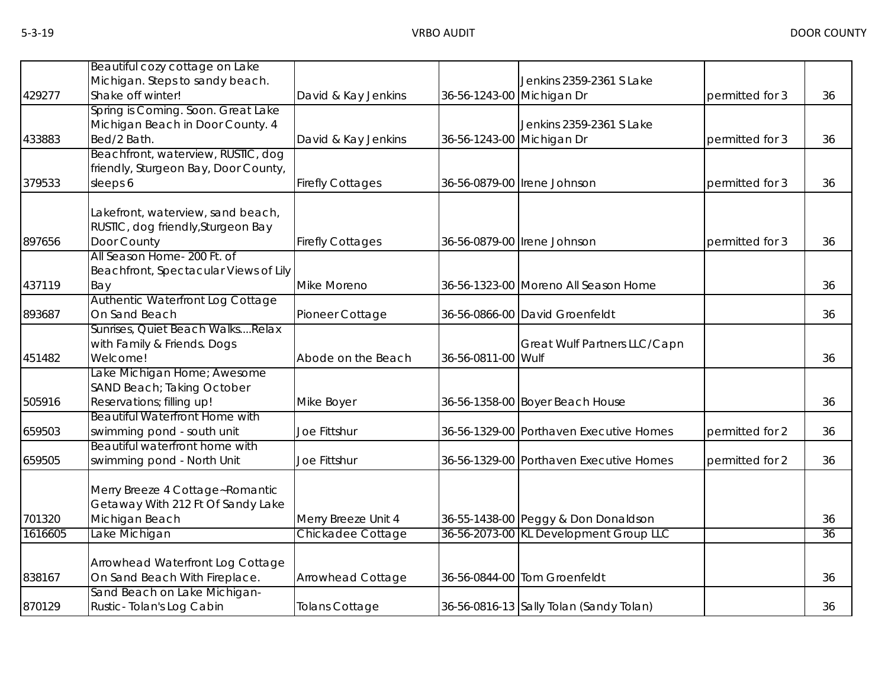| | | | | | | |
|---|---|---|---|---|---|---|
| 429277 | Beautiful cozy cottage on Lake Michigan. Steps to sandy beach. Shake off winter! | David & Kay Jenkins | 36-56-1243-00 | Jenkins 2359-2361 S Lake Michigan Dr | permitted for 3 | 36 |
| 433883 | Spring is Coming. Soon. Great Lake Michigan Beach in Door County. 4 Bed/2 Bath. | David & Kay Jenkins | 36-56-1243-00 | Jenkins 2359-2361 S Lake Michigan Dr | permitted for 3 | 36 |
| 379533 | Beachfront, waterview, RUSTIC, dog friendly, Sturgeon Bay, Door County, sleeps 6 | Firefly Cottages | 36-56-0879-00 | Irene Johnson | permitted for 3 | 36 |
| 897656 | Lakefront, waterview, sand beach, RUSTIC, dog friendly,Sturgeon Bay Door County | Firefly Cottages | 36-56-0879-00 | Irene Johnson | permitted for 3 | 36 |
| 437119 | All Season Home- 200 Ft. of Beachfront, Spectacular Views of Lily Bay | Mike Moreno | 36-56-1323-00 | Moreno All Season Home | | 36 |
| 893687 | Authentic Waterfront Log Cottage On Sand Beach | Pioneer Cottage | 36-56-0866-00 | David Groenfeldt | | 36 |
| 451482 | Sunrises, Quiet Beach Walks....Relax with Family & Friends. Dogs Welcome! | Abode on the Beach | 36-56-0811-00 | Great Wulf Partners LLC/Capn Wulf | | 36 |
| 505916 | Lake Michigan Home; Awesome SAND Beach; Taking October Reservations; filling up! | Mike Boyer | 36-56-1358-00 | Boyer Beach House | | 36 |
| 659503 | Beautiful Waterfront Home with swimming pond - south unit | Joe Fittshur | 36-56-1329-00 | Porthaven Executive Homes | permitted for 2 | 36 |
| 659505 | Beautiful waterfront home with swimming pond - North Unit | Joe Fittshur | 36-56-1329-00 | Porthaven Executive Homes | permitted for 2 | 36 |
| 701320 | Merry Breeze 4 Cottage~Romantic Getaway With 212 Ft Of Sandy Lake Michigan Beach | Merry Breeze Unit 4 | 36-55-1438-00 | Peggy & Don Donaldson | | 36 |
| 1616605 | Lake Michigan | Chickadee Cottage | 36-56-2073-00 | KL Development Group LLC | | 36 |
| 838167 | Arrowhead Waterfront Log Cottage On Sand Beach With Fireplace. | Arrowhead Cottage | 36-56-0844-00 | Tom Groenfeldt | | 36 |
| 870129 | Sand Beach on Lake Michigan- Rustic- Tolan's Log Cabin | Tolans Cottage | 36-56-0816-13 | Sally Tolan (Sandy Tolan) | | 36 |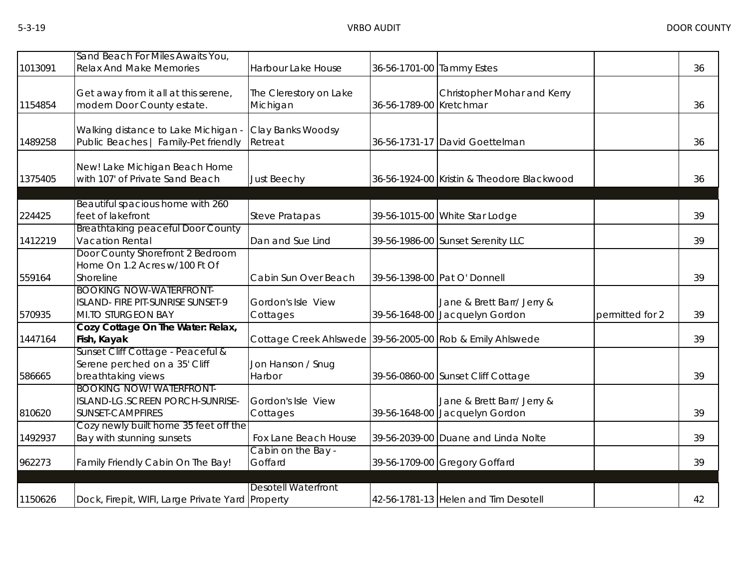| | | | | | | |
|---|---|---|---|---|---|---|
| 1013091 | Sand Beach For Miles Awaits You, Relax And Make Memories | Harbour Lake House | 36-56-1701-00 | Tammy Estes | | 36 |
| 1154854 | Get away from it all at this serene, modern Door County estate. | The Clerestory on Lake Michigan | 36-56-1789-00 | Christopher Mohar and Kerry Kretchmar | | 36 |
| 1489258 | Walking distance to Lake Michigan - Public Beaches \| Family-Pet friendly | Clay Banks Woodsy Retreat | 36-56-1731-17 | David Goettelman | | 36 |
| 1375405 | New! Lake Michigan Beach Home with 107' of Private Sand Beach | Just Beechy | 36-56-1924-00 | Kristin & Theodore Blackwood | | 36 |
| | | | | | | |
| 224425 | Beautiful spacious home with 260 feet of lakefront | Steve Pratapas | 39-56-1015-00 | White Star Lodge | | 39 |
| 1412219 | Breathtaking peaceful Door County Vacation Rental | Dan and Sue Lind | 39-56-1986-00 | Sunset Serenity LLC | | 39 |
| 559164 | Door County Shorefront 2 Bedroom Home On 1.2 Acres w/100 Ft Of Shoreline | Cabin Sun Over Beach | 39-56-1398-00 | Pat O' Donnell | | 39 |
| 570935 | BOOKING NOW-WATERFRONT-ISLAND- FIRE PIT-SUNRISE SUNSET-9 MI.TO STURGEON BAY | Gordon's Isle View Cottages | 39-56-1648-00 | Jane & Brett Barr/ Jerry & Jacquelyn Gordon | permitted for 2 | 39 |
| 1447164 | **Cozy Cottage On The Water: Relax, Fish, Kayak** | Cottage Creek Ahlswede | 39-56-2005-00 | Rob & Emily Ahlswede | | 39 |
| 586665 | Sunset Cliff Cottage - Peaceful & Serene perched on a 35' Cliff breathtaking views | Jon Hanson / Snug Harbor | 39-56-0860-00 | Sunset Cliff Cottage | | 39 |
| 810620 | BOOKING NOW! WATERFRONT-ISLAND-LG.SCREEN PORCH-SUNRISE-SUNSET-CAMPFIRES | Gordon's Isle View Cottages | 39-56-1648-00 | Jane & Brett Barr/ Jerry & Jacquelyn Gordon | | 39 |
| 1492937 | Cozy newly built home 35 feet off the Bay with stunning sunsets | Fox Lane Beach House | 39-56-2039-00 | Duane and Linda Nolte | | 39 |
| 962273 | Family Friendly Cabin On The Bay! | Cabin on the Bay - Goffard | 39-56-1709-00 | Gregory Goffard | | 39 |
| | | | | | | |
| 1150626 | Dock, Firepit, WIFI, Large Private Yard | Desotell Waterfront Property | 42-56-1781-13 | Helen and Tim Desotell | | 42 |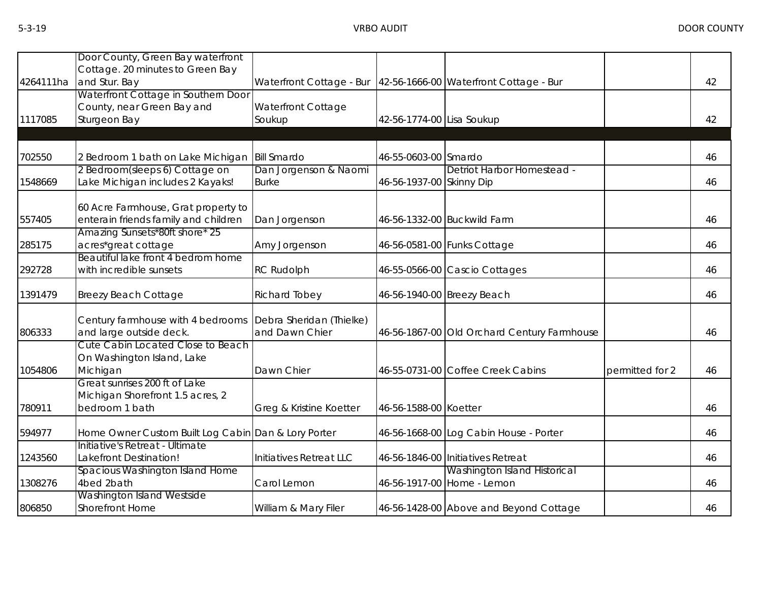| | | | | | | |
|---|---|---|---|---|---|---|
| 4264111ha | Door County, Green Bay waterfront Cottage. 20 minutes to Green Bay and Stur. Bay | Waterfront Cottage - Bur | 42-56-1666-00 | Waterfront Cottage - Bur | | 42 |
| 1117085 | Waterfront Cottage in Southern Door County, near Green Bay and Sturgeon Bay | Waterfront Cottage Soukup | 42-56-1774-00 | Lisa Soukup | | 42 |
| | | | | | | |
| 702550 | 2 Bedroom 1 bath on Lake Michigan | Bill Smardo | 46-55-0603-00 | Smardo | | 46 |
| 1548669 | 2 Bedroom(sleeps 6) Cottage on Lake Michigan includes 2 Kayaks! | Dan Jorgenson & Naomi Burke | 46-56-1937-00 | Detriot Harbor Homestead - Skinny Dip | | 46 |
| 557405 | 60 Acre Farmhouse, Grat property to enterain friends family and children | Dan Jorgenson | 46-56-1332-00 | Buckwild Farm | | 46 |
| 285175 | Amazing Sunsets*80ft shore* 25 acres*great cottage | Amy Jorgenson | 46-56-0581-00 | Funks Cottage | | 46 |
| 292728 | Beautiful lake front 4 bedrom home with incredible sunsets | RC Rudolph | 46-55-0566-00 | Cascio Cottages | | 46 |
| 1391479 | Breezy Beach Cottage | Richard Tobey | 46-56-1940-00 | Breezy Beach | | 46 |
| 806333 | Century farmhouse with 4 bedrooms and large outside deck. | Debra Sheridan (Thielke) and Dawn Chier | 46-56-1867-00 | Old Orchard Century Farmhouse | | 46 |
| 1054806 | Cute Cabin Located Close to Beach On Washington Island, Lake Michigan | Dawn Chier | 46-55-0731-00 | Coffee Creek Cabins | permitted for 2 | 46 |
| 780911 | Great sunrises 200 ft of Lake Michigan Shorefront 1.5 acres, 2 bedroom 1 bath | Greg & Kristine Koetter | 46-56-1588-00 | Koetter | | 46 |
| 594977 | Home Owner Custom Built Log Cabin | Dan & Lory Porter | 46-56-1668-00 | Log Cabin House - Porter | | 46 |
| 1243560 | Initiative's Retreat - Ultimate Lakefront Destination! | Initiatives Retreat LLC | 46-56-1846-00 | Initiatives Retreat | | 46 |
| 1308276 | Spacious Washington Island Home 4bed 2bath | Carol Lemon | 46-56-1917-00 | Washington Island Historical Home - Lemon | | 46 |
| 806850 | Washington Island Westside Shorefront Home | William & Mary Filer | 46-56-1428-00 | Above and Beyond Cottage | | 46 |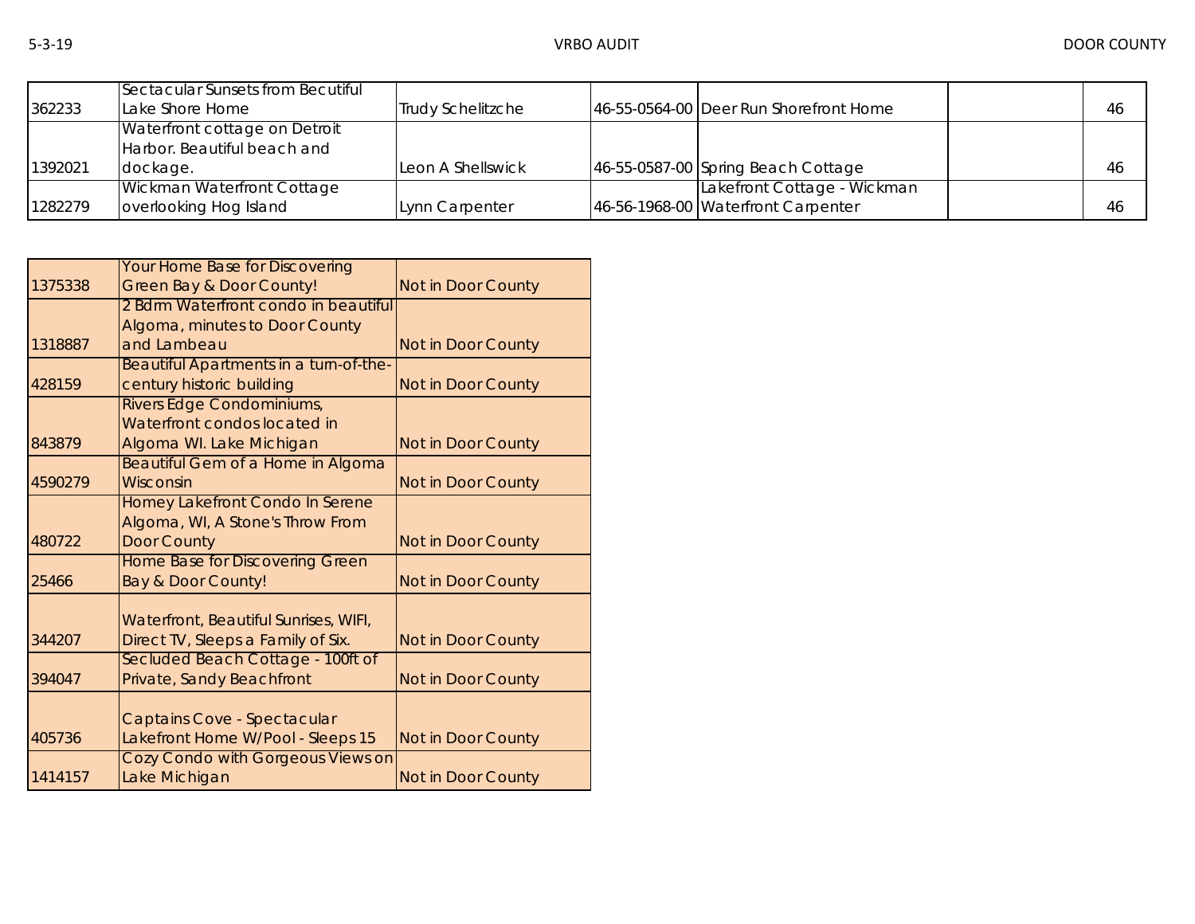| | | | | | | |
|---|---|---|---|---|---|---|
| 362233 | Sectacular Sunsets from Becutiful Lake Shore Home | Trudy Schelitzche | 46-55-0564-00 | Deer Run Shorefront Home | | 46 |
| 1392021 | Waterfront cottage on Detroit Harbor. Beautiful beach and dockage. | Leon A Shellswick | 46-55-0587-00 | Spring Beach Cottage | | 46 |
| 1282279 | Wickman Waterfront Cottage overlooking Hog Island | Lynn Carpenter | 46-56-1968-00 | Lakefront Cottage - Wickman Waterfront Carpenter | | 46 |

| | | |
|---|---|---|
| 1375338 | Your Home Base for Discovering Green Bay & Door County! | Not in Door County |
| 1318887 | 2 Bdrm Waterfront condo in beautiful Algoma, minutes to Door County and Lambeau | Not in Door County |
| 428159 | Beautiful Apartments in a turn-of-the-century historic building | Not in Door County |
| 843879 | Rivers Edge Condominiums, Waterfront condos located in Algoma WI. Lake Michigan | Not in Door County |
| 4590279 | Beautiful Gem of a Home in Algoma Wisconsin | Not in Door County |
| 480722 | Homey Lakefront Condo In Serene Algoma, WI, A Stone's Throw From Door County | Not in Door County |
| 25466 | Home Base for Discovering Green Bay & Door County! | Not in Door County |
| 344207 | Waterfront, Beautiful Sunrises, WIFI, Direct TV, Sleeps a Family of Six. | Not in Door County |
| 394047 | Secluded Beach Cottage - 100ft of Private, Sandy Beachfront | Not in Door County |
| 405736 | Captains Cove - Spectacular Lakefront Home W/Pool - Sleeps 15 | Not in Door County |
| 1414157 | Cozy Condo with Gorgeous Views on Lake Michigan | Not in Door County |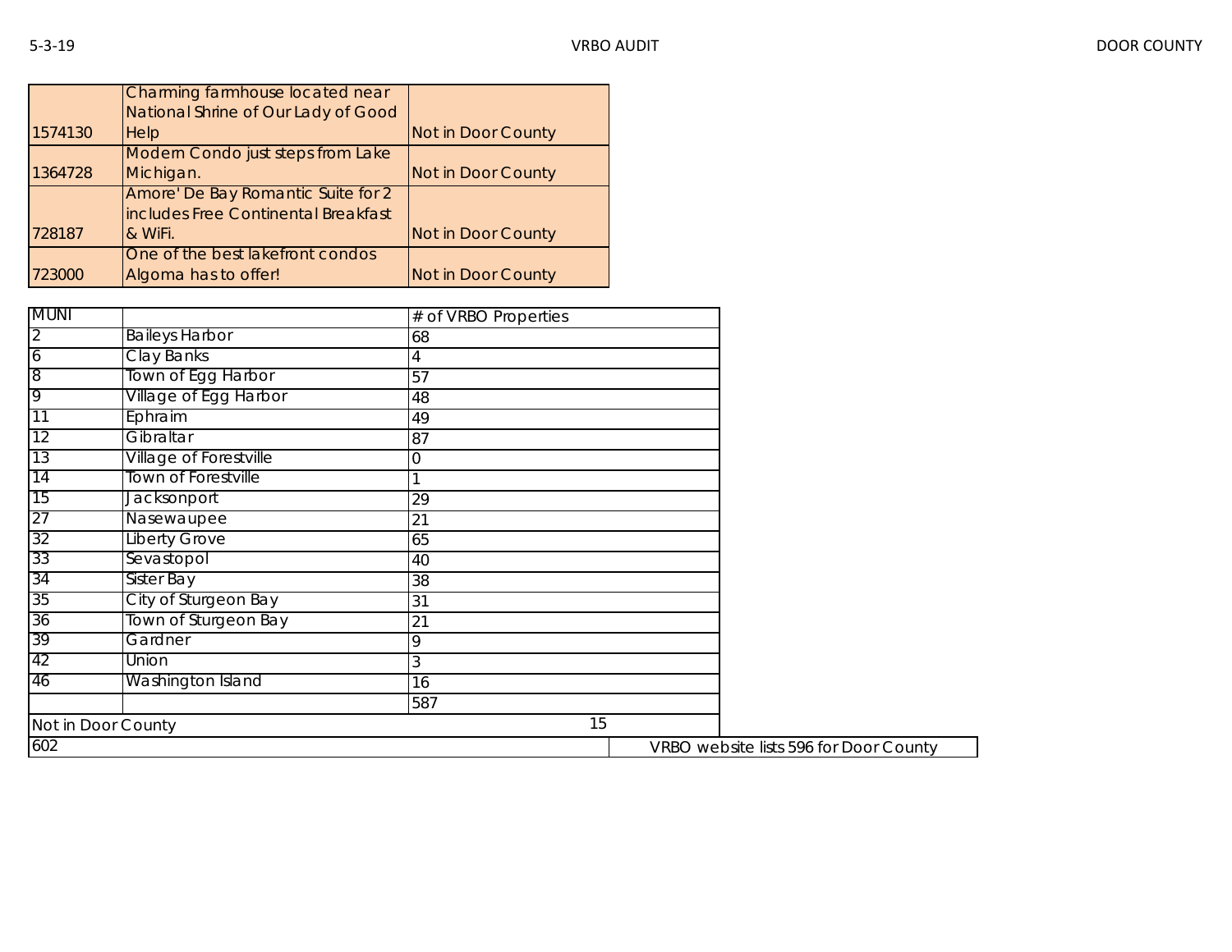| | | |
|---|---|---|
| 1574130 | Charming farmhouse located near National Shrine of Our Lady of Good Help | Not in Door County |
| 1364728 | Modern Condo just steps from Lake Michigan. | Not in Door County |
| 728187 | Amore' De Bay Romantic Suite for 2 includes Free Continental Breakfast & WiFi. | Not in Door County |
| 723000 | One of the best lakefront condos Algoma has to offer! | Not in Door County |

| MUNI | | # of VRBO Properties |
|---|---|---|
| 2 | Baileys Harbor | 68 |
| 6 | Clay Banks | 4 |
| 8 | Town of Egg Harbor | 57 |
| 9 | Village of Egg Harbor | 48 |
| 11 | Ephraim | 49 |
| 12 | Gibraltar | 87 |
| 13 | Village of Forestville | 0 |
| 14 | Town of Forestville | 1 |
| 15 | Jacksonport | 29 |
| 27 | Nasewaupee | 21 |
| 32 | Liberty Grove | 65 |
| 33 | Sevastopol | 40 |
| 34 | Sister Bay | 38 |
| 35 | City of Sturgeon Bay | 31 |
| 36 | Town of Sturgeon Bay | 21 |
| 39 | Gardner | 9 |
| 42 | Union | 3 |
| 46 | Washington Island | 16 |
| | | 587 |
| Not in Door County | | 15 |
| 602 | | |

VRBO website lists 596 for Door County